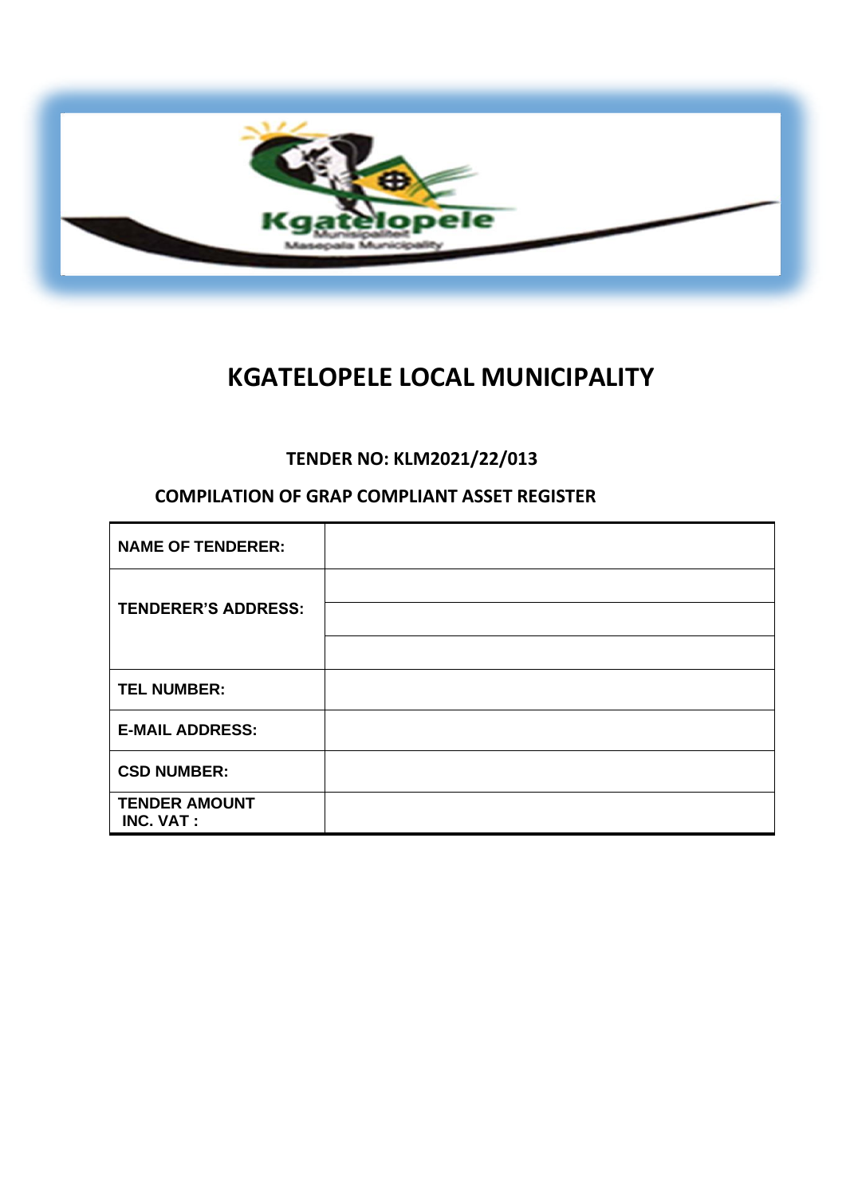# KGATELOPELE LOCAL MUNICIPALITY

## TENDER NO: KLM2021/22/013

## COMPILATION OF GRAP COMPLIANT ASSET REGISTER

| | |
|---|---|
| **NAME OF TENDERER:** | |
| **TENDERER'S ADDRESS:** | |
| | |
| | |
| **TEL NUMBER:** | |
| **E-MAIL ADDRESS:** | |
| **CSD NUMBER:** | |
| **TENDER AMOUNT INC. VAT :** | |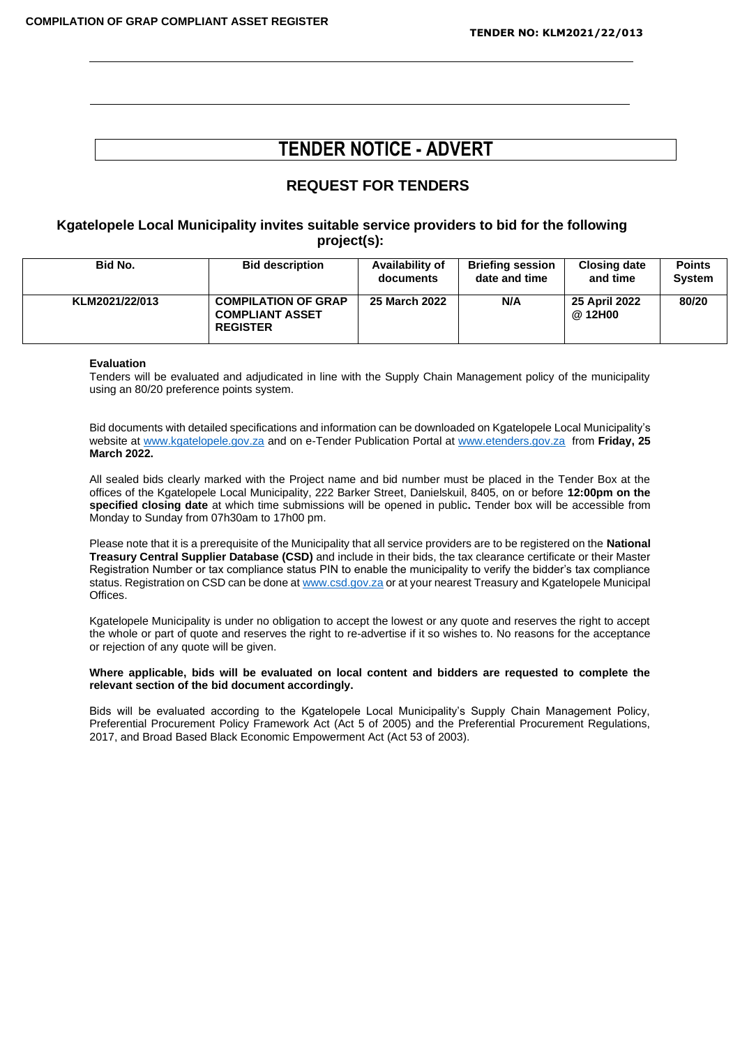# TENDER NOTICE - ADVERT

## REQUEST FOR TENDERS

### Kgatelopele Local Municipality invites suitable service providers to bid for the following project(s):

| Bid No. | Bid description | Availability of documents | Briefing session date and time | Closing date and time | Points System |
|---|---|---|---|---|---|
| KLM2021/22/013 | COMPILATION OF GRAP COMPLIANT ASSET REGISTER | 25 March 2022 | N/A | 25 April 2022 @ 12H00 | 80/20 |

**Evaluation**

Tenders will be evaluated and adjudicated in line with the Supply Chain Management policy of the municipality using an 80/20 preference points system.

Bid documents with detailed specifications and information can be downloaded on Kgatelopele Local Municipality's website at www.kgatelopele.gov.za and on e-Tender Publication Portal at www.etenders.gov.za from **Friday, 25 March 2022.**

All sealed bids clearly marked with the Project name and bid number must be placed in the Tender Box at the offices of the Kgatelopele Local Municipality, 222 Barker Street, Danielskuil, 8405, on or before **12:00pm on the specified closing date** at which time submissions will be opened in public**.** Tender box will be accessible from Monday to Sunday from 07h30am to 17h00 pm.

Please note that it is a prerequisite of the Municipality that all service providers are to be registered on the **National Treasury Central Supplier Database (CSD)** and include in their bids, the tax clearance certificate or their Master Registration Number or tax compliance status PIN to enable the municipality to verify the bidder's tax compliance status. Registration on CSD can be done at www.csd.gov.za or at your nearest Treasury and Kgatelopele Municipal Offices.

Kgatelopele Municipality is under no obligation to accept the lowest or any quote and reserves the right to accept the whole or part of quote and reserves the right to re-advertise if it so wishes to. No reasons for the acceptance or rejection of any quote will be given.

**Where applicable, bids will be evaluated on local content and bidders are requested to complete the relevant section of the bid document accordingly.**

Bids will be evaluated according to the Kgatelopele Local Municipality's Supply Chain Management Policy, Preferential Procurement Policy Framework Act (Act 5 of 2005) and the Preferential Procurement Regulations, 2017, and Broad Based Black Economic Empowerment Act (Act 53 of 2003).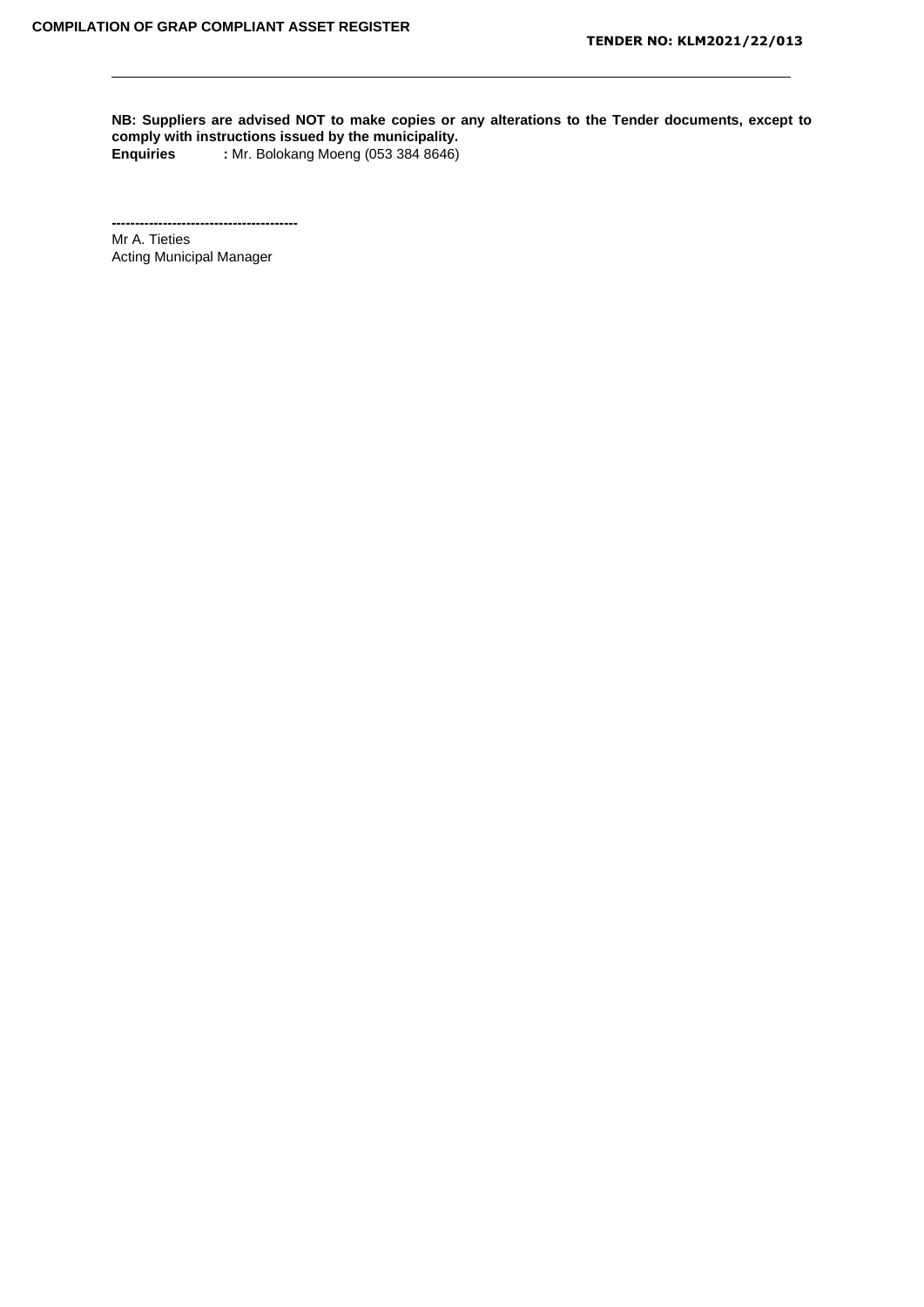**NB: Suppliers are advised NOT to make copies or any alterations to the Tender documents, except to comply with instructions issued by the municipality.**

**Enquiries** **:** Mr. Bolokang Moeng (053 384 8646)

----------------------------------------

Mr A. Tieties

Acting Municipal Manager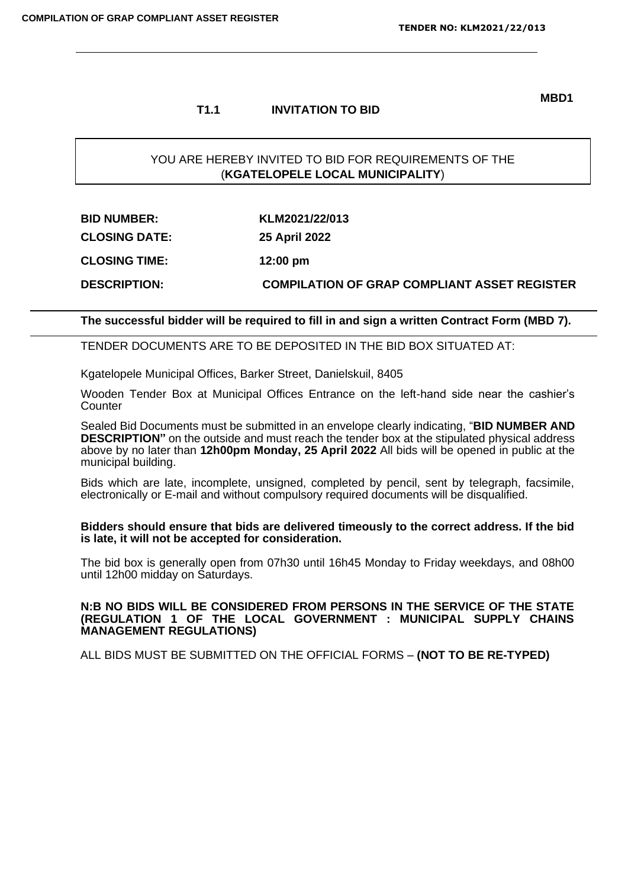**MBD1**

## T1.1 INVITATION TO BID

YOU ARE HEREBY INVITED TO BID FOR REQUIREMENTS OF THE (**KGATELOPELE LOCAL MUNICIPALITY**)

| | |
|---|---|
| **BID NUMBER:** | **KLM2021/22/013** |
| **CLOSING DATE:** | **25 April 2022** |
| **CLOSING TIME:** | **12:00 pm** |
| **DESCRIPTION:** | **COMPILATION OF GRAP COMPLIANT ASSET REGISTER** |

**The successful bidder will be required to fill in and sign a written Contract Form (MBD 7).**

TENDER DOCUMENTS ARE TO BE DEPOSITED IN THE BID BOX SITUATED AT:

Kgatelopele Municipal Offices, Barker Street, Danielskuil, 8405

Wooden Tender Box at Municipal Offices Entrance on the left-hand side near the cashier's Counter

Sealed Bid Documents must be submitted in an envelope clearly indicating, "**BID NUMBER AND DESCRIPTION"** on the outside and must reach the tender box at the stipulated physical address above by no later than **12h00pm Monday, 25 April 2022** All bids will be opened in public at the municipal building.

Bids which are late, incomplete, unsigned, completed by pencil, sent by telegraph, facsimile, electronically or E-mail and without compulsory required documents will be disqualified.

**Bidders should ensure that bids are delivered timeously to the correct address. If the bid is late, it will not be accepted for consideration.**

The bid box is generally open from 07h30 until 16h45 Monday to Friday weekdays, and 08h00 until 12h00 midday on Saturdays.

**N:B NO BIDS WILL BE CONSIDERED FROM PERSONS IN THE SERVICE OF THE STATE (REGULATION 1 OF THE LOCAL GOVERNMENT : MUNICIPAL SUPPLY CHAINS MANAGEMENT REGULATIONS)**

ALL BIDS MUST BE SUBMITTED ON THE OFFICIAL FORMS – **(NOT TO BE RE-TYPED)**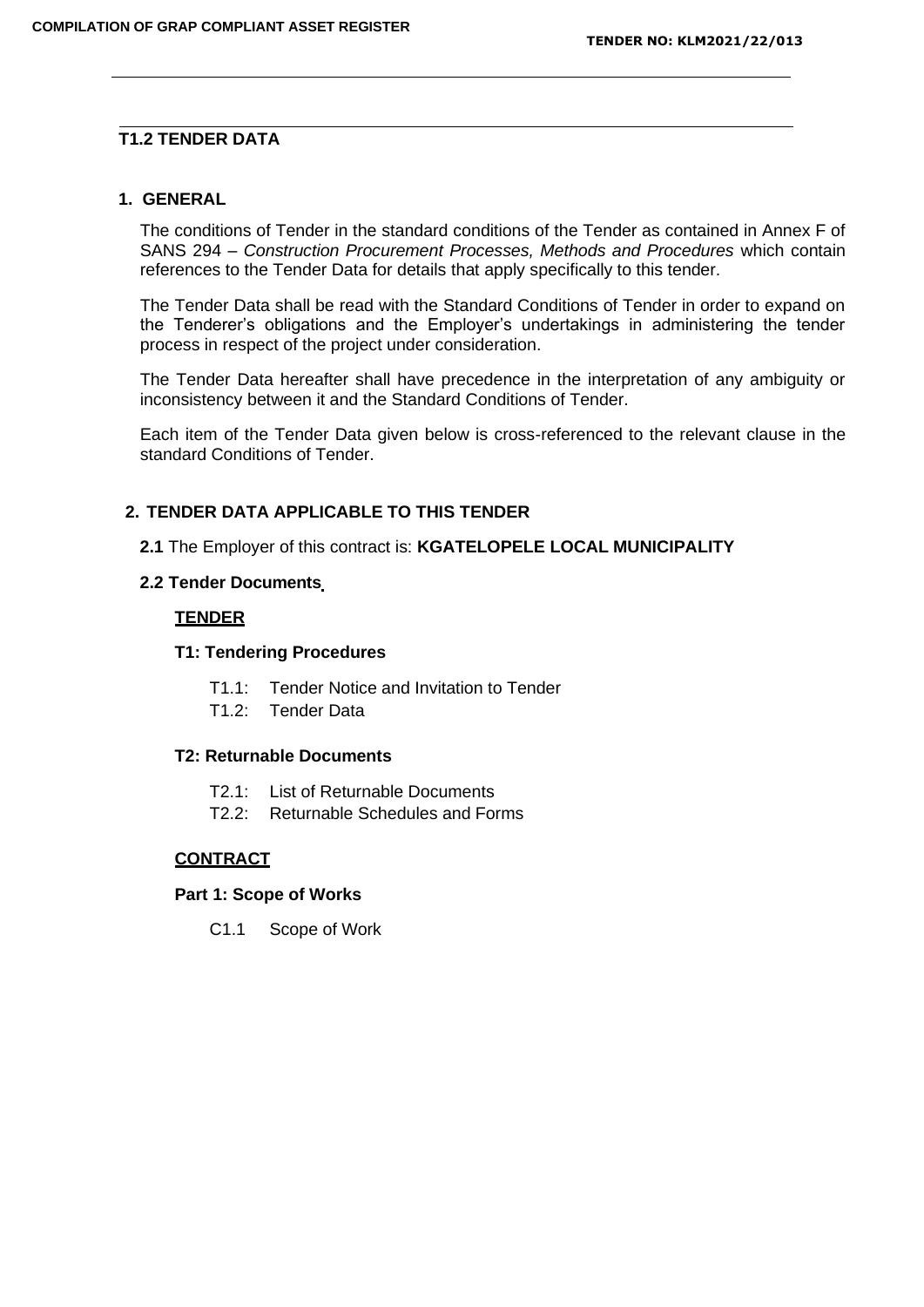# T1.2 TENDER DATA

## 1. GENERAL

The conditions of Tender in the standard conditions of the Tender as contained in Annex F of SANS 294 – *Construction Procurement Processes, Methods and Procedures* which contain references to the Tender Data for details that apply specifically to this tender.

The Tender Data shall be read with the Standard Conditions of Tender in order to expand on the Tenderer's obligations and the Employer's undertakings in administering the tender process in respect of the project under consideration.

The Tender Data hereafter shall have precedence in the interpretation of any ambiguity or inconsistency between it and the Standard Conditions of Tender.

Each item of the Tender Data given below is cross-referenced to the relevant clause in the standard Conditions of Tender.

## 2. TENDER DATA APPLICABLE TO THIS TENDER

**2.1** The Employer of this contract is: **KGATELOPELE LOCAL MUNICIPALITY**

**2.2 Tender Documents**

**TENDER**

**T1: Tendering Procedures**

- T1.1: Tender Notice and Invitation to Tender
- T1.2: Tender Data

**T2: Returnable Documents**

- T2.1: List of Returnable Documents
- T2.2: Returnable Schedules and Forms

**CONTRACT**

**Part 1: Scope of Works**

- C1.1 Scope of Work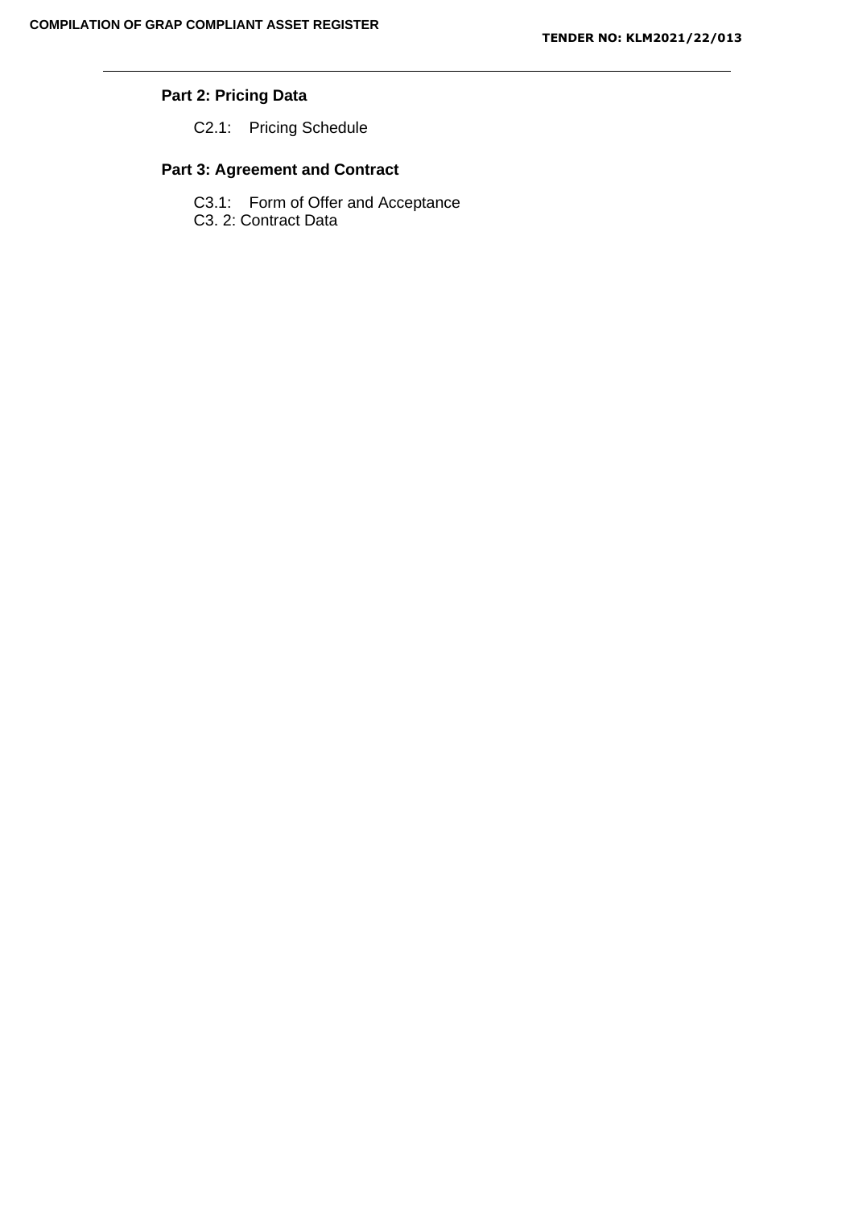**Part 2: Pricing Data**

C2.1: Pricing Schedule

**Part 3: Agreement and Contract**

C3.1: Form of Offer and Acceptance
C3. 2: Contract Data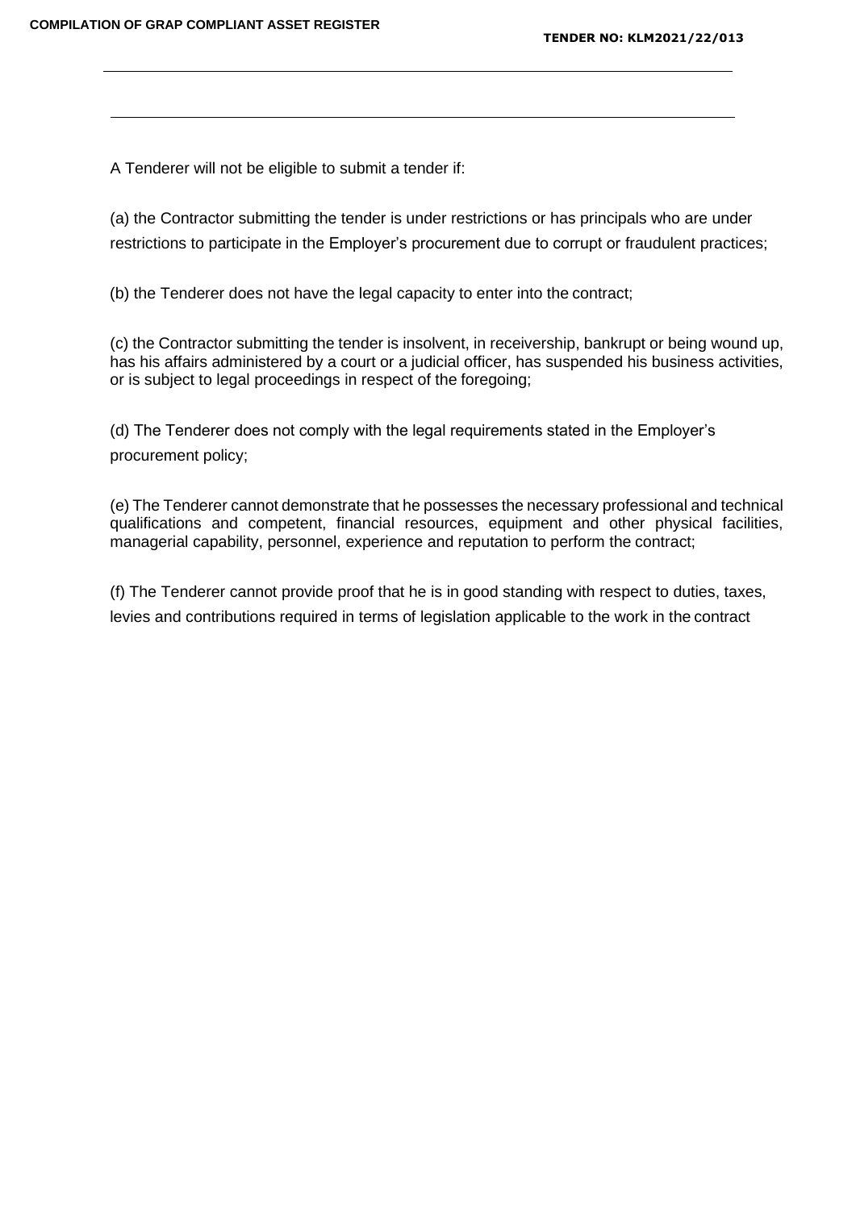A Tenderer will not be eligible to submit a tender if:

(a) the Contractor submitting the tender is under restrictions or has principals who are under restrictions to participate in the Employer's procurement due to corrupt or fraudulent practices;

(b) the Tenderer does not have the legal capacity to enter into the contract;

(c) the Contractor submitting the tender is insolvent, in receivership, bankrupt or being wound up, has his affairs administered by a court or a judicial officer, has suspended his business activities, or is subject to legal proceedings in respect of the foregoing;

(d) The Tenderer does not comply with the legal requirements stated in the Employer's procurement policy;

(e) The Tenderer cannot demonstrate that he possesses the necessary professional and technical qualifications and competent, financial resources, equipment and other physical facilities, managerial capability, personnel, experience and reputation to perform the contract;

(f) The Tenderer cannot provide proof that he is in good standing with respect to duties, taxes, levies and contributions required in terms of legislation applicable to the work in the contract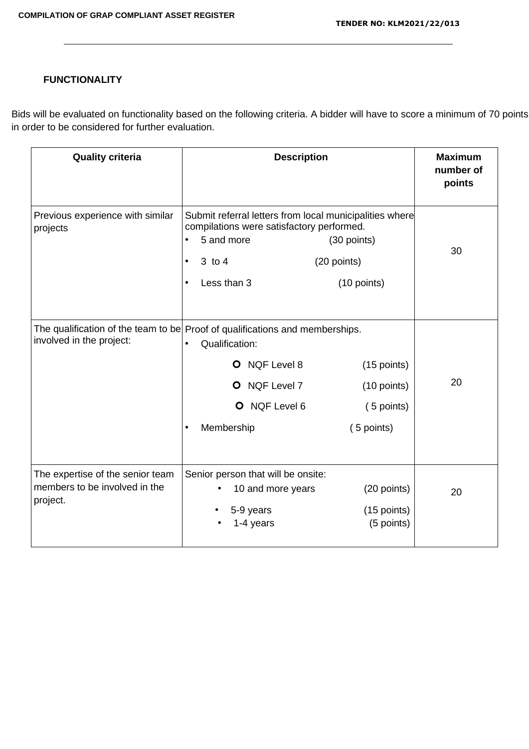**FUNCTIONALITY**

Bids will be evaluated on functionality based on the following criteria. A bidder will have to score a minimum of 70 points in order to be considered for further evaluation.

| Quality criteria | Description | Maximum number of points |
|---|---|---|
| Previous experience with similar projects | Submit referral letters from local municipalities where compilations were satisfactory performed.<br>• 5 and more (30 points)<br>• 3 to 4 (20 points)<br>• Less than 3 (10 points) | 30 |
| The qualification of the team to be involved in the project: | Proof of qualifications and memberships.<br>• Qualification:<br>o NQF Level 8 (15 points)<br>o NQF Level 7 (10 points)<br>o NQF Level 6 ( 5 points)<br>• Membership ( 5 points) | 20 |
| The expertise of the senior team members to be involved in the project. | Senior person that will be onsite:<br>• 10 and more years (20 points)<br>• 5-9 years (15 points)<br>• 1-4 years (5 points) | 20 |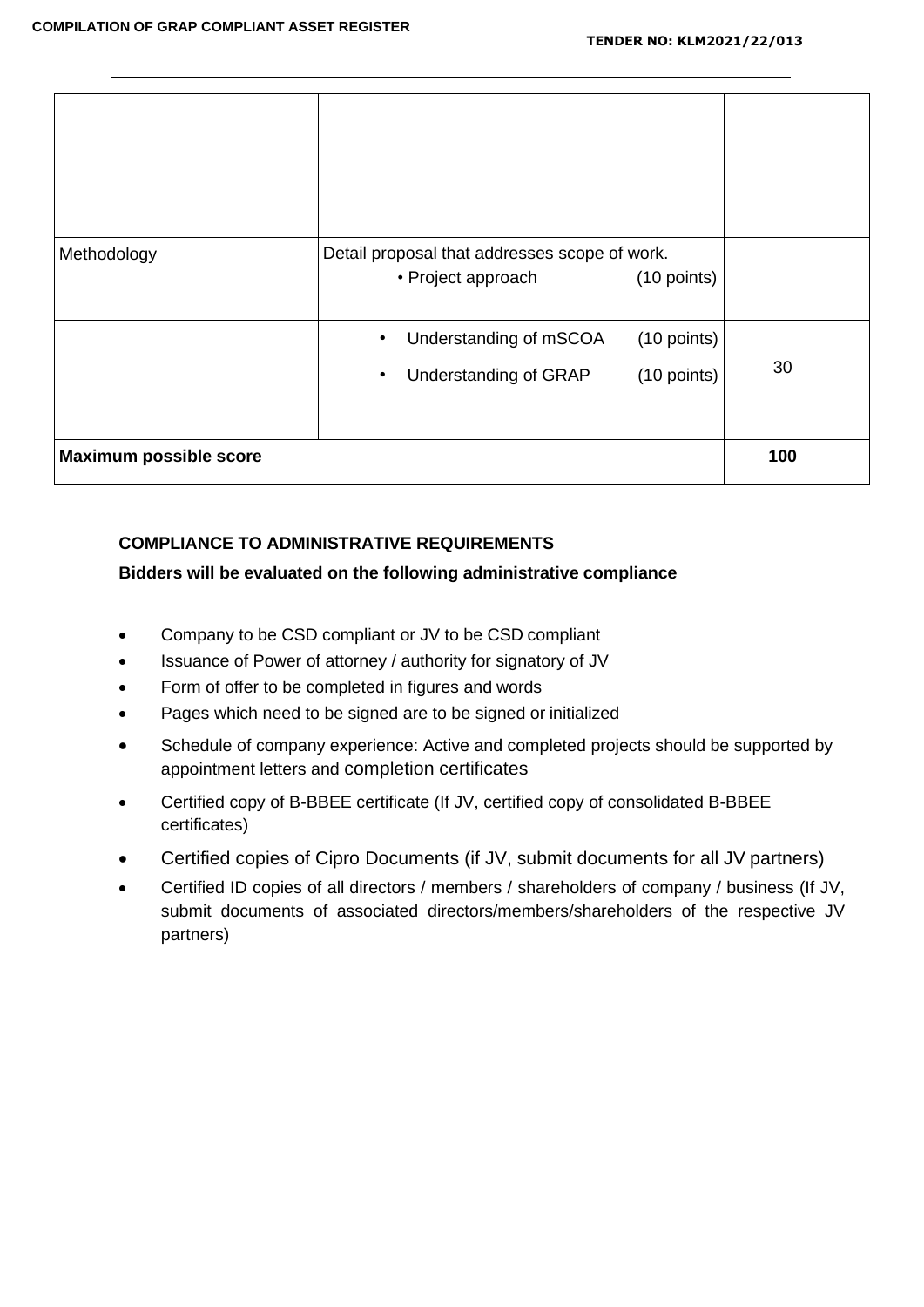| | | |
|---|---|---|
| | | |
| Methodology | Detail proposal that addresses scope of work.<br>• Project approach (10 points) | |
| | • Understanding of mSCOA (10 points)<br>• Understanding of GRAP (10 points) | 30 |
| **Maximum possible score** | | **100** |

**COMPLIANCE TO ADMINISTRATIVE REQUIREMENTS**

**Bidders will be evaluated on the following administrative compliance**

- Company to be CSD compliant or JV to be CSD compliant
- Issuance of Power of attorney / authority for signatory of JV
- Form of offer to be completed in figures and words
- Pages which need to be signed are to be signed or initialized
- Schedule of company experience: Active and completed projects should be supported by appointment letters and completion certificates
- Certified copy of B-BBEE certificate (If JV, certified copy of consolidated B-BBEE certificates)
- Certified copies of Cipro Documents (if JV, submit documents for all JV partners)
- Certified ID copies of all directors / members / shareholders of company / business (If JV, submit documents of associated directors/members/shareholders of the respective JV partners)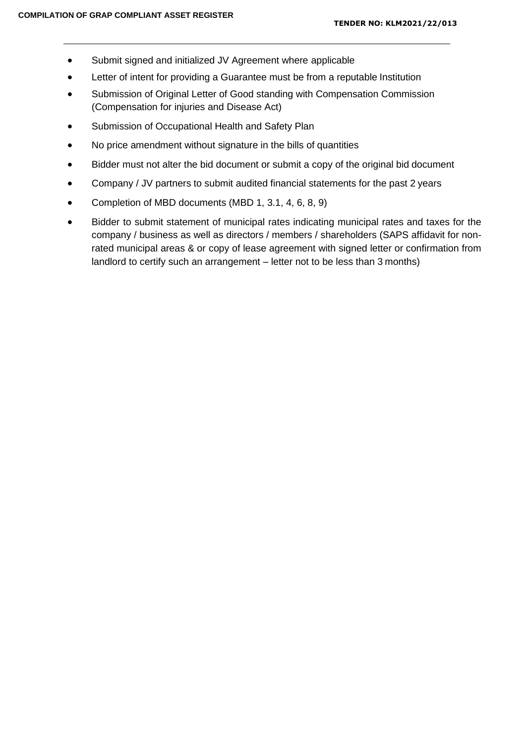- Submit signed and initialized JV Agreement where applicable
- Letter of intent for providing a Guarantee must be from a reputable Institution
- Submission of Original Letter of Good standing with Compensation Commission (Compensation for injuries and Disease Act)
- Submission of Occupational Health and Safety Plan
- No price amendment without signature in the bills of quantities
- Bidder must not alter the bid document or submit a copy of the original bid document
- Company / JV partners to submit audited financial statements for the past 2 years
- Completion of MBD documents (MBD 1, 3.1, 4, 6, 8, 9)
- Bidder to submit statement of municipal rates indicating municipal rates and taxes for the company / business as well as directors / members / shareholders (SAPS affidavit for non-rated municipal areas & or copy of lease agreement with signed letter or confirmation from landlord to certify such an arrangement – letter not to be less than 3 months)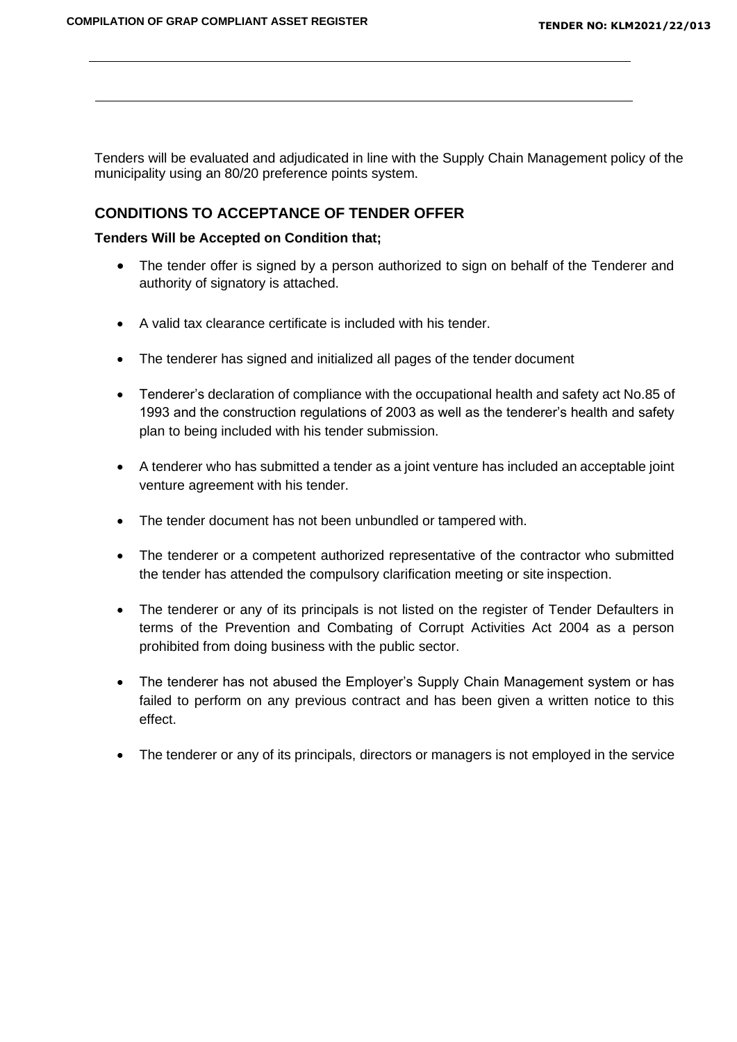Tenders will be evaluated and adjudicated in line with the Supply Chain Management policy of the municipality using an 80/20 preference points system.

## CONDITIONS TO ACCEPTANCE OF TENDER OFFER

**Tenders Will be Accepted on Condition that;**

- The tender offer is signed by a person authorized to sign on behalf of the Tenderer and authority of signatory is attached.
- A valid tax clearance certificate is included with his tender.
- The tenderer has signed and initialized all pages of the tender document
- Tenderer's declaration of compliance with the occupational health and safety act No.85 of 1993 and the construction regulations of 2003 as well as the tenderer's health and safety plan to being included with his tender submission.
- A tenderer who has submitted a tender as a joint venture has included an acceptable joint venture agreement with his tender.
- The tender document has not been unbundled or tampered with.
- The tenderer or a competent authorized representative of the contractor who submitted the tender has attended the compulsory clarification meeting or site inspection.
- The tenderer or any of its principals is not listed on the register of Tender Defaulters in terms of the Prevention and Combating of Corrupt Activities Act 2004 as a person prohibited from doing business with the public sector.
- The tenderer has not abused the Employer's Supply Chain Management system or has failed to perform on any previous contract and has been given a written notice to this effect.
- The tenderer or any of its principals, directors or managers is not employed in the service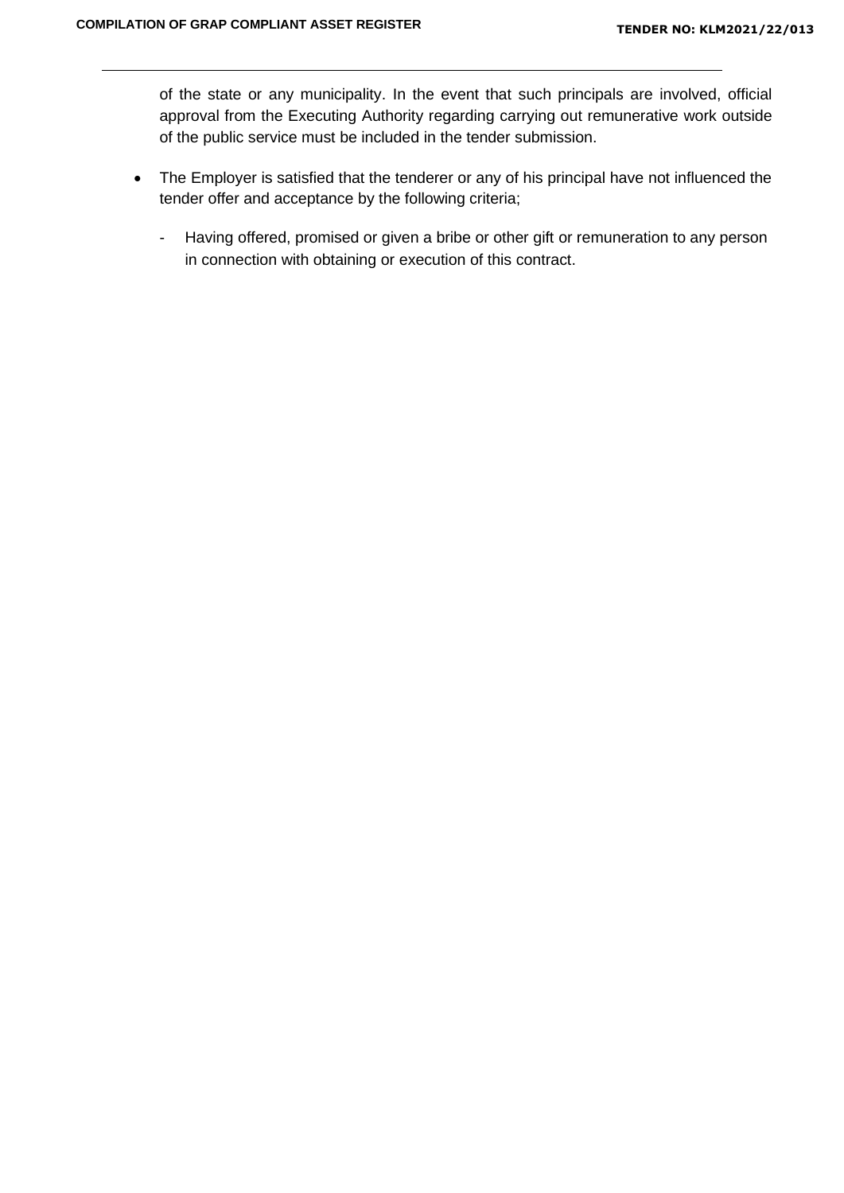of the state or any municipality. In the event that such principals are involved, official approval from the Executing Authority regarding carrying out remunerative work outside of the public service must be included in the tender submission.

- The Employer is satisfied that the tenderer or any of his principal have not influenced the tender offer and acceptance by the following criteria;
  - Having offered, promised or given a bribe or other gift or remuneration to any person in connection with obtaining or execution of this contract.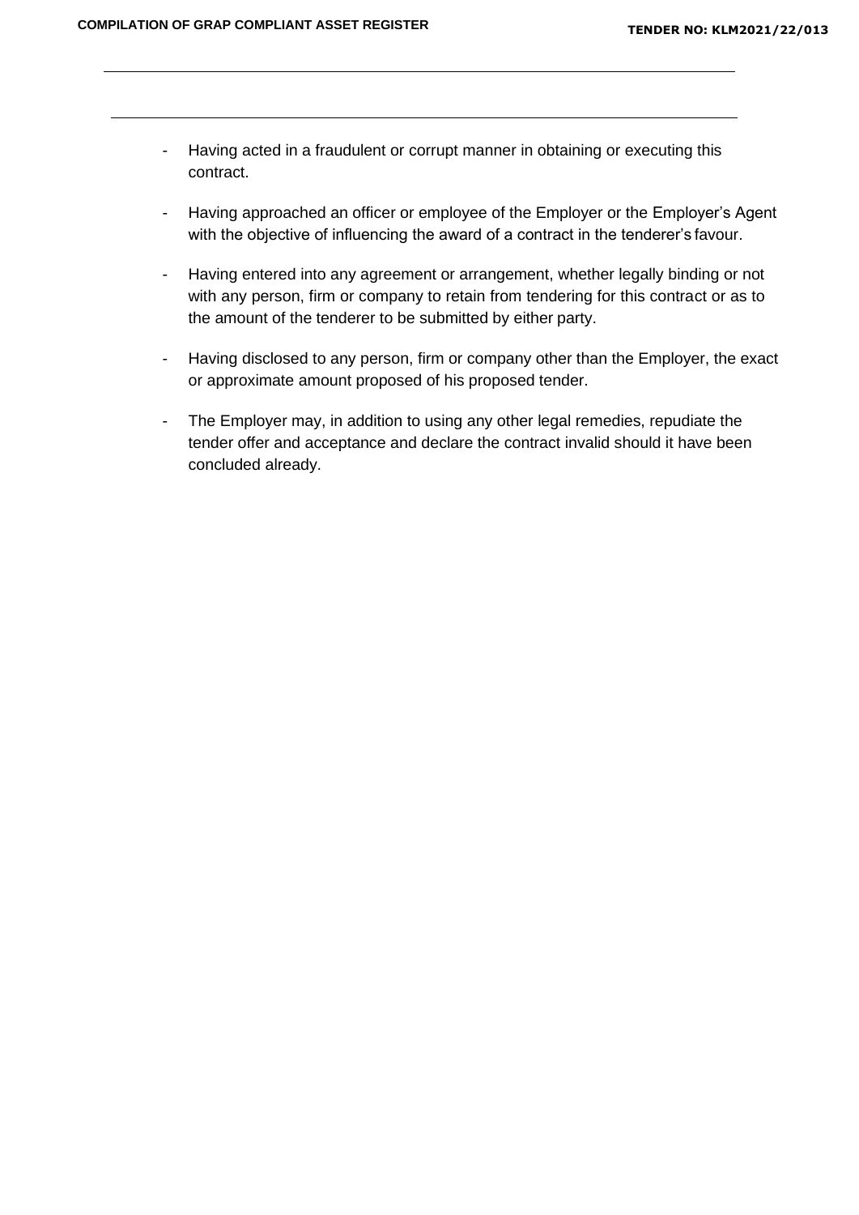- Having acted in a fraudulent or corrupt manner in obtaining or executing this contract.
- Having approached an officer or employee of the Employer or the Employer's Agent with the objective of influencing the award of a contract in the tenderer's favour.
- Having entered into any agreement or arrangement, whether legally binding or not with any person, firm or company to retain from tendering for this contract or as to the amount of the tenderer to be submitted by either party.
- Having disclosed to any person, firm or company other than the Employer, the exact or approximate amount proposed of his proposed tender.
- The Employer may, in addition to using any other legal remedies, repudiate the tender offer and acceptance and declare the contract invalid should it have been concluded already.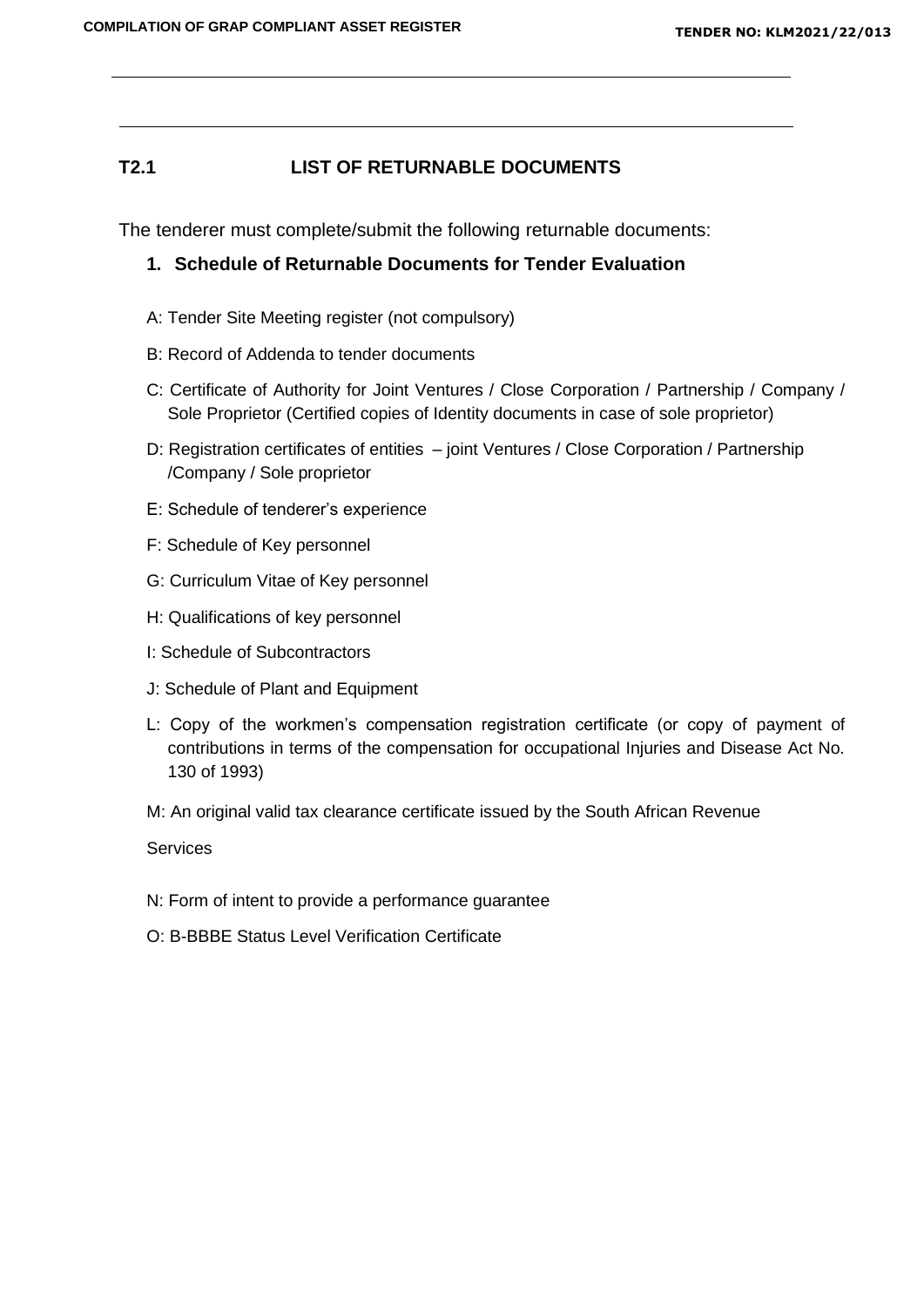## T2.1 LIST OF RETURNABLE DOCUMENTS

The tenderer must complete/submit the following returnable documents:

### 1. Schedule of Returnable Documents for Tender Evaluation

A: Tender Site Meeting register (not compulsory)

B: Record of Addenda to tender documents

C: Certificate of Authority for Joint Ventures / Close Corporation / Partnership / Company / Sole Proprietor (Certified copies of Identity documents in case of sole proprietor)

D: Registration certificates of entities – joint Ventures / Close Corporation / Partnership /Company / Sole proprietor

E: Schedule of tenderer's experience

F: Schedule of Key personnel

G: Curriculum Vitae of Key personnel

H: Qualifications of key personnel

I: Schedule of Subcontractors

J: Schedule of Plant and Equipment

L: Copy of the workmen's compensation registration certificate (or copy of payment of contributions in terms of the compensation for occupational Injuries and Disease Act No. 130 of 1993)

M: An original valid tax clearance certificate issued by the South African Revenue

Services

N: Form of intent to provide a performance guarantee

O: B-BBBE Status Level Verification Certificate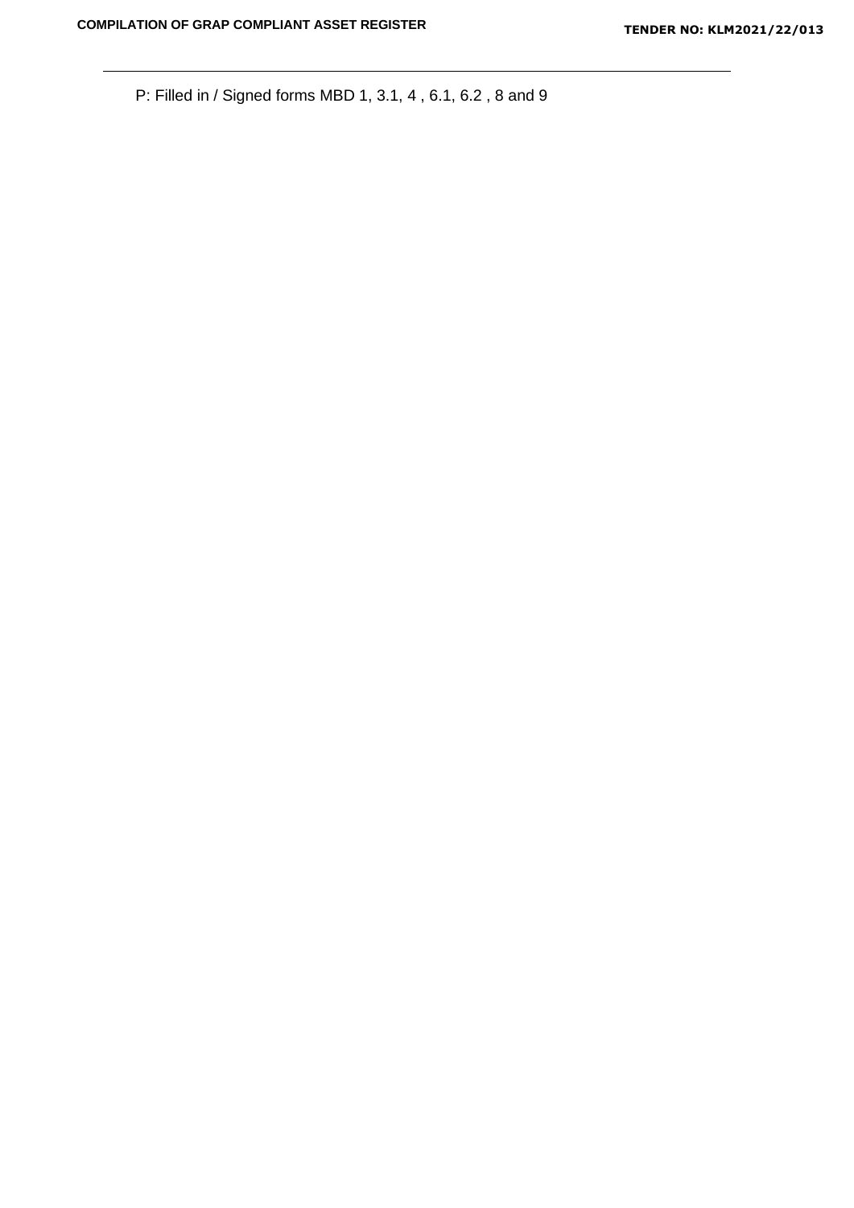P: Filled in / Signed forms MBD 1, 3.1, 4 , 6.1, 6.2 , 8 and 9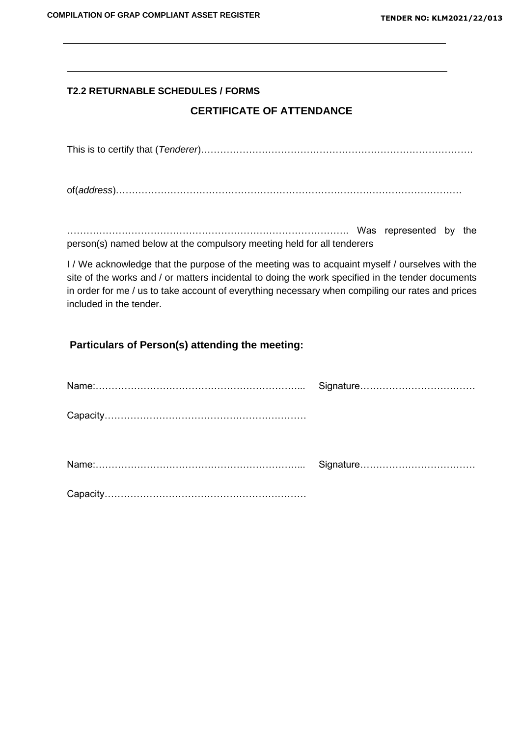### T2.2 RETURNABLE SCHEDULES / FORMS

## CERTIFICATE OF ATTENDANCE

This is to certify that (*Tenderer*)…………………………………………………………………………….

of(*address*)………………………………………………………………………………………………

……………………………………………………………………………. Was represented by the person(s) named below at the compulsory meeting held for all tenderers

I / We acknowledge that the purpose of the meeting was to acquaint myself / ourselves with the site of the works and / or matters incidental to doing the work specified in the tender documents in order for me / us to take account of everything necessary when compiling our rates and prices included in the tender.

### Particulars of Person(s) attending the meeting:

Name:………………………………………………………... Signature………………………………

Capacity……………………………………………………

Name:………………………………………………………... Signature………………………………

Capacity……………………………………………………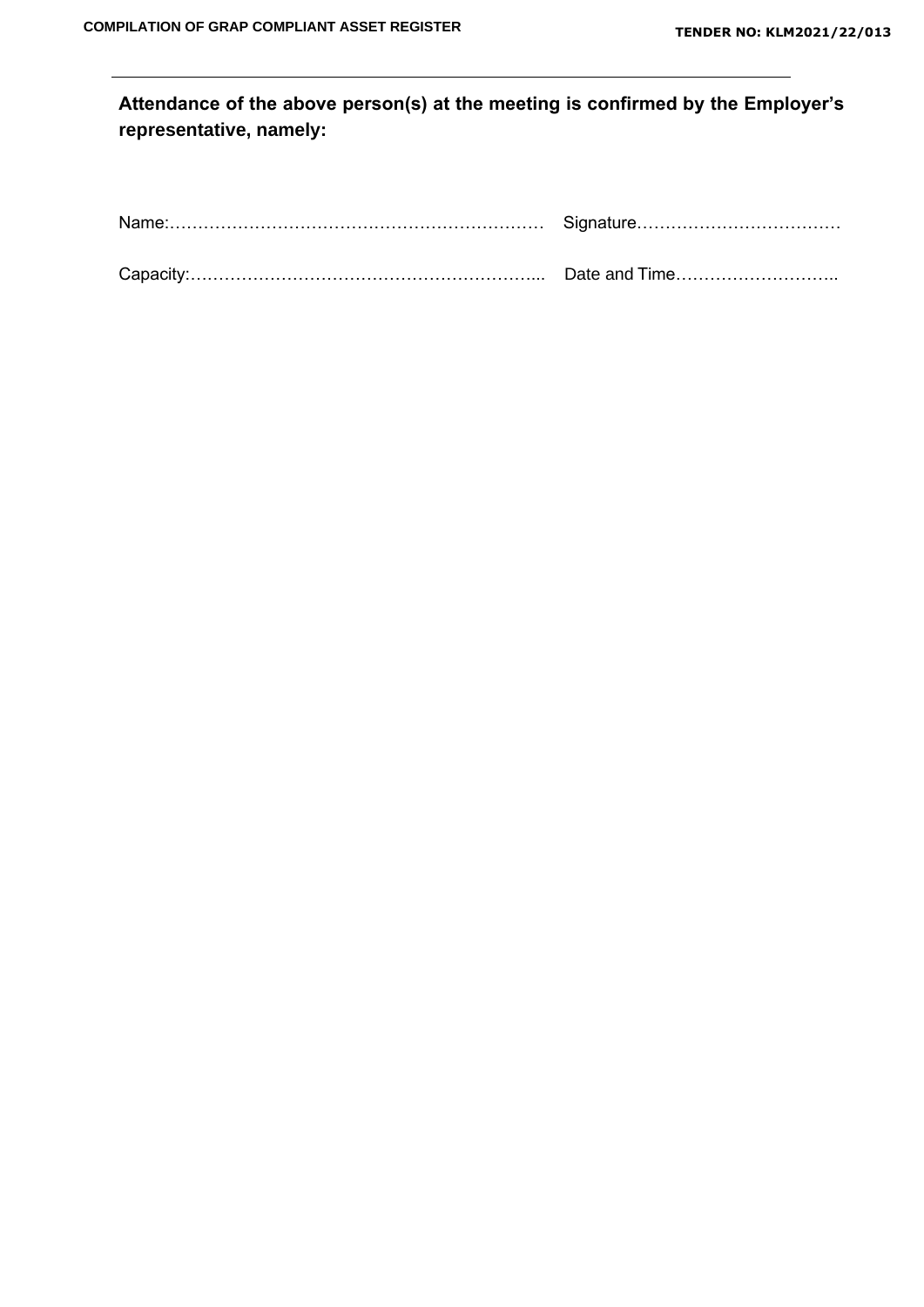---

**Attendance of the above person(s) at the meeting is confirmed by the Employer's representative, namely:**

Name:………………………………………………………… Signature………………………………

Capacity:……………………………………………………... Date and Time………………………..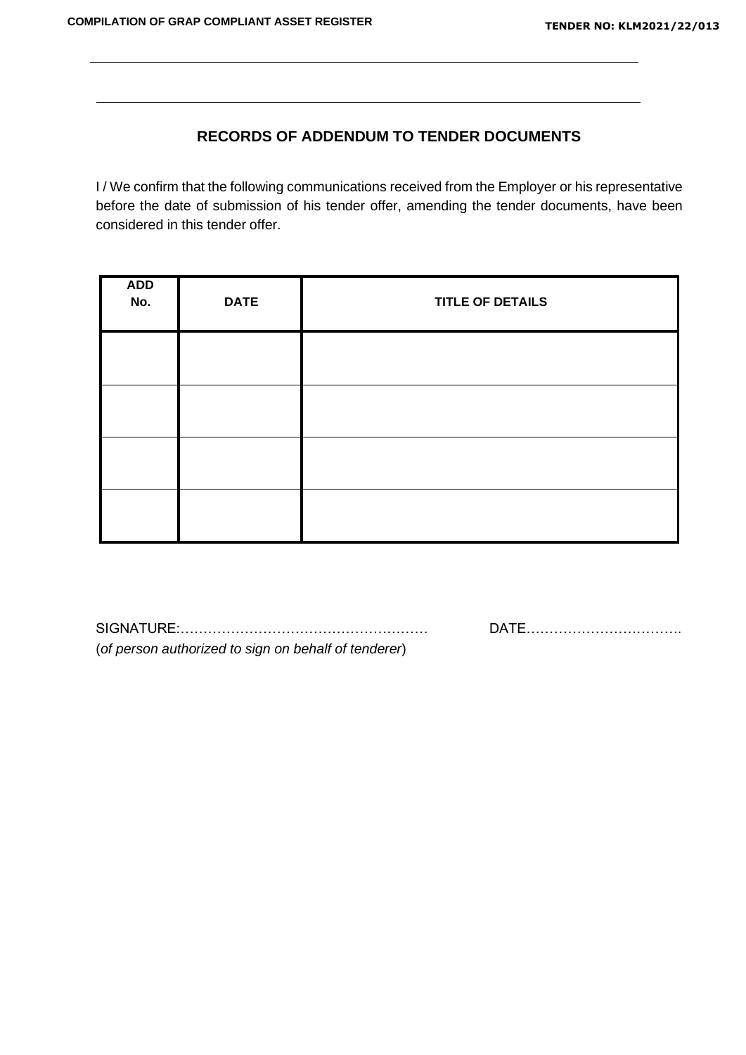## RECORDS OF ADDENDUM TO TENDER DOCUMENTS

I / We confirm that the following communications received from the Employer or his representative before the date of submission of his tender offer, amending the tender documents, have been considered in this tender offer.

| ADD No. | DATE | TITLE OF DETAILS |
|---|---|---|
| | | |
| | | |
| | | |
| | | |

SIGNATURE:…………………………………………… DATE……………………………..
(*of person authorized to sign on behalf of tenderer*)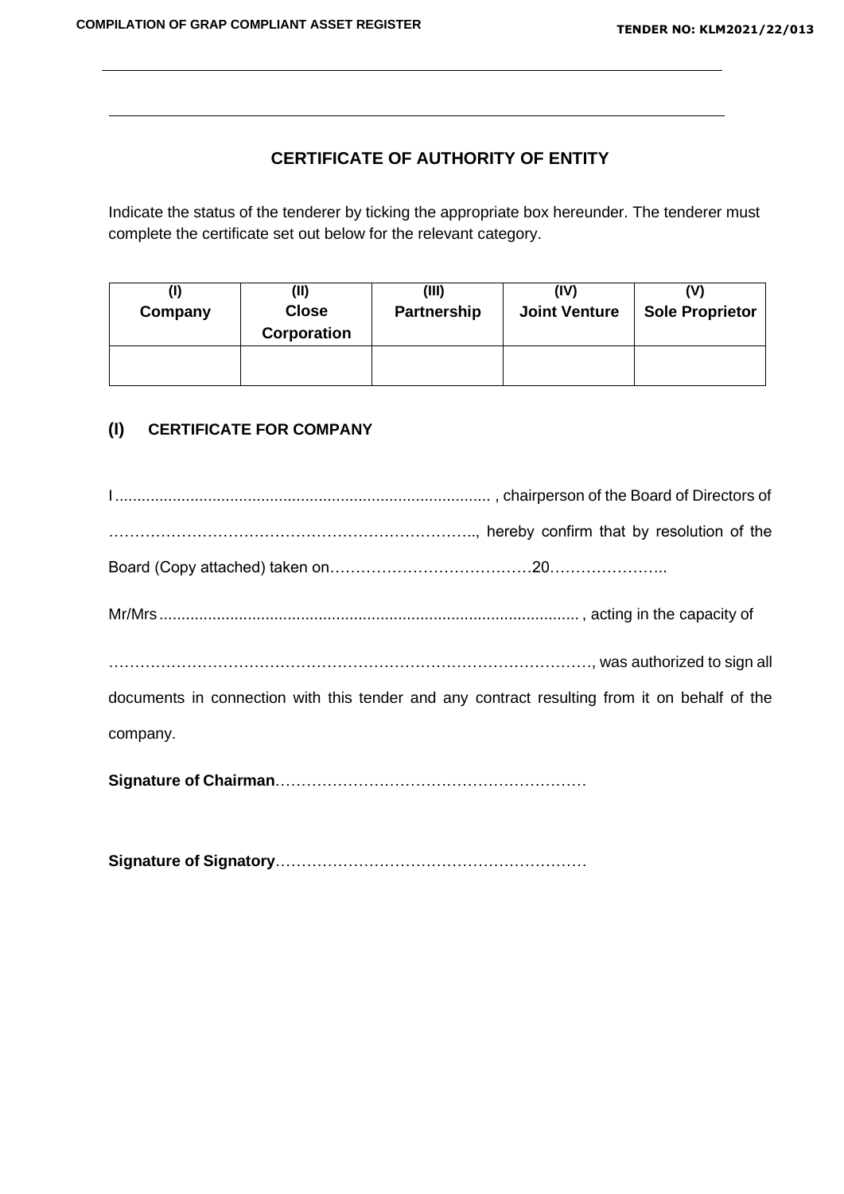## CERTIFICATE OF AUTHORITY OF ENTITY

Indicate the status of the tenderer by ticking the appropriate box hereunder. The tenderer must complete the certificate set out below for the relevant category.

| (I) Company | (II) Close Corporation | (III) Partnership | (IV) Joint Venture | (V) Sole Proprietor |
|---|---|---|---|---|
| | | | | |

### (I) CERTIFICATE FOR COMPANY

I.................................................................................... , chairperson of the Board of Directors of ……………………………………………………………., hereby confirm that by resolution of the Board (Copy attached) taken on…………………………………20…………………..

Mr/Mrs............................................................................................. , acting in the capacity of ……………………………………………………………………………………, was authorized to sign all documents in connection with this tender and any contract resulting from it on behalf of the company.

**Signature of Chairman**……………………………………………………

**Signature of Signatory**……………………………………………………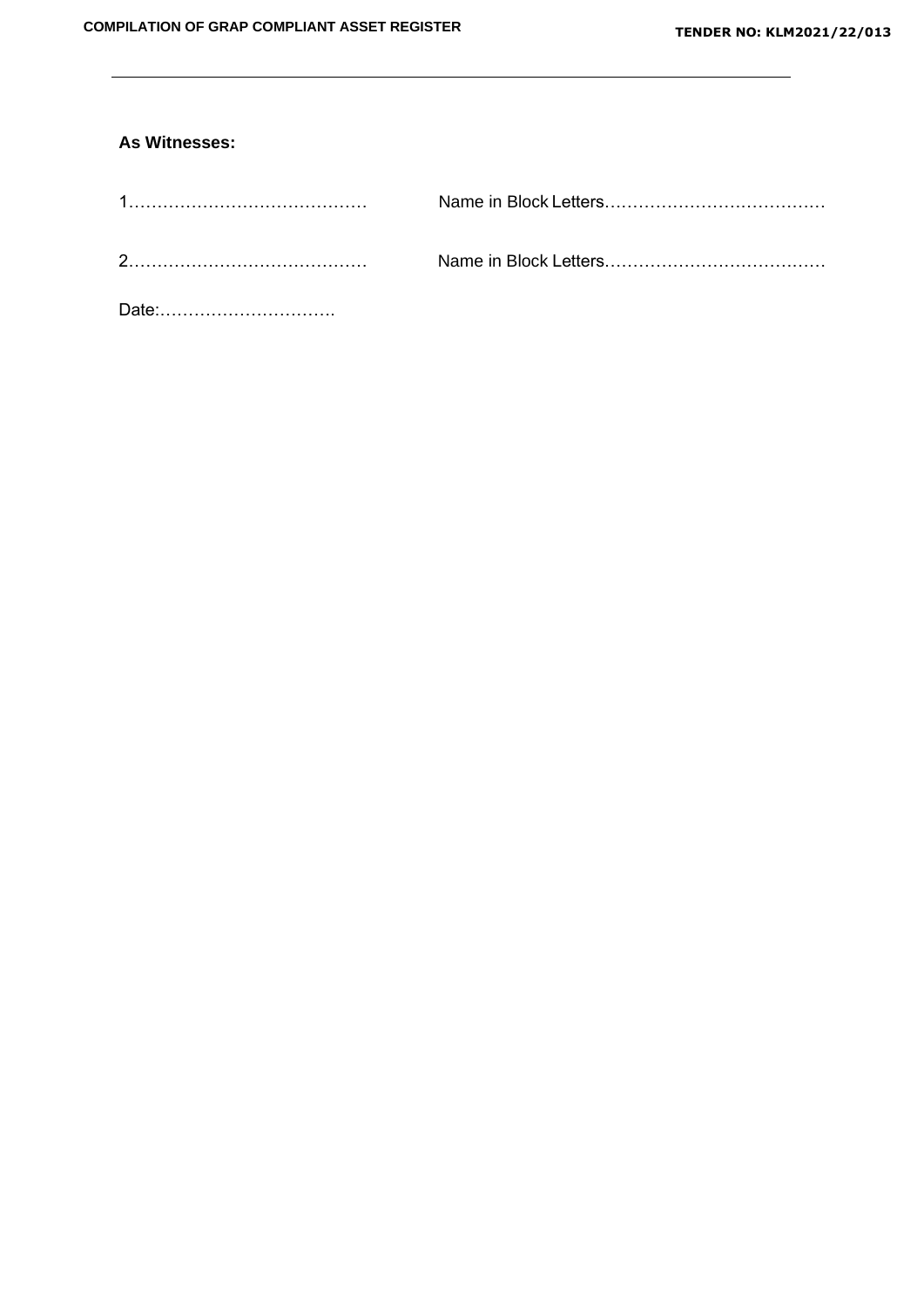---

**As Witnesses:**

1…………………………………… Name in Block Letters…………………………………

2…………………………………… Name in Block Letters…………………………………

Date:………………………….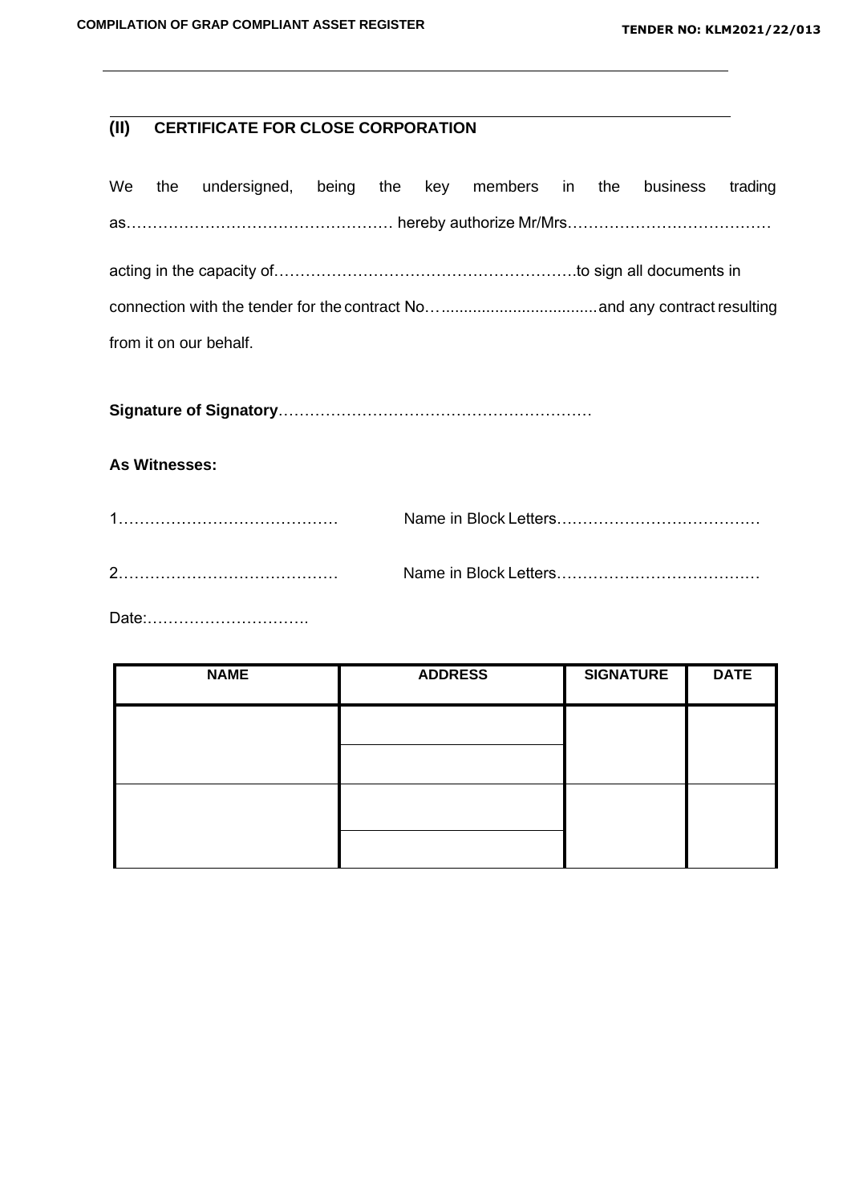## (II) CERTIFICATE FOR CLOSE CORPORATION

We the undersigned, being the key members in the business trading as…………………………………………… hereby authorize Mr/Mrs…………………………………

acting in the capacity of………………………………………………….to sign all documents in connection with the tender for the contract No…..................................and any contract resulting from it on our behalf.

**Signature of Signatory**……………………………………………………

**As Witnesses:**

1…………………………………… Name in Block Letters…………………………………

2…………………………………… Name in Block Letters…………………………………

Date:………………………….

| NAME | ADDRESS | SIGNATURE | DATE |
|---|---|---|---|
| | | | |
| | | | |
| | | | |
| | | | |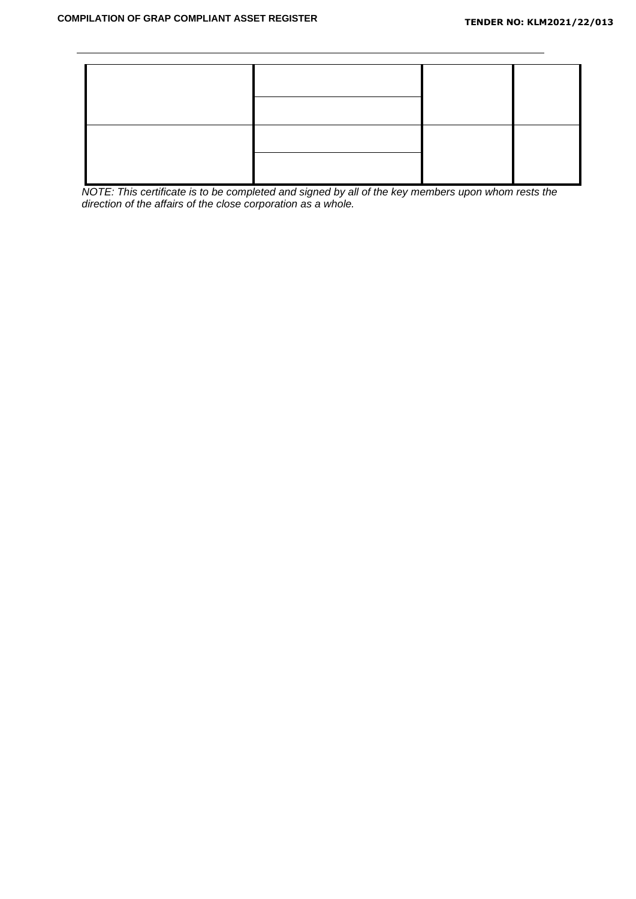| | | | |
|---|---|---|---|
| | | | |
| | | | |
| | | | |
| | | | |

*NOTE: This certificate is to be completed and signed by all of the key members upon whom rests the direction of the affairs of the close corporation as a whole.*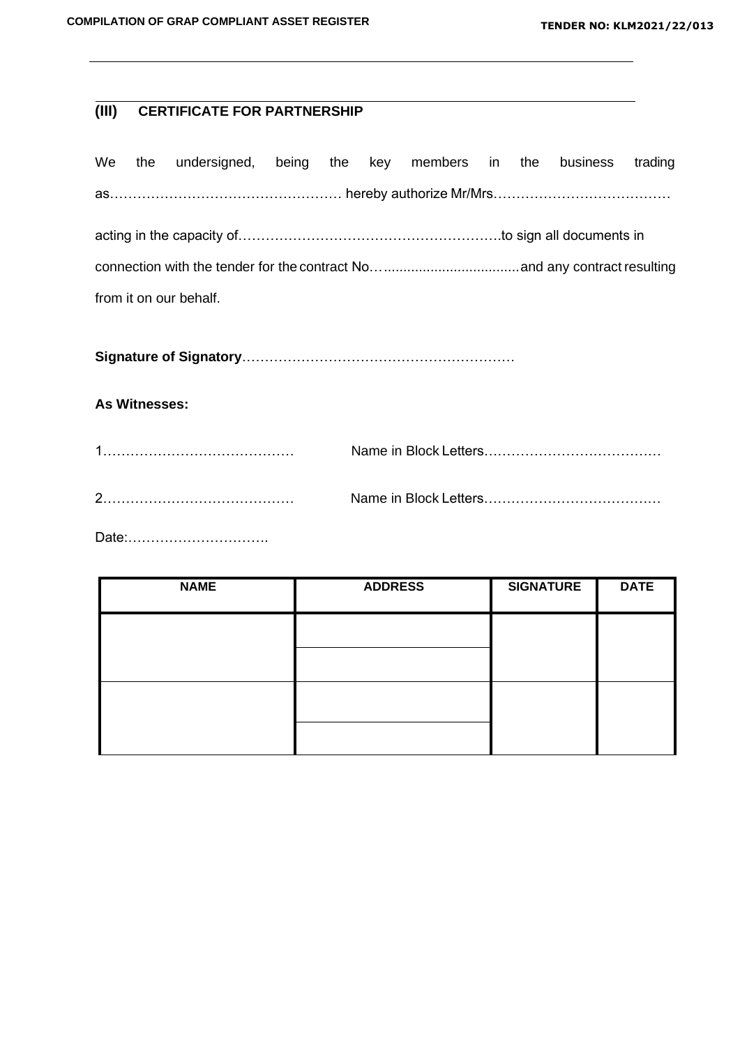## (III) CERTIFICATE FOR PARTNERSHIP

We the undersigned, being the key members in the business trading as…………………………………………… hereby authorize Mr/Mrs…………………………………

acting in the capacity of………………………………………………….to sign all documents in connection with the tender for the contract No…..................................and any contract resulting from it on our behalf.

**Signature of Signatory**……………………………………………………

**As Witnesses:**

1…………………………………… Name in Block Letters…………………………………

2…………………………………… Name in Block Letters…………………………………

Date:………………………….

| NAME | ADDRESS | SIGNATURE | DATE |
|---|---|---|---|
| | | | |
| | | | |
| | | | |
| | | | |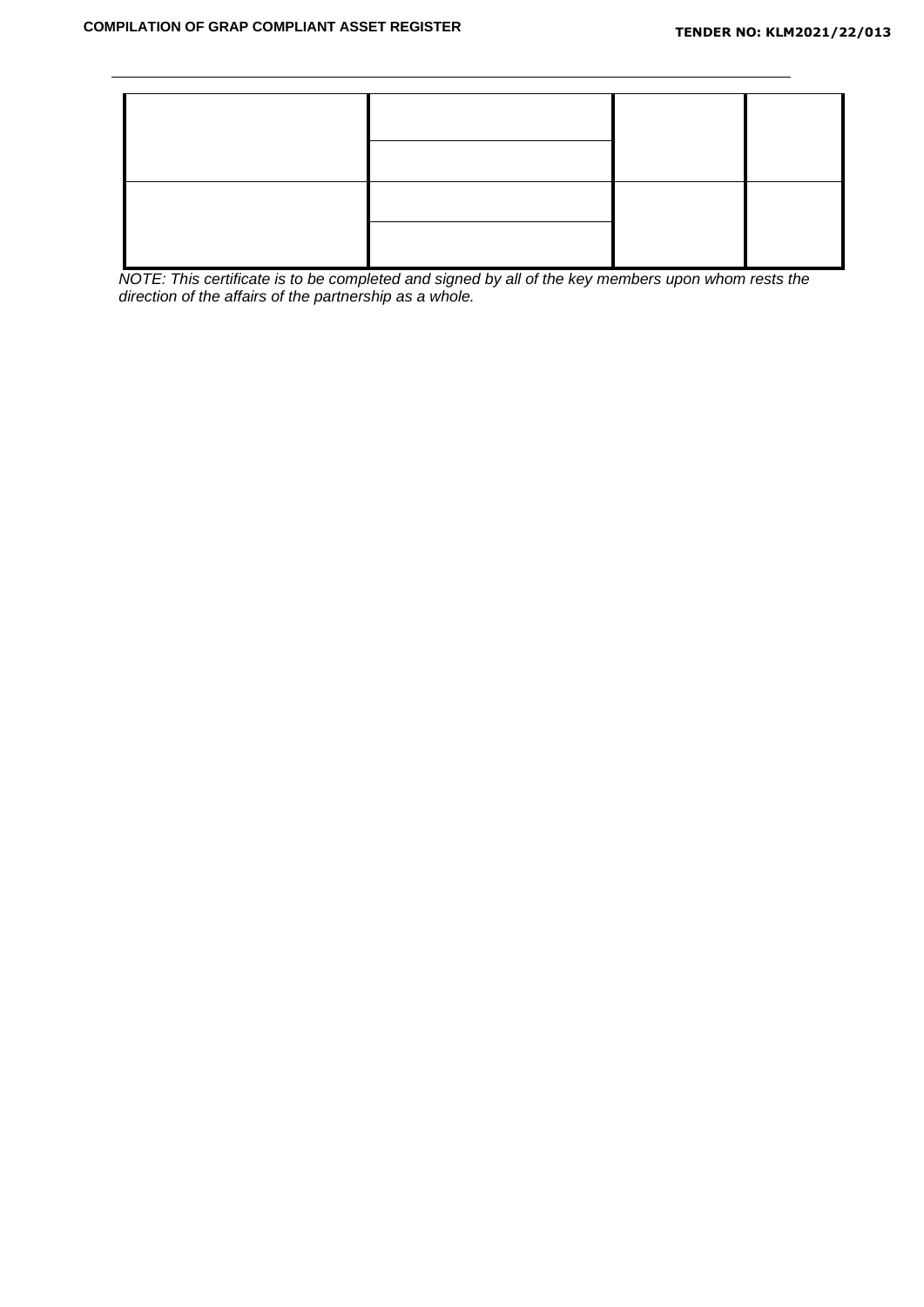| | | | |
|---|---|---|---|
| | | | |
| | | | |
| | | | |
| | | | |

*NOTE: This certificate is to be completed and signed by all of the key members upon whom rests the direction of the affairs of the partnership as a whole.*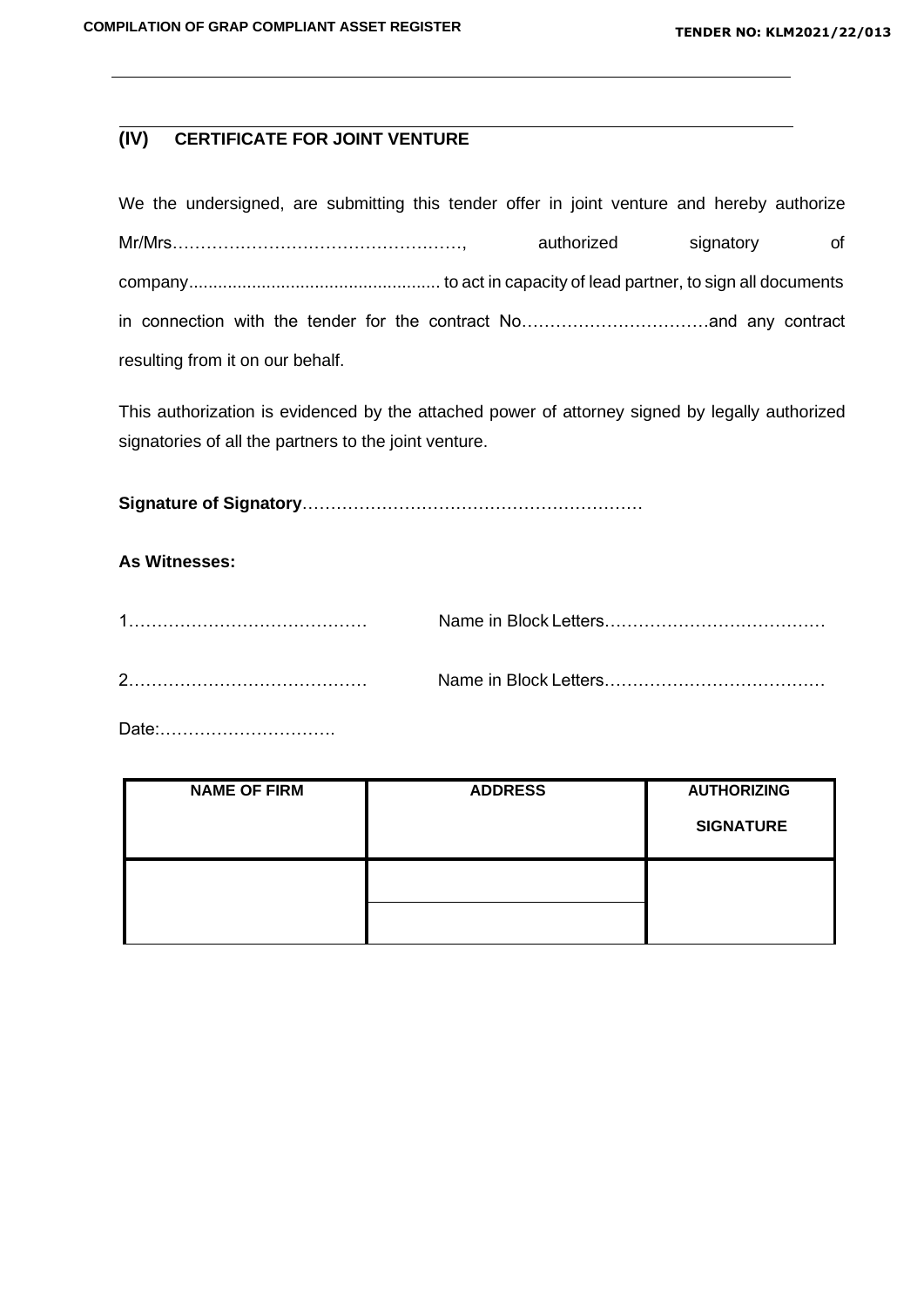## (IV) CERTIFICATE FOR JOINT VENTURE

We the undersigned, are submitting this tender offer in joint venture and hereby authorize Mr/Mrs……………………………………………, authorized signatory of company.................................................... to act in capacity of lead partner, to sign all documents in connection with the tender for the contract No……………………………and any contract resulting from it on our behalf.

This authorization is evidenced by the attached power of attorney signed by legally authorized signatories of all the partners to the joint venture.

**Signature of Signatory**……………………………………………………

**As Witnesses:**

1…………………………………… Name in Block Letters…………………………………

2…………………………………… Name in Block Letters…………………………………

Date:………………………….

| NAME OF FIRM | ADDRESS | AUTHORIZING SIGNATURE |
|---|---|---|
| | | |
| | | |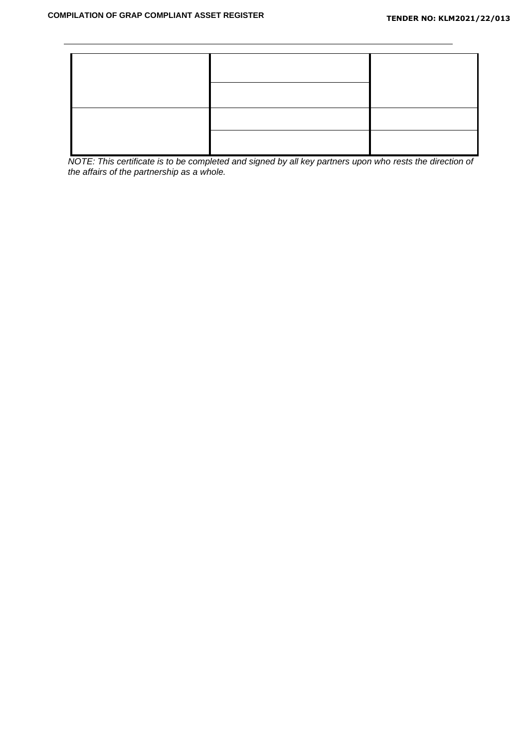| | | |
|---|---|---|
| | | |
| | | |
| | | |
| | | |

*NOTE: This certificate is to be completed and signed by all key partners upon who rests the direction of the affairs of the partnership as a whole.*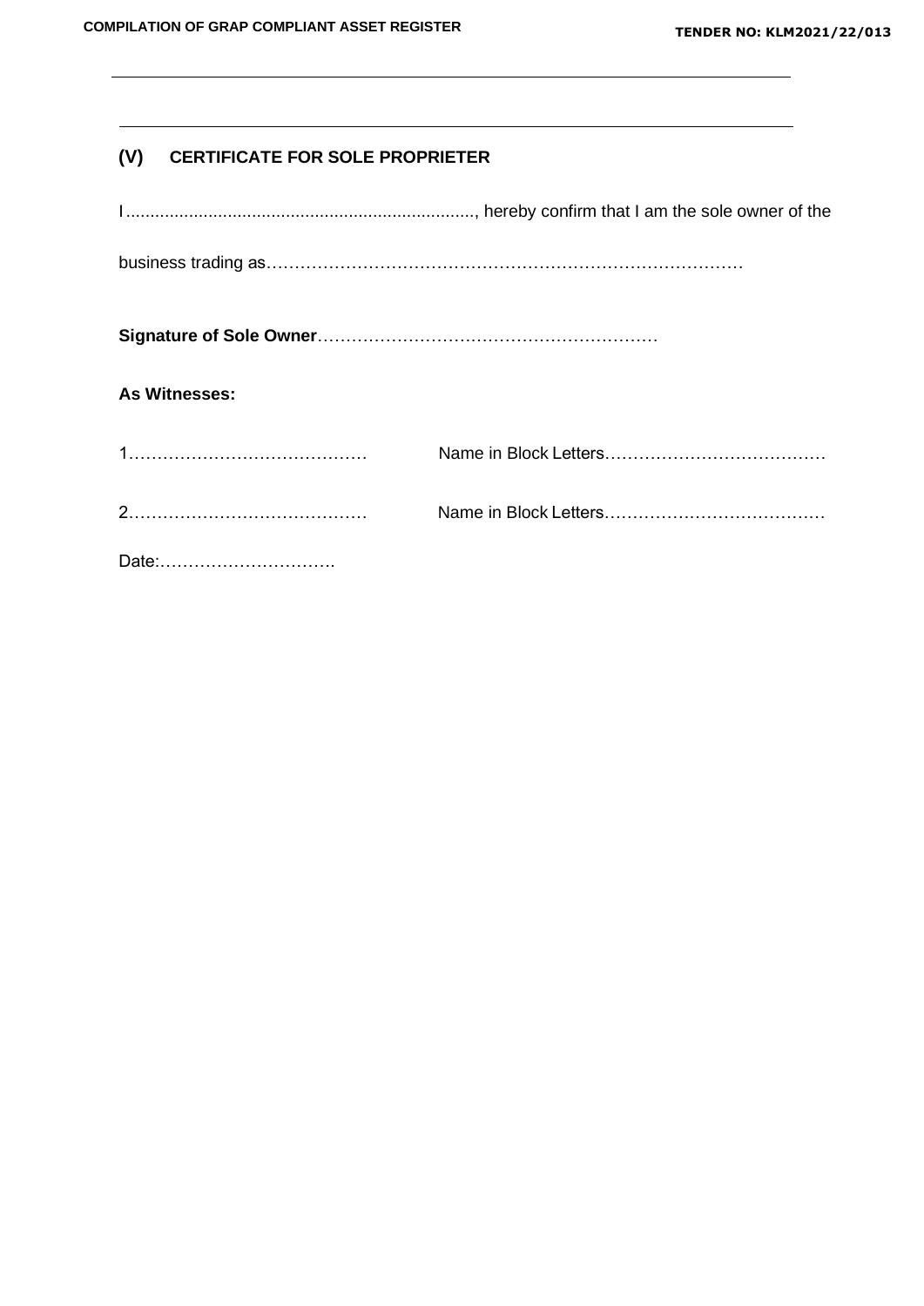## (V) CERTIFICATE FOR SOLE PROPRIETER

I........................................................................, hereby confirm that I am the sole owner of the

business trading as…………………………………………………………………………

**Signature of Sole Owner**……………………………………………………

**As Witnesses:**

1…………………………………… Name in Block Letters…………………………………

2…………………………………… Name in Block Letters…………………………………

Date:………………………….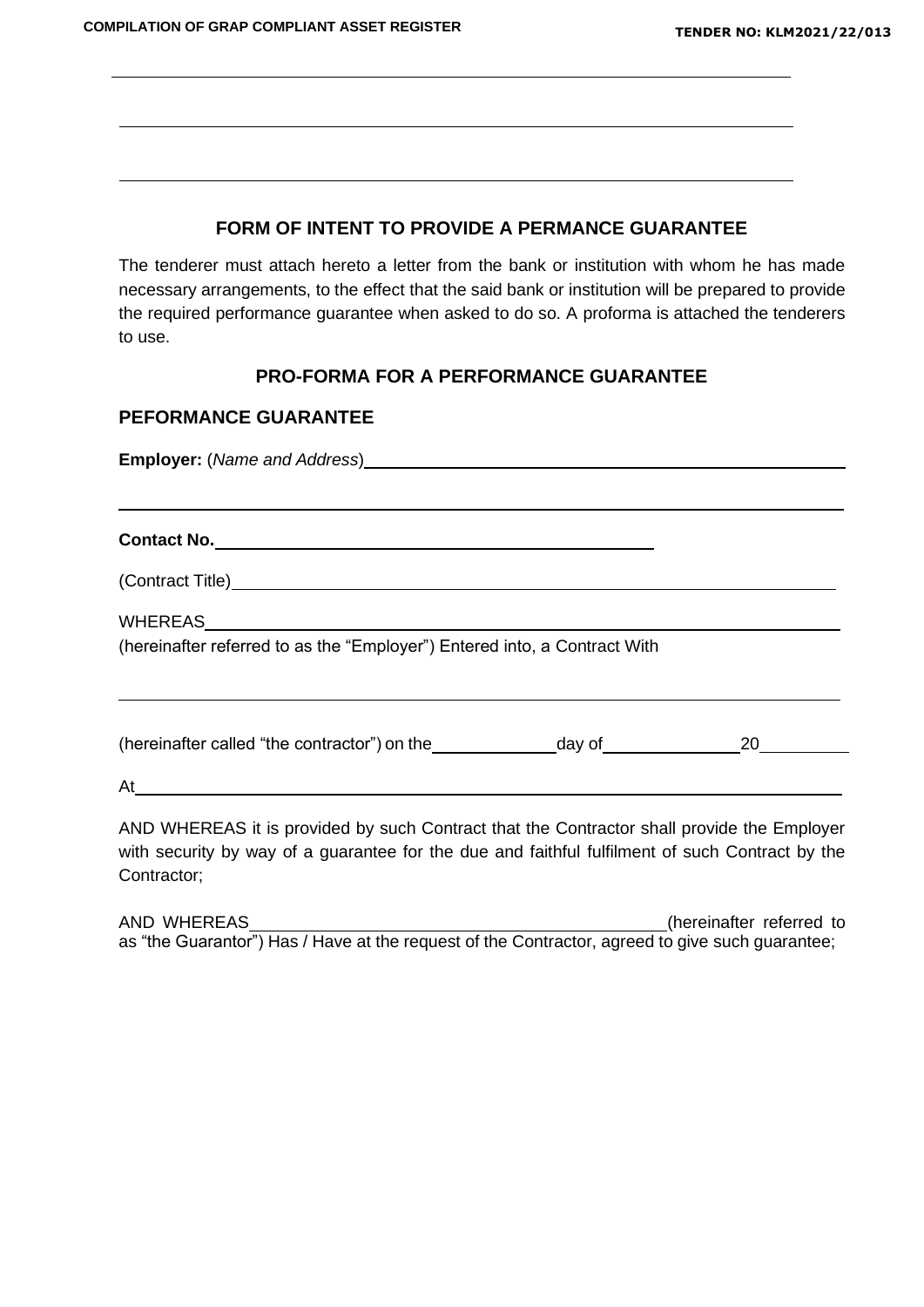## FORM OF INTENT TO PROVIDE A PERMANCE GUARANTEE

The tenderer must attach hereto a letter from the bank or institution with whom he has made necessary arrangements, to the effect that the said bank or institution will be prepared to provide the required performance guarantee when asked to do so. A proforma is attached the tenderers to use.

## PRO-FORMA FOR A PERFORMANCE GUARANTEE

## PEFORMANCE GUARANTEE

**Employer:** (*Name and Address*)\_\_\_\_\_\_\_\_\_\_\_\_\_\_\_\_\_\_\_\_\_\_\_\_\_\_\_\_\_\_\_\_\_\_\_\_\_\_\_\_\_\_

\_\_\_\_\_\_\_\_\_\_\_\_\_\_\_\_\_\_\_\_\_\_\_\_\_\_\_\_\_\_\_\_\_\_\_\_\_\_\_\_\_\_\_\_\_\_\_\_\_\_\_\_\_\_\_\_\_\_\_\_\_\_\_\_\_\_

**Contact No.**\_\_\_\_\_\_\_\_\_\_\_\_\_\_\_\_\_\_\_\_\_\_\_\_\_\_\_\_\_\_\_\_\_\_\_\_\_\_\_\_

(Contract Title)\_\_\_\_\_\_\_\_\_\_\_\_\_\_\_\_\_\_\_\_\_\_\_\_\_\_\_\_\_\_\_\_\_\_\_\_\_\_\_\_\_\_\_\_\_\_\_\_\_\_\_\_\_\_\_

WHEREAS\_\_\_\_\_\_\_\_\_\_\_\_\_\_\_\_\_\_\_\_\_\_\_\_\_\_\_\_\_\_\_\_\_\_\_\_\_\_\_\_\_\_\_\_\_\_\_\_\_\_\_\_\_\_\_\_\_\_\_\_

(hereinafter referred to as the "Employer") Entered into, a Contract With

\_\_\_\_\_\_\_\_\_\_\_\_\_\_\_\_\_\_\_\_\_\_\_\_\_\_\_\_\_\_\_\_\_\_\_\_\_\_\_\_\_\_\_\_\_\_\_\_\_\_\_\_\_\_\_\_\_\_\_\_\_\_\_\_\_\_

(hereinafter called "the contractor") on the\_\_\_\_\_\_\_\_\_\_\_\_day of\_\_\_\_\_\_\_\_\_\_\_\_\_20\_\_\_\_\_\_\_\_

At\_\_\_\_\_\_\_\_\_\_\_\_\_\_\_\_\_\_\_\_\_\_\_\_\_\_\_\_\_\_\_\_\_\_\_\_\_\_\_\_\_\_\_\_\_\_\_\_\_\_\_\_\_\_\_\_\_\_\_\_\_\_\_\_\_

AND WHEREAS it is provided by such Contract that the Contractor shall provide the Employer with security by way of a guarantee for the due and faithful fulfilment of such Contract by the Contractor;

AND WHEREAS\_\_\_\_\_\_\_\_\_\_\_\_\_\_\_\_\_\_\_\_\_\_\_\_\_\_\_\_\_\_\_\_\_\_\_\_\_\_\_(hereinafter referred to as "the Guarantor") Has / Have at the request of the Contractor, agreed to give such guarantee;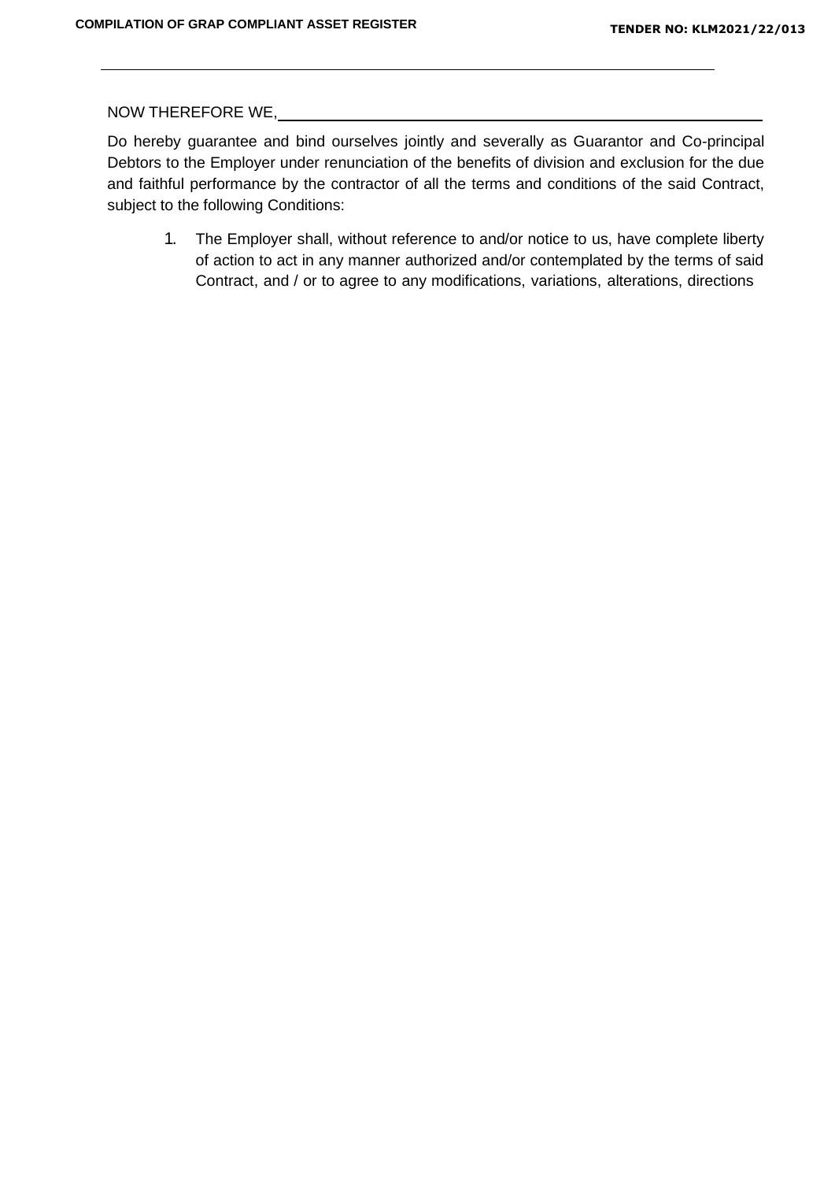___________________________________________________________________________

NOW THEREFORE WE,___________________________________________________________

Do hereby guarantee and bind ourselves jointly and severally as Guarantor and Co-principal Debtors to the Employer under renunciation of the benefits of division and exclusion for the due and faithful performance by the contractor of all the terms and conditions of the said Contract, subject to the following Conditions:

1. The Employer shall, without reference to and/or notice to us, have complete liberty of action to act in any manner authorized and/or contemplated by the terms of said Contract, and / or to agree to any modifications, variations, alterations, directions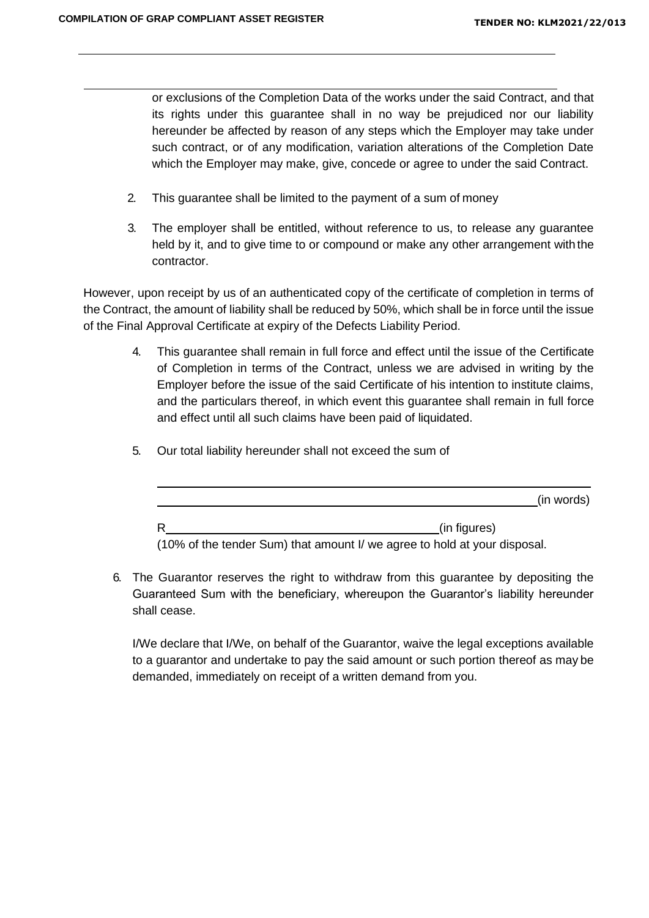or exclusions of the Completion Data of the works under the said Contract, and that its rights under this guarantee shall in no way be prejudiced nor our liability hereunder be affected by reason of any steps which the Employer may take under such contract, or of any modification, variation alterations of the Completion Date which the Employer may make, give, concede or agree to under the said Contract.

2. This guarantee shall be limited to the payment of a sum of money

3. The employer shall be entitled, without reference to us, to release any guarantee held by it, and to give time to or compound or make any other arrangement with the contractor.

However, upon receipt by us of an authenticated copy of the certificate of completion in terms of the Contract, the amount of liability shall be reduced by 50%, which shall be in force until the issue of the Final Approval Certificate at expiry of the Defects Liability Period.

4. This guarantee shall remain in full force and effect until the issue of the Certificate of Completion in terms of the Contract, unless we are advised in writing by the Employer before the issue of the said Certificate of his intention to institute claims, and the particulars thereof, in which event this guarantee shall remain in full force and effect until all such claims have been paid of liquidated.

5. Our total liability hereunder shall not exceed the sum of

   ______________________________________________________________

   ______________________________________________________(in words)

   R________________________________________(in figures)

   (10% of the tender Sum) that amount I/ we agree to hold at your disposal.

6. The Guarantor reserves the right to withdraw from this guarantee by depositing the Guaranteed Sum with the beneficiary, whereupon the Guarantor's liability hereunder shall cease.

   I/We declare that I/We, on behalf of the Guarantor, waive the legal exceptions available to a guarantor and undertake to pay the said amount or such portion thereof as may be demanded, immediately on receipt of a written demand from you.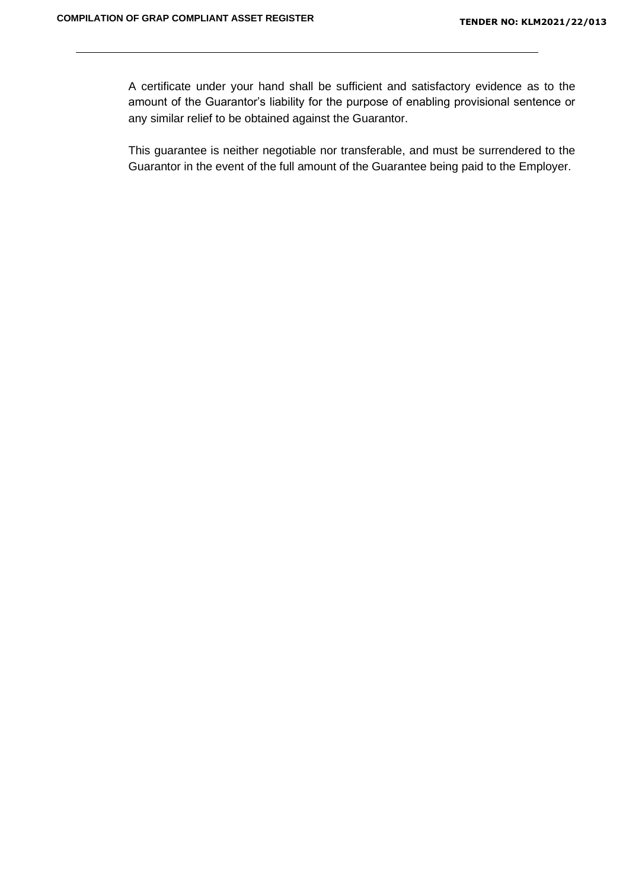A certificate under your hand shall be sufficient and satisfactory evidence as to the amount of the Guarantor's liability for the purpose of enabling provisional sentence or any similar relief to be obtained against the Guarantor.

This guarantee is neither negotiable nor transferable, and must be surrendered to the Guarantor in the event of the full amount of the Guarantee being paid to the Employer.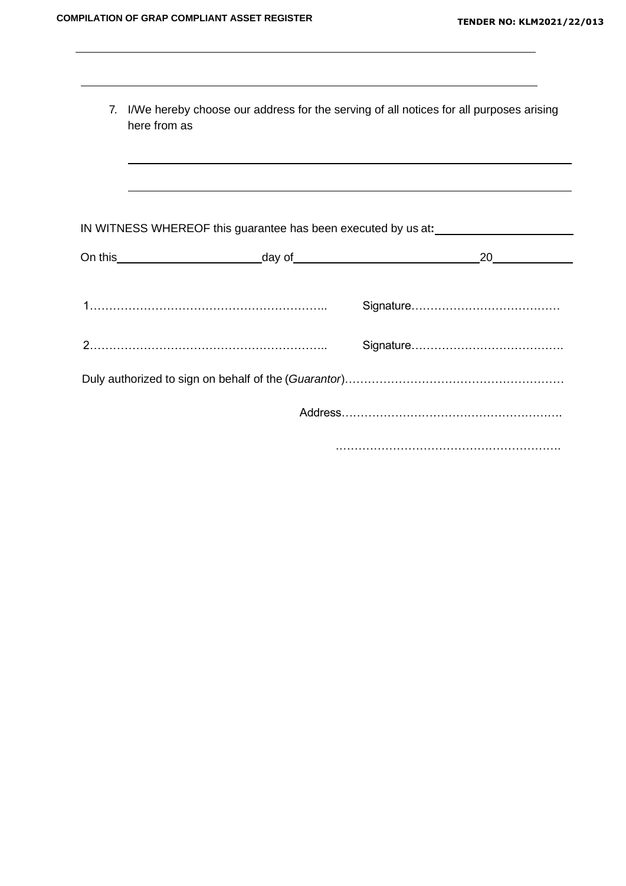\_\_\_\_\_\_\_\_\_\_\_\_\_\_\_\_\_\_\_\_\_\_\_\_\_\_\_\_\_\_\_\_\_\_\_\_\_\_\_\_\_\_\_\_\_\_\_\_\_\_\_\_\_\_\_\_\_\_\_\_\_\_\_\_\_\_\_\_\_\_\_\_\_\_

\_\_\_\_\_\_\_\_\_\_\_\_\_\_\_\_\_\_\_\_\_\_\_\_\_\_\_\_\_\_\_\_\_\_\_\_\_\_\_\_\_\_\_\_\_\_\_\_\_\_\_\_\_\_\_\_\_\_\_\_\_\_\_\_\_\_\_\_\_\_\_\_\_\_

7. I/We hereby choose our address for the serving of all notices for all purposes arising here from as

   \_\_\_\_\_\_\_\_\_\_\_\_\_\_\_\_\_\_\_\_\_\_\_\_\_\_\_\_\_\_\_\_\_\_\_\_\_\_\_\_\_\_\_\_\_\_\_\_\_\_\_\_\_\_\_\_\_\_\_\_\_\_\_\_\_\_\_\_\_\_\_\_\_\_

   \_\_\_\_\_\_\_\_\_\_\_\_\_\_\_\_\_\_\_\_\_\_\_\_\_\_\_\_\_\_\_\_\_\_\_\_\_\_\_\_\_\_\_\_\_\_\_\_\_\_\_\_\_\_\_\_\_\_\_\_\_\_\_\_\_\_\_\_\_\_\_\_\_\_

IN WITNESS WHEREOF this guarantee has been executed by us at**:** \_\_\_\_\_\_\_\_\_\_\_\_\_\_\_\_\_\_\_\_\_\_

On this \_\_\_\_\_\_\_\_\_\_\_\_\_\_\_\_\_\_\_\_\_\_\_ day of \_\_\_\_\_\_\_\_\_\_\_\_\_\_\_\_\_\_\_\_\_\_\_\_\_\_\_\_\_\_ 20 \_\_\_\_\_\_\_\_\_\_\_\_\_

1…………………………………………………….. Signature…………………………………

2…………………………………………………….. Signature………………………………….

Duly authorized to sign on behalf of the (*Guarantor*)…………………………………………………

Address………………………………………………….

………………………………………………….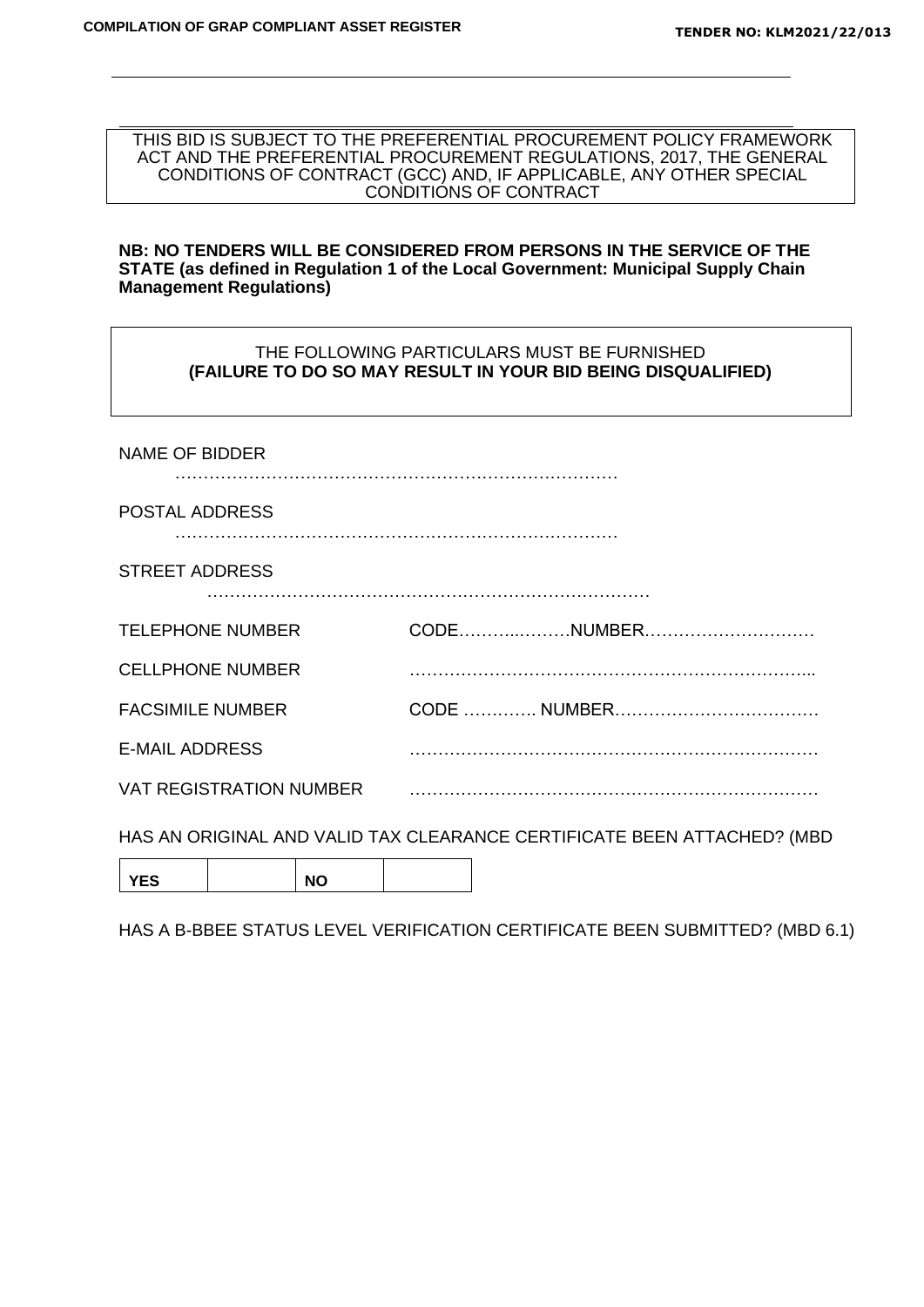THIS BID IS SUBJECT TO THE PREFERENTIAL PROCUREMENT POLICY FRAMEWORK ACT AND THE PREFERENTIAL PROCUREMENT REGULATIONS, 2017, THE GENERAL CONDITIONS OF CONTRACT (GCC) AND, IF APPLICABLE, ANY OTHER SPECIAL CONDITIONS OF CONTRACT

**NB: NO TENDERS WILL BE CONSIDERED FROM PERSONS IN THE SERVICE OF THE STATE (as defined in Regulation 1 of the Local Government: Municipal Supply Chain Management Regulations)**

THE FOLLOWING PARTICULARS MUST BE FURNISHED
**(FAILURE TO DO SO MAY RESULT IN YOUR BID BEING DISQUALIFIED)**

NAME OF BIDDER ……………………………………………………………………

POSTAL ADDRESS ……………………………………………………………………

STREET ADDRESS ……………………………………………………………………

TELEPHONE NUMBER CODE………..………NUMBER…………………………

CELLPHONE NUMBER ……………………………………………………………...

FACSIMILE NUMBER CODE …………. NUMBER………………………………

E-MAIL ADDRESS ………………………………………………………………

VAT REGISTRATION NUMBER ………………………………………………………………

HAS AN ORIGINAL AND VALID TAX CLEARANCE CERTIFICATE BEEN ATTACHED? (MBD

| YES | | NO | |
|---|---|---|---|

HAS A B-BBEE STATUS LEVEL VERIFICATION CERTIFICATE BEEN SUBMITTED? (MBD 6.1)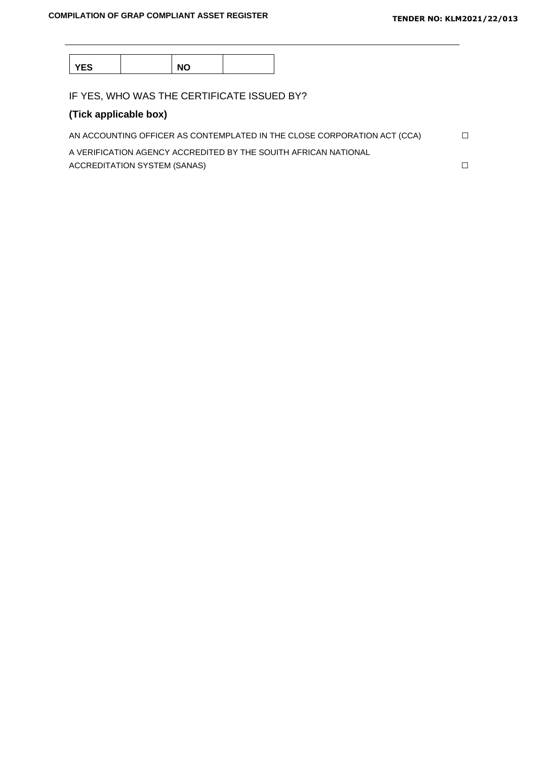| YES | | NO | |
|---|---|---|---|

IF YES, WHO WAS THE CERTIFICATE ISSUED BY?

**(Tick applicable box)**

AN ACCOUNTING OFFICER AS CONTEMPLATED IN THE CLOSE CORPORATION ACT (CCA) ☐

A VERIFICATION AGENCY ACCREDITED BY THE SOUITH AFRICAN NATIONAL ACCREDITATION SYSTEM (SANAS) ☐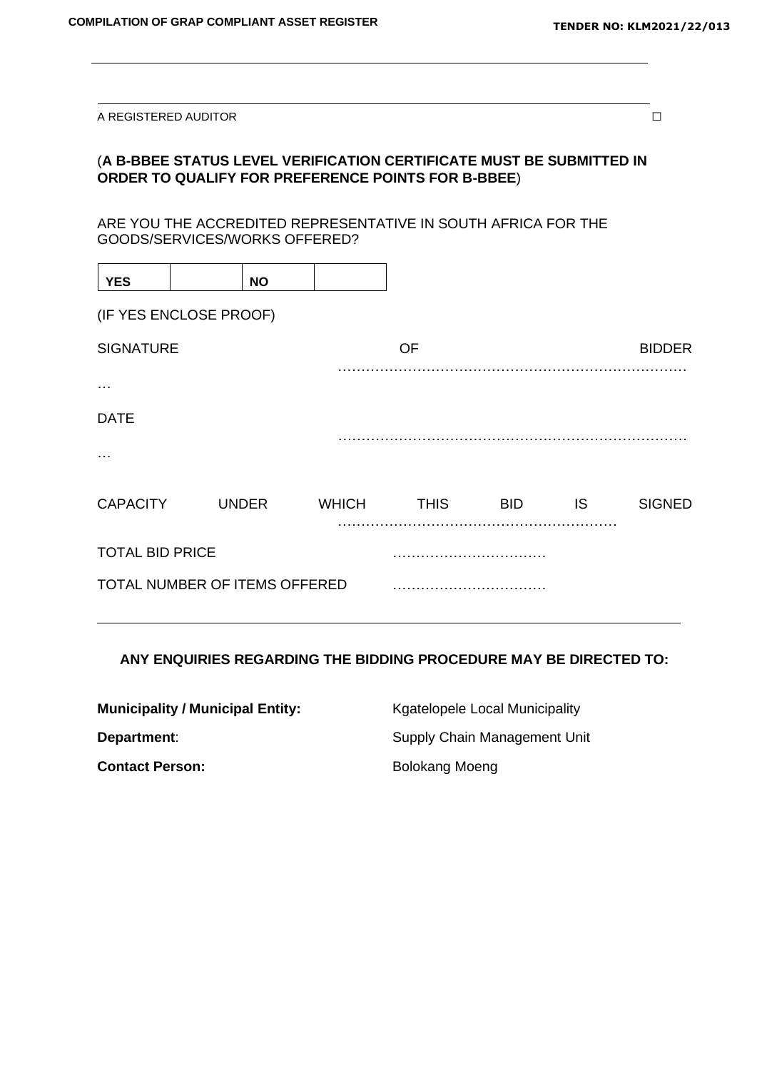---

---

A REGISTERED AUDITOR ☐

(**A B-BBEE STATUS LEVEL VERIFICATION CERTIFICATE MUST BE SUBMITTED IN ORDER TO QUALIFY FOR PREFERENCE POINTS FOR B-BBEE**)

ARE YOU THE ACCREDITED REPRESENTATIVE IN SOUTH AFRICA FOR THE GOODS/SERVICES/WORKS OFFERED?

| YES | | NO | |
|---|---|---|---|

(IF YES ENCLOSE PROOF)

SIGNATURE OF BIDDER ………………………………………………………………………

DATE ………………………………………………………………………

CAPACITY UNDER WHICH THIS BID IS SIGNED ……………………………………………………

TOTAL BID PRICE ……………………………

TOTAL NUMBER OF ITEMS OFFERED ……………………………

---

**ANY ENQUIRIES REGARDING THE BIDDING PROCEDURE MAY BE DIRECTED TO:**

**Municipality / Municipal Entity:** Kgatelopele Local Municipality

**Department**: Supply Chain Management Unit

**Contact Person:** Bolokang Moeng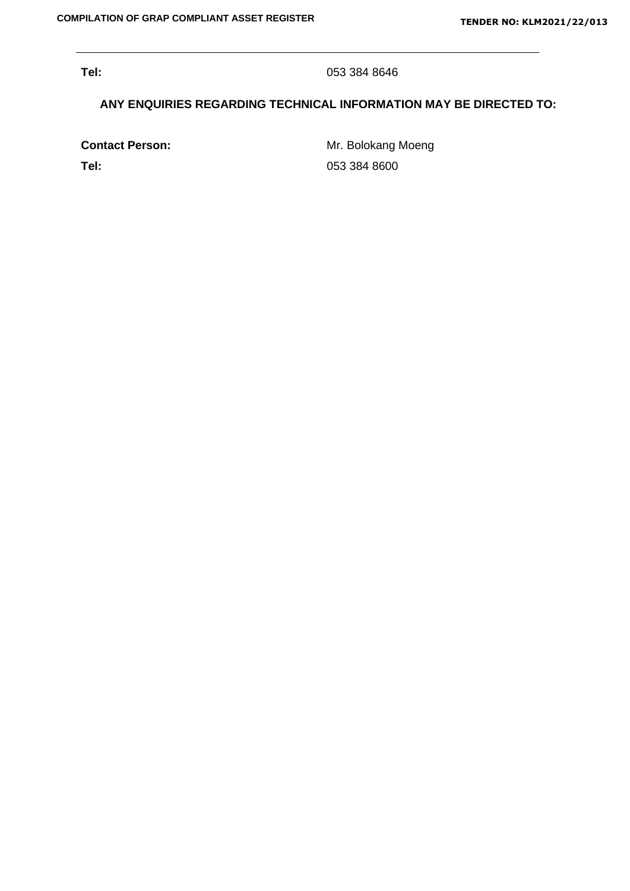**Tel:** 053 384 8646

**ANY ENQUIRIES REGARDING TECHNICAL INFORMATION MAY BE DIRECTED TO:**

**Contact Person:** Mr. Bolokang Moeng

**Tel:** 053 384 8600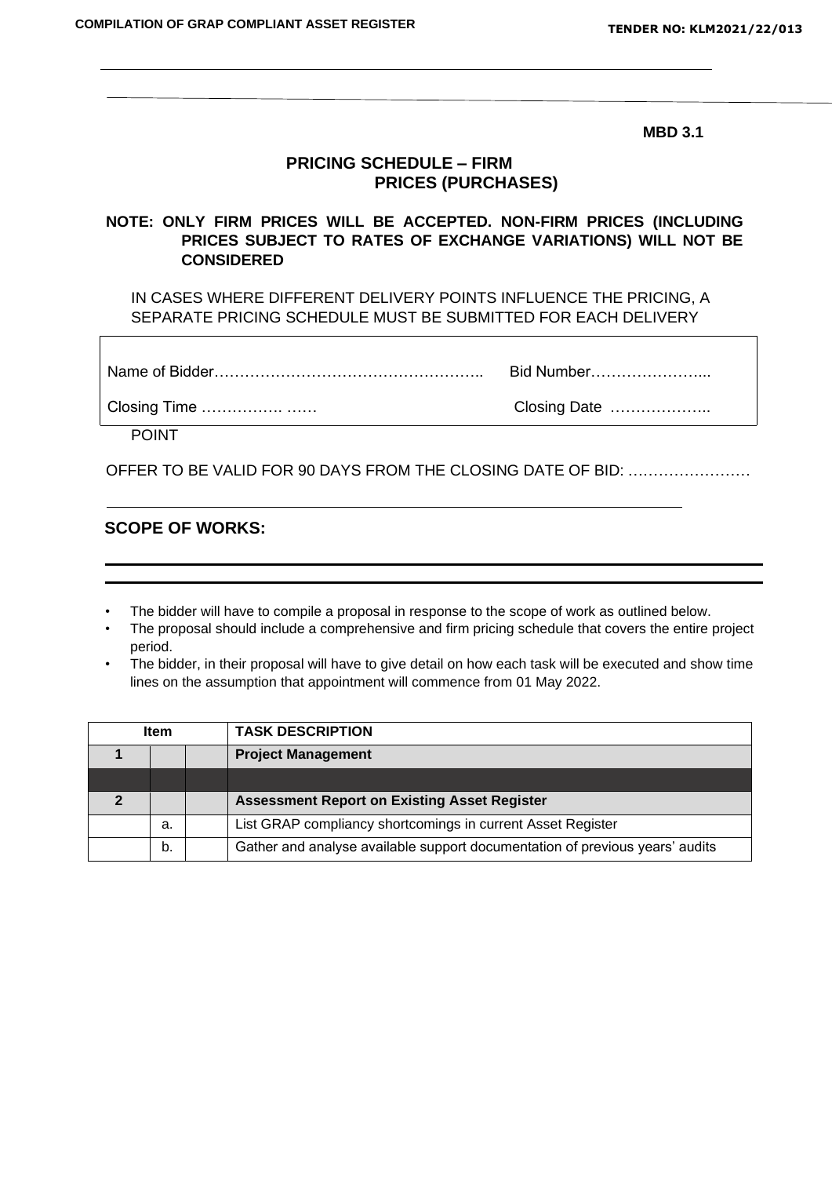**MBD 3.1**

## PRICING SCHEDULE – FIRM PRICES (PURCHASES)

**NOTE: ONLY FIRM PRICES WILL BE ACCEPTED. NON-FIRM PRICES (INCLUDING PRICES SUBJECT TO RATES OF EXCHANGE VARIATIONS) WILL NOT BE CONSIDERED**

IN CASES WHERE DIFFERENT DELIVERY POINTS INFLUENCE THE PRICING, A SEPARATE PRICING SCHEDULE MUST BE SUBMITTED FOR EACH DELIVERY POINT

Name of Bidder…………………………………………….. Bid Number…………………...

Closing Time ……………. …… Closing Date ………………..

OFFER TO BE VALID FOR 90 DAYS FROM THE CLOSING DATE OF BID: ……………………

### SCOPE OF WORKS:

- The bidder will have to compile a proposal in response to the scope of work as outlined below.
- The proposal should include a comprehensive and firm pricing schedule that covers the entire project period.
- The bidder, in their proposal will have to give detail on how each task will be executed and show time lines on the assumption that appointment will commence from 01 May 2022.

| Item | | | TASK DESCRIPTION |
|---|---|---|---|
| **1** | | | **Project Management** |
| | | | |
| **2** | | | **Assessment Report on Existing Asset Register** |
| | a. | | List GRAP compliancy shortcomings in current Asset Register |
| | b. | | Gather and analyse available support documentation of previous years' audits |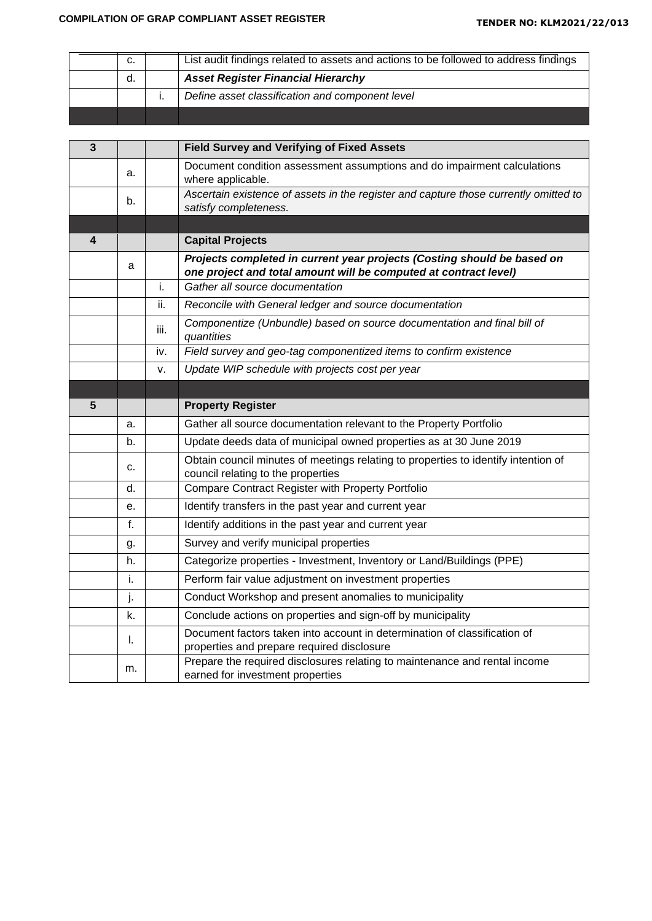| | | | |
|---|---|---|---|
| | c. | | List audit findings related to assets and actions to be followed to address findings |
| | d. | | ***Asset Register Financial Hierarchy*** |
| | | i. | *Define asset classification and component level* |
| | | | |

| | | | |
|---|---|---|---|
| **3** | | | **Field Survey and Verifying of Fixed Assets** |
| | a. | | Document condition assessment assumptions and do impairment calculations where applicable. |
| | b. | | *Ascertain existence of assets in the register and capture those currently omitted to satisfy completeness.* |
| | | | |
| **4** | | | **Capital Projects** |
| | a | | ***Projects completed in current year projects (Costing should be based on one project and total amount will be computed at contract level)*** |
| | | i. | *Gather all source documentation* |
| | | ii. | *Reconcile with General ledger and source documentation* |
| | | iii. | *Componentize (Unbundle) based on source documentation and final bill of quantities* |
| | | iv. | *Field survey and geo-tag componentized items to confirm existence* |
| | | v. | *Update WIP schedule with projects cost per year* |
| | | | |
| **5** | | | **Property Register** |
| | a. | | Gather all source documentation relevant to the Property Portfolio |
| | b. | | Update deeds data of municipal owned properties as at 30 June 2019 |
| | c. | | Obtain council minutes of meetings relating to properties to identify intention of council relating to the properties |
| | d. | | Compare Contract Register with Property Portfolio |
| | e. | | Identify transfers in the past year and current year |
| | f. | | Identify additions in the past year and current year |
| | g. | | Survey and verify municipal properties |
| | h. | | Categorize properties - Investment, Inventory or Land/Buildings (PPE) |
| | i. | | Perform fair value adjustment on investment properties |
| | j. | | Conduct Workshop and present anomalies to municipality |
| | k. | | Conclude actions on properties and sign-off by municipality |
| | l. | | Document factors taken into account in determination of classification of properties and prepare required disclosure |
| | m. | | Prepare the required disclosures relating to maintenance and rental income earned for investment properties |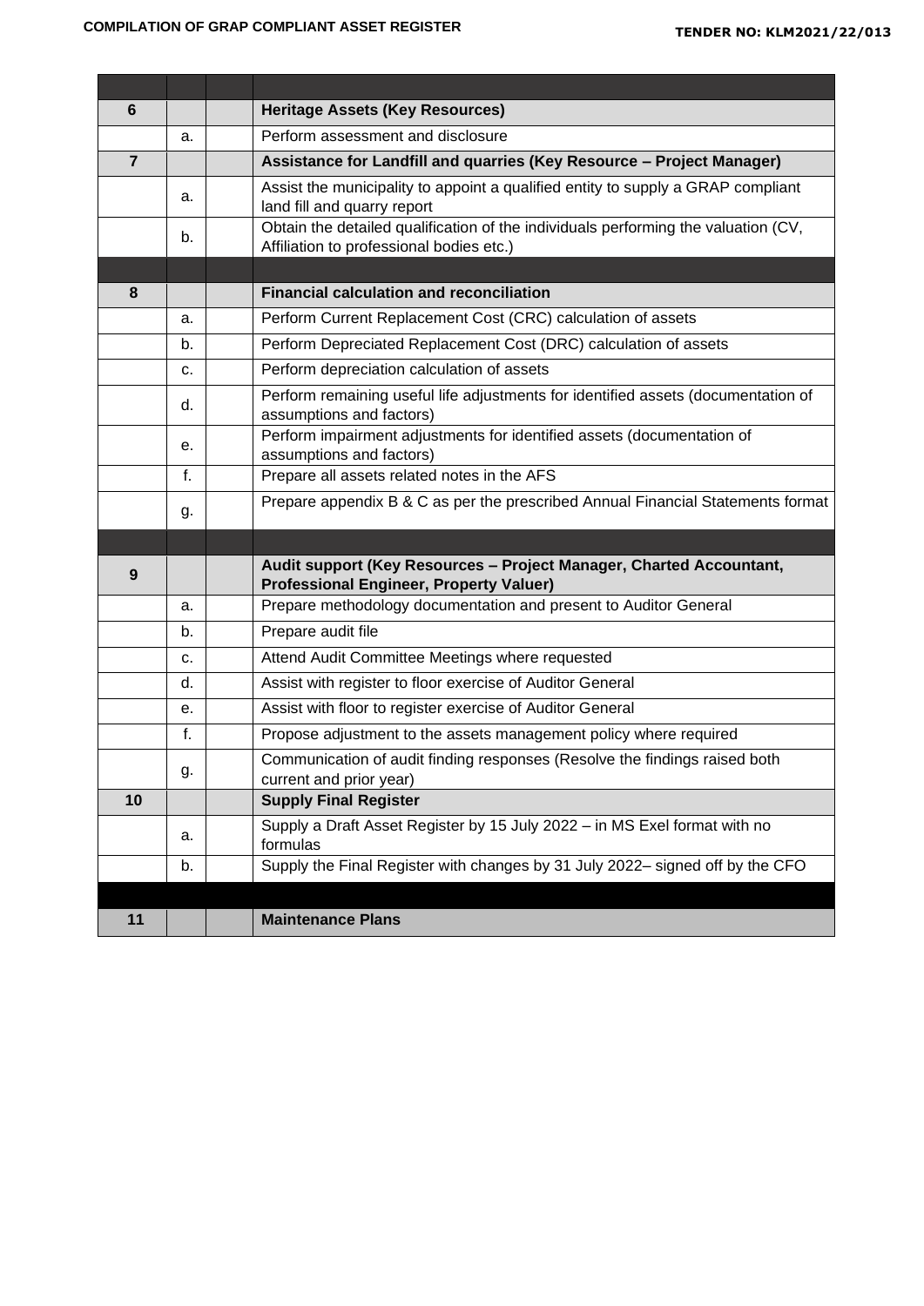| | | | |
|---|---|---|---|
| **6** | | | **Heritage Assets (Key Resources)** |
| | a. | | Perform assessment and disclosure |
| **7** | | | **Assistance for Landfill and quarries (Key Resource – Project Manager)** |
| | a. | | Assist the municipality to appoint a qualified entity to supply a GRAP compliant land fill and quarry report |
| | b. | | Obtain the detailed qualification of the individuals performing the valuation (CV, Affiliation to professional bodies etc.) |
| | | | |
| **8** | | | **Financial calculation and reconciliation** |
| | a. | | Perform Current Replacement Cost (CRC) calculation of assets |
| | b. | | Perform Depreciated Replacement Cost (DRC) calculation of assets |
| | c. | | Perform depreciation calculation of assets |
| | d. | | Perform remaining useful life adjustments for identified assets (documentation of assumptions and factors) |
| | e. | | Perform impairment adjustments for identified assets (documentation of assumptions and factors) |
| | f. | | Prepare all assets related notes in the AFS |
| | g. | | Prepare appendix B & C as per the prescribed Annual Financial Statements format |
| | | | |
| **9** | | | **Audit support (Key Resources – Project Manager, Charted Accountant, Professional Engineer, Property Valuer)** |
| | a. | | Prepare methodology documentation and present to Auditor General |
| | b. | | Prepare audit file |
| | c. | | Attend Audit Committee Meetings where requested |
| | d. | | Assist with register to floor exercise of Auditor General |
| | e. | | Assist with floor to register exercise of Auditor General |
| | f. | | Propose adjustment to the assets management policy where required |
| | g. | | Communication of audit finding responses (Resolve the findings raised both current and prior year) |
| **10** | | | **Supply Final Register** |
| | a. | | Supply a Draft Asset Register by 15 July 2022 – in MS Exel format with no formulas |
| | b. | | Supply the Final Register with changes by 31 July 2022– signed off by the CFO |
| | | | |
| **11** | | | **Maintenance Plans** |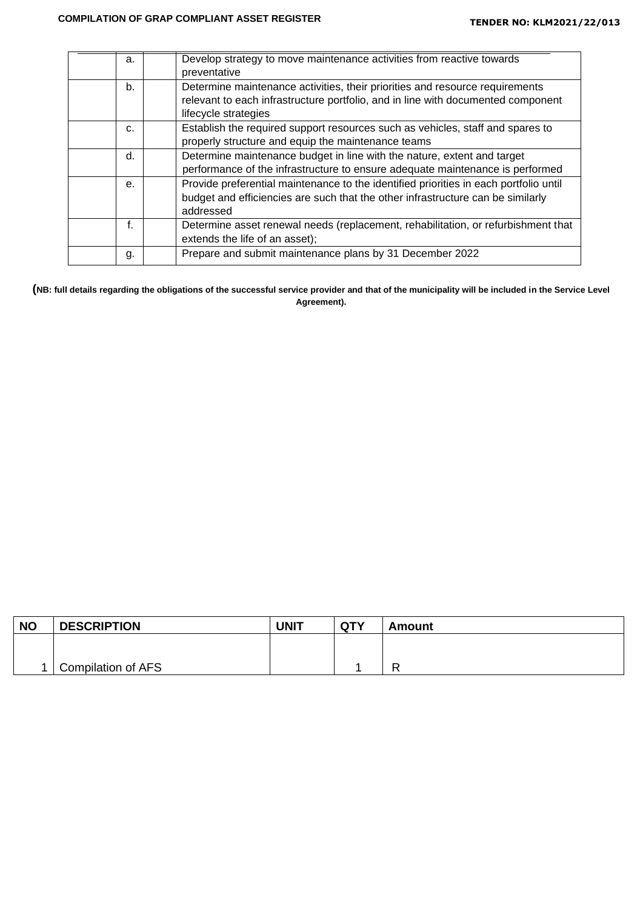| | | | |
|---|---|---|---|
| | a. | | Develop strategy to move maintenance activities from reactive towards preventative |
| | b. | | Determine maintenance activities, their priorities and resource requirements relevant to each infrastructure portfolio, and in line with documented component lifecycle strategies |
| | c. | | Establish the required support resources such as vehicles, staff and spares to properly structure and equip the maintenance teams |
| | d. | | Determine maintenance budget in line with the nature, extent and target performance of the infrastructure to ensure adequate maintenance is performed |
| | e. | | Provide preferential maintenance to the identified priorities in each portfolio until budget and efficiencies are such that the other infrastructure can be similarly addressed |
| | f. | | Determine asset renewal needs (replacement, rehabilitation, or refurbishment that extends the life of an asset); |
| | g. | | Prepare and submit maintenance plans by 31 December 2022 |

**(NB: full details regarding the obligations of the successful service provider and that of the municipality will be included in the Service Level Agreement).**

| NO | DESCRIPTION | UNIT | QTY | Amount |
|---|---|---|---|---|
| 1 | Compilation of AFS | | 1 | R |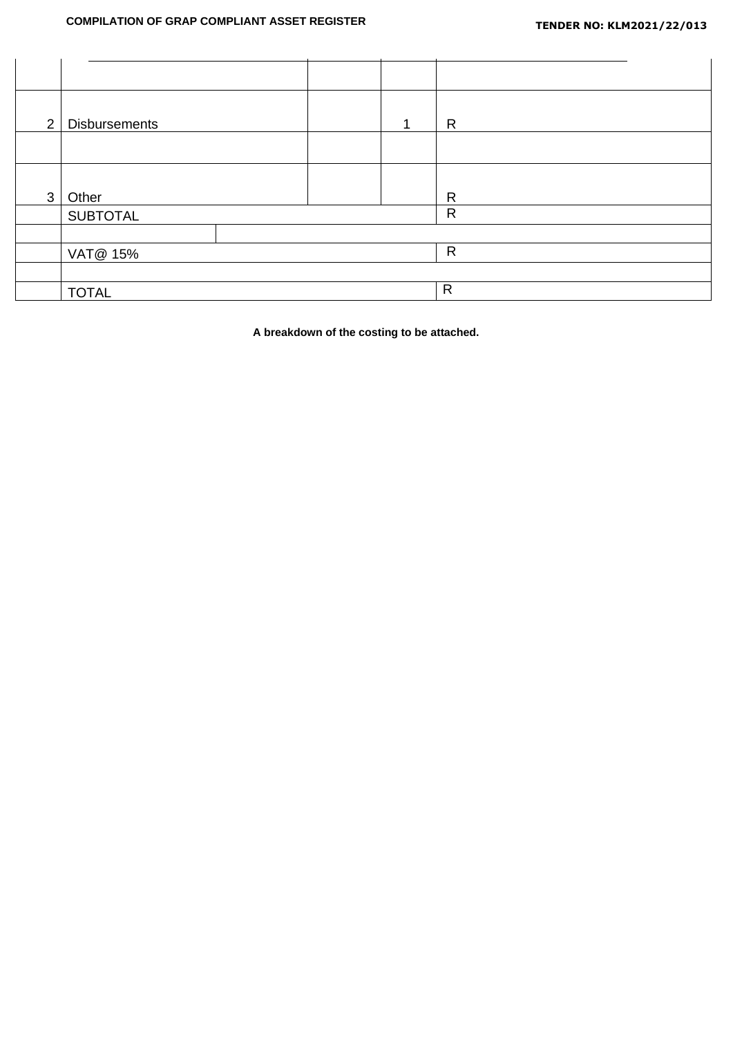|  |  |  |  |  |
| --- | --- | --- | --- | --- |
|  |  |  |  |  |
| 2 | Disbursements |  | 1 | R |
|  |  |  |  |  |
| 3 | Other |  |  | R |
|  | SUBTOTAL |  |  | R |
|  |  |  |  |  |
|  | VAT@ 15% |  |  | R |
|  |  |  |  |  |
|  | TOTAL |  |  | R |

**A breakdown of the costing to be attached.**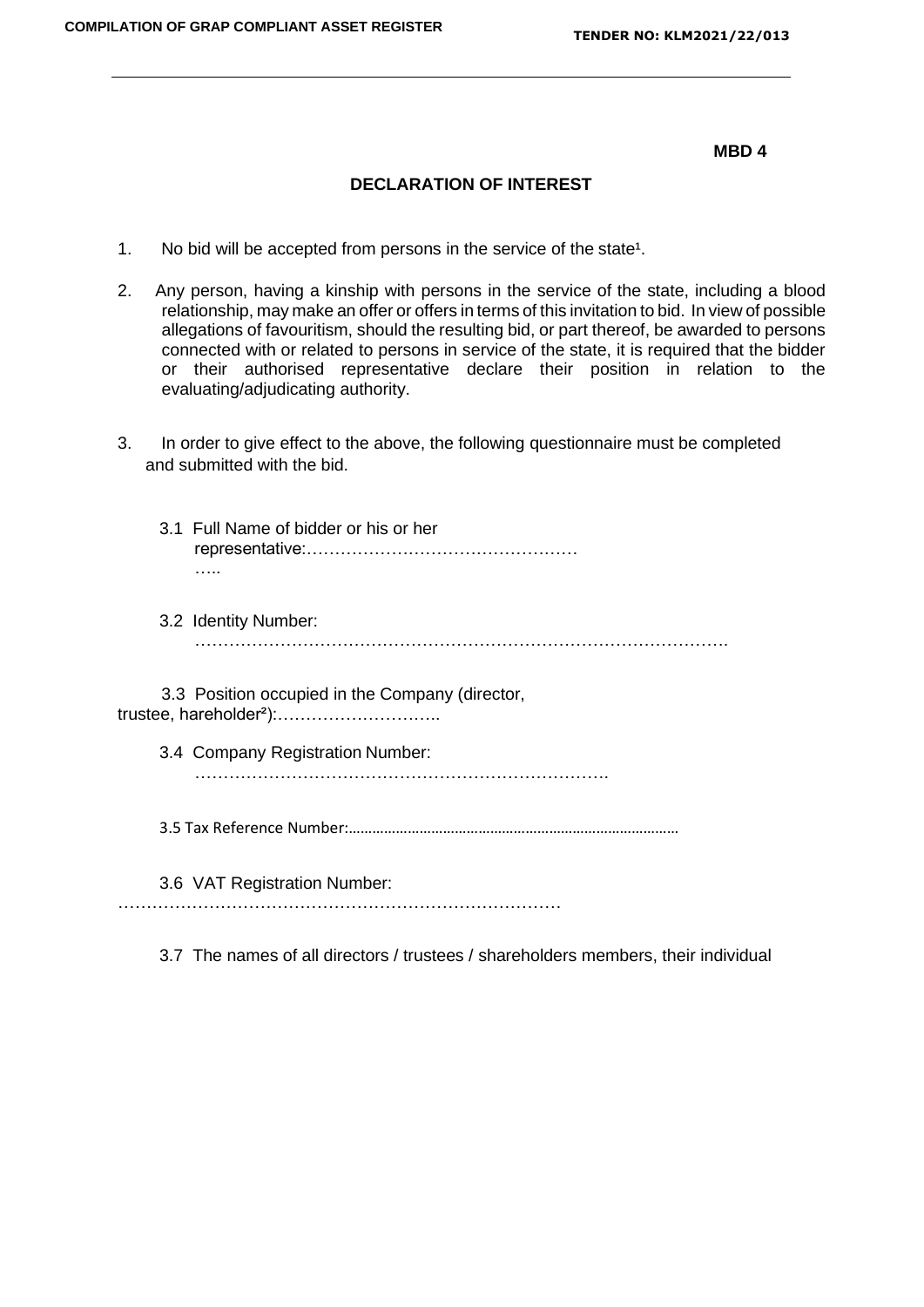**MBD 4**

## DECLARATION OF INTEREST

1. No bid will be accepted from persons in the service of the state[1].

2. Any person, having a kinship with persons in the service of the state, including a blood relationship, may make an offer or offers in terms of this invitation to bid. In view of possible allegations of favouritism, should the resulting bid, or part thereof, be awarded to persons connected with or related to persons in service of the state, it is required that the bidder or their authorised representative declare their position in relation to the evaluating/adjudicating authority.

3. In order to give effect to the above, the following questionnaire must be completed and submitted with the bid.

   3.1 Full Name of bidder or his or her representative:…………………………………………
   …..

   3.2 Identity Number:
   ………………………………………………………………………………….

   3.3 Position occupied in the Company (director, trustee, hareholder[2]):………………………..

   3.4 Company Registration Number:
   ……………………………………………………………….

   3.5 Tax Reference Number:……………………………………………………………………………

   3.6 VAT Registration Number:
   ……………………………………………………………………

   3.7 The names of all directors / trustees / shareholders members, their individual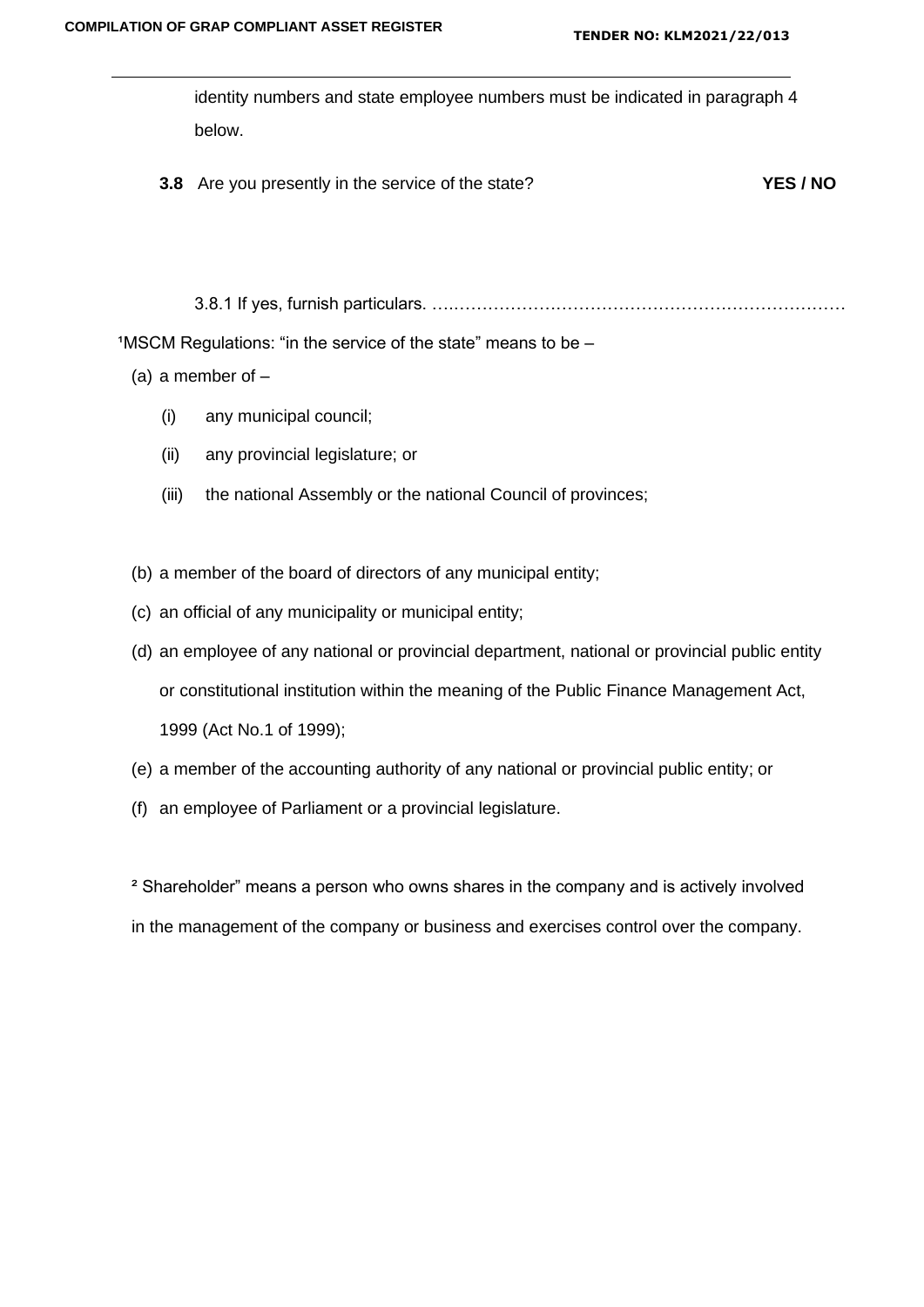identity numbers and state employee numbers must be indicated in paragraph 4 below.

**3.8** Are you presently in the service of the state? **YES / NO**

3.8.1 If yes, furnish particulars. ….……………………………………………………………

[1]MSCM Regulations: "in the service of the state" means to be –

(a) a member of –

   (i) any municipal council;

   (ii) any provincial legislature; or

   (iii) the national Assembly or the national Council of provinces;

(b) a member of the board of directors of any municipal entity;

(c) an official of any municipality or municipal entity;

(d) an employee of any national or provincial department, national or provincial public entity or constitutional institution within the meaning of the Public Finance Management Act, 1999 (Act No.1 of 1999);

(e) a member of the accounting authority of any national or provincial public entity; or

(f) an employee of Parliament or a provincial legislature.

[2] Shareholder" means a person who owns shares in the company and is actively involved in the management of the company or business and exercises control over the company.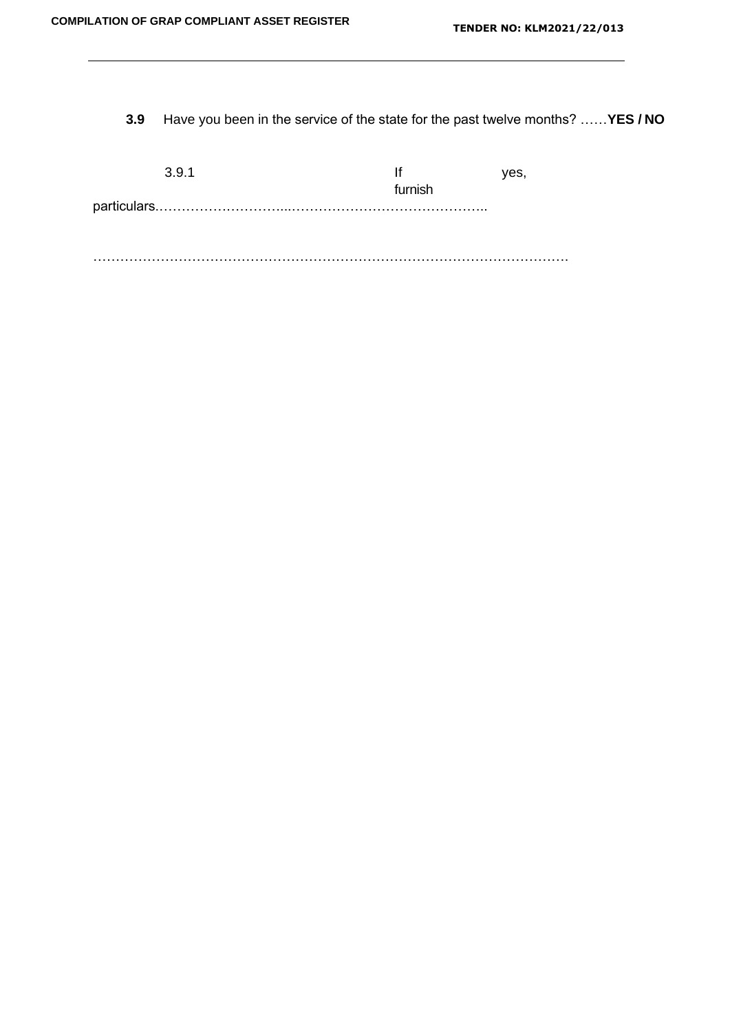**3.9** Have you been in the service of the state for the past twelve months? ……**YES / NO**

3.9.1 If yes, furnish particulars.…………………………...……………………………………..

…………………………………………………………………………………………………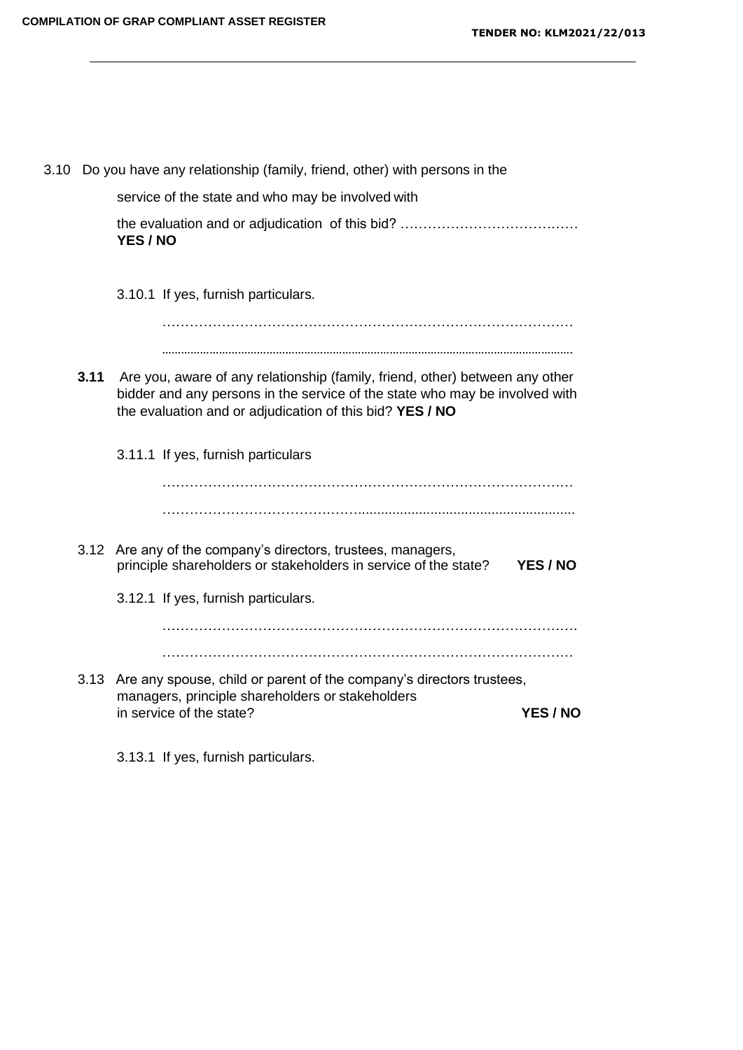3.10 Do you have any relationship (family, friend, other) with persons in the service of the state and who may be involved with the evaluation and or adjudication of this bid? ………………………………… **YES / NO**

3.10.1 If yes, furnish particulars.

……………………………………………………………………………

……………………………………………………………………………

**3.11** Are you, aware of any relationship (family, friend, other) between any other bidder and any persons in the service of the state who may be involved with the evaluation and or adjudication of this bid? **YES / NO**

3.11.1 If yes, furnish particulars

……………………………………………………………………………

……………………………………………………………………………

3.12 Are any of the company's directors, trustees, managers, principle shareholders or stakeholders in service of the state? **YES / NO**

3.12.1 If yes, furnish particulars.

……………………………………………………………………………

……………………………………………………………………………

3.13 Are any spouse, child or parent of the company's directors trustees, managers, principle shareholders or stakeholders in service of the state? **YES / NO**

3.13.1 If yes, furnish particulars.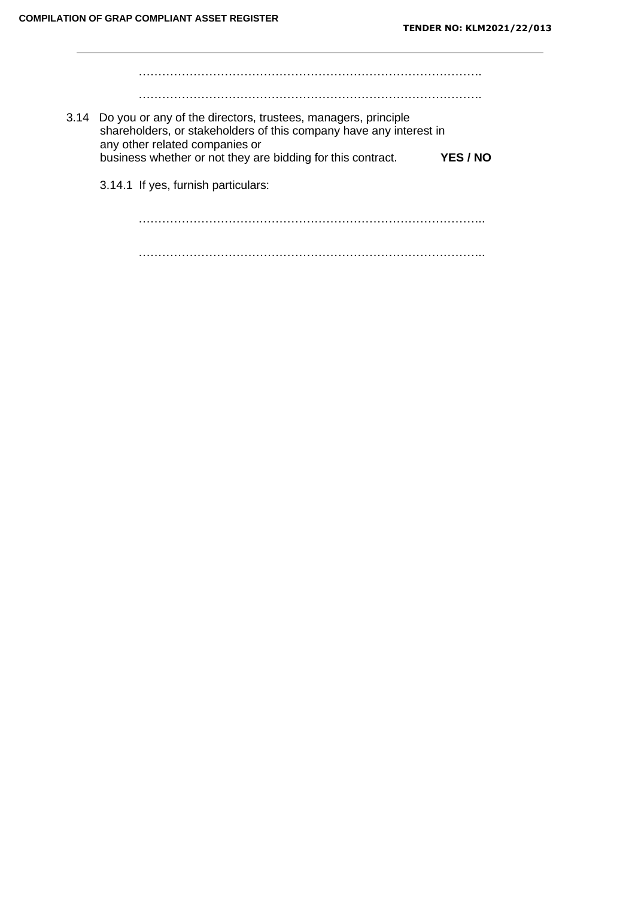…………………………………………………………………………….

…………………………………………………………………………….

3.14 Do you or any of the directors, trustees, managers, principle shareholders, or stakeholders of this company have any interest in any other related companies or business whether or not they are bidding for this contract. **YES / NO**

3.14.1 If yes, furnish particulars:

……………………………………………………………………………..

……………………………………………………………………………..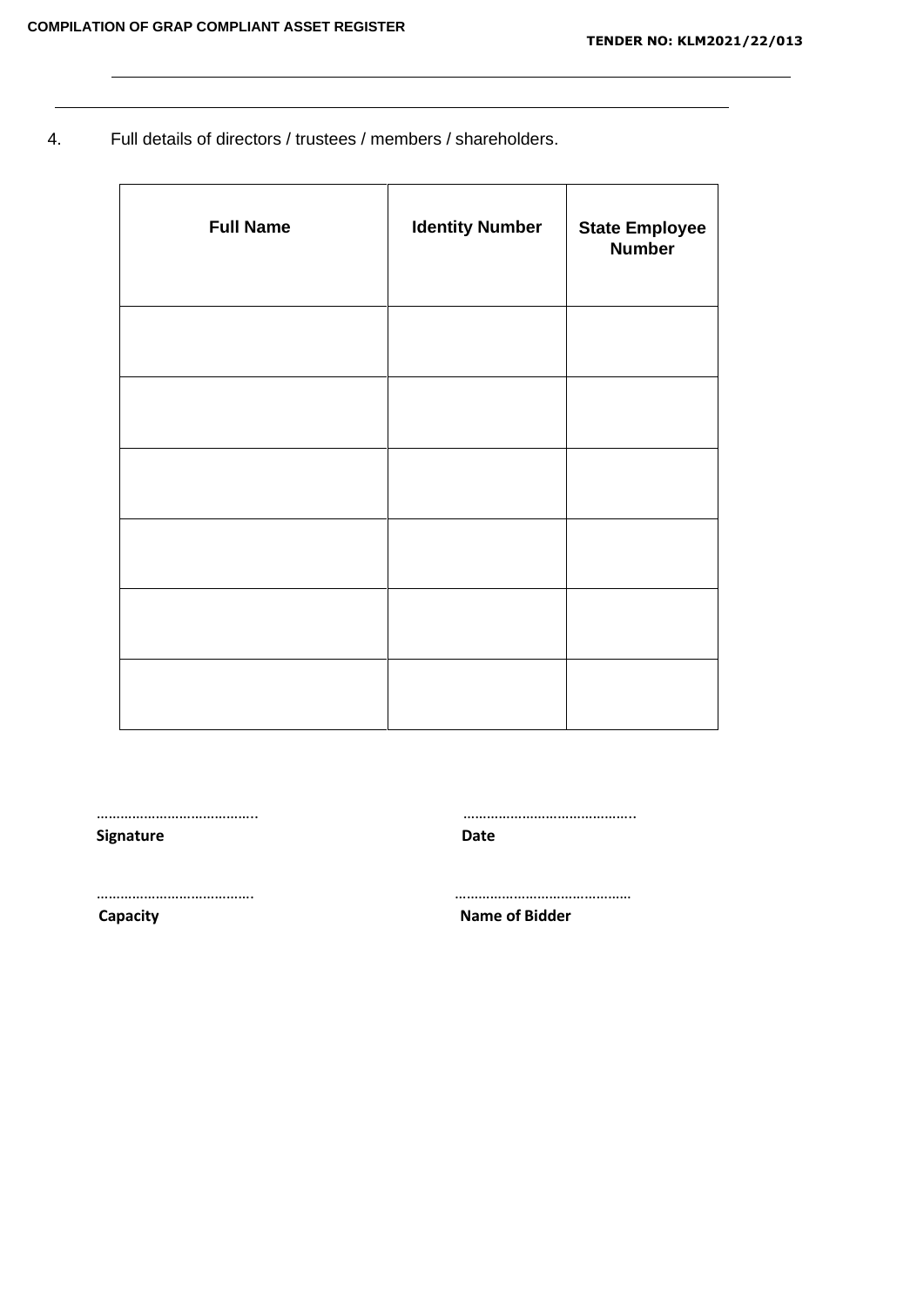4. Full details of directors / trustees / members / shareholders.

| Full Name | Identity Number | State Employee Number |
|---|---|---|
| | | |
| | | |
| | | |
| | | |
| | | |
| | | |

……………………………….. ……………………………………..
**Signature** **Date**

………………………………. ………………………………………
**Capacity** **Name of Bidder**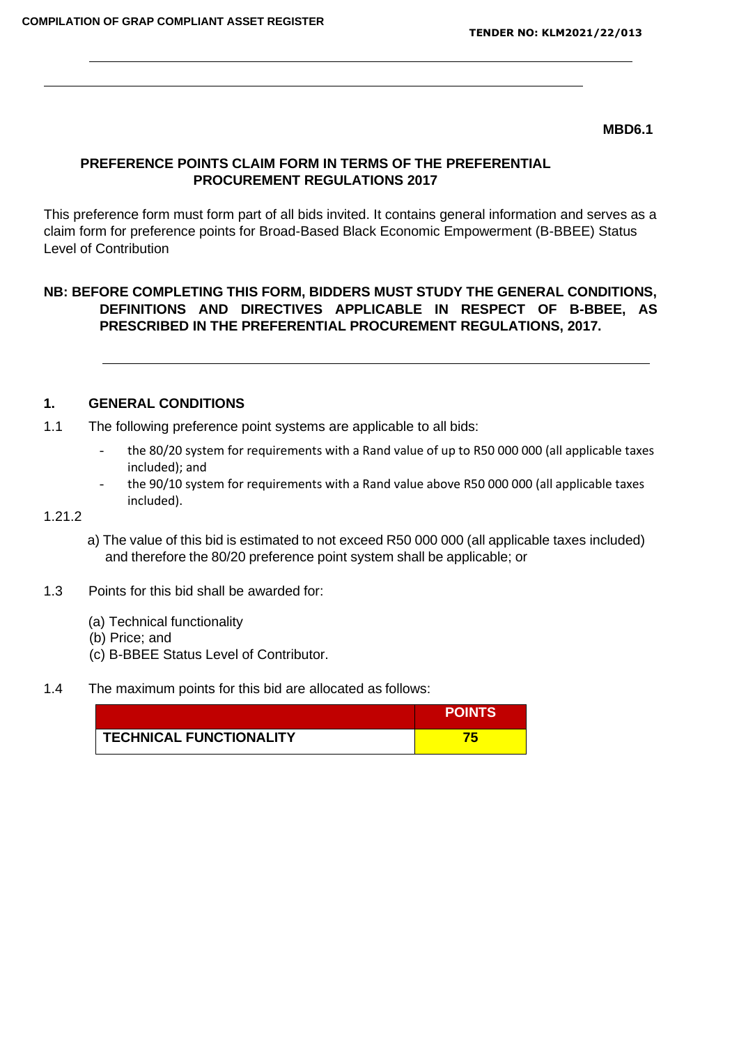MBD6.1

## PREFERENCE POINTS CLAIM FORM IN TERMS OF THE PREFERENTIAL PROCUREMENT REGULATIONS 2017

This preference form must form part of all bids invited. It contains general information and serves as a claim form for preference points for Broad-Based Black Economic Empowerment (B-BBEE) Status Level of Contribution

**NB: BEFORE COMPLETING THIS FORM, BIDDERS MUST STUDY THE GENERAL CONDITIONS, DEFINITIONS AND DIRECTIVES APPLICABLE IN RESPECT OF B-BBEE, AS PRESCRIBED IN THE PREFERENTIAL PROCUREMENT REGULATIONS, 2017.**

### 1. GENERAL CONDITIONS

1.1 The following preference point systems are applicable to all bids:

- the 80/20 system for requirements with a Rand value of up to R50 000 000 (all applicable taxes included); and
- the 90/10 system for requirements with a Rand value above R50 000 000 (all applicable taxes included).

1.21.2

a) The value of this bid is estimated to not exceed R50 000 000 (all applicable taxes included) and therefore the 80/20 preference point system shall be applicable; or

1.3 Points for this bid shall be awarded for:

(a) Technical functionality
(b) Price; and
(c) B-BBEE Status Level of Contributor.

1.4 The maximum points for this bid are allocated as follows:

| | POINTS |
|---|---|
| TECHNICAL FUNCTIONALITY | 75 |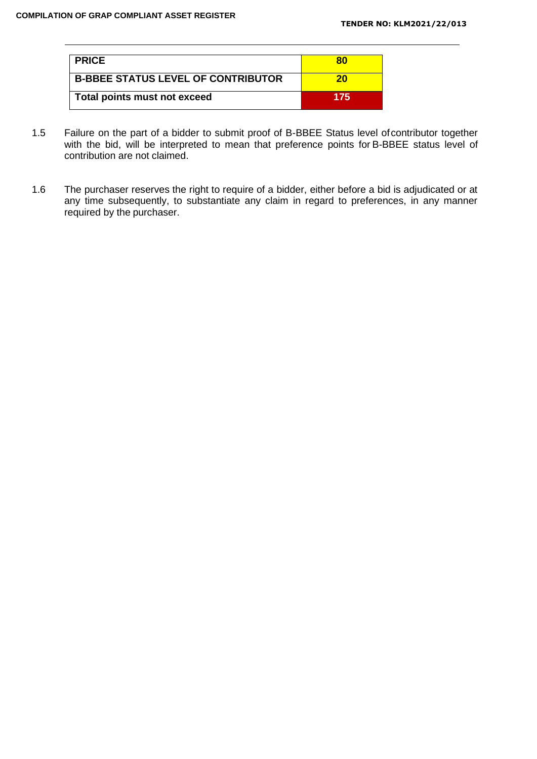| PRICE | 80 |
|---|---|
| B-BBEE STATUS LEVEL OF CONTRIBUTOR | 20 |
| Total points must not exceed | 175 |

1.5 Failure on the part of a bidder to submit proof of B-BBEE Status level of contributor together with the bid, will be interpreted to mean that preference points for B-BBEE status level of contribution are not claimed.

1.6 The purchaser reserves the right to require of a bidder, either before a bid is adjudicated or at any time subsequently, to substantiate any claim in regard to preferences, in any manner required by the purchaser.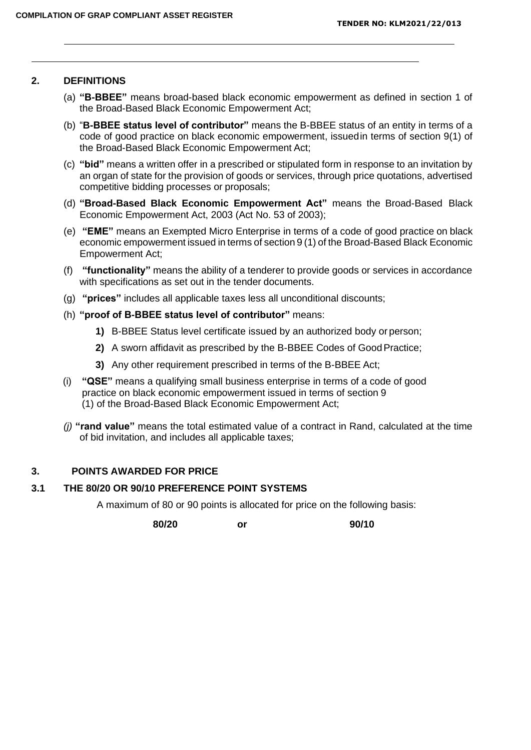## 2. DEFINITIONS

(a) **"B-BBEE"** means broad-based black economic empowerment as defined in section 1 of the Broad-Based Black Economic Empowerment Act;

(b) "**B-BBEE status level of contributor"** means the B-BBEE status of an entity in terms of a code of good practice on black economic empowerment, issuedin terms of section 9(1) of the Broad-Based Black Economic Empowerment Act;

(c) **"bid"** means a written offer in a prescribed or stipulated form in response to an invitation by an organ of state for the provision of goods or services, through price quotations, advertised competitive bidding processes or proposals;

(d) **"Broad-Based Black Economic Empowerment Act"** means the Broad-Based Black Economic Empowerment Act, 2003 (Act No. 53 of 2003);

(e) **"EME"** means an Exempted Micro Enterprise in terms of a code of good practice on black economic empowerment issued in terms of section 9 (1) of the Broad-Based Black Economic Empowerment Act;

(f) **"functionality"** means the ability of a tenderer to provide goods or services in accordance with specifications as set out in the tender documents.

(g) **"prices"** includes all applicable taxes less all unconditional discounts;

(h) **"proof of B-BBEE status level of contributor"** means:

1. B-BBEE Status level certificate issued by an authorized body or person;
2. A sworn affidavit as prescribed by the B-BBEE Codes of Good Practice;
3. Any other requirement prescribed in terms of the B-BBEE Act;

(i) **"QSE"** means a qualifying small business enterprise in terms of a code of good practice on black economic empowerment issued in terms of section 9 (1) of the Broad-Based Black Economic Empowerment Act;

*(j)* **"rand value"** means the total estimated value of a contract in Rand, calculated at the time of bid invitation, and includes all applicable taxes;

## 3. POINTS AWARDED FOR PRICE

### 3.1 THE 80/20 OR 90/10 PREFERENCE POINT SYSTEMS

A maximum of 80 or 90 points is allocated for price on the following basis:

**80/20** **or** **90/10**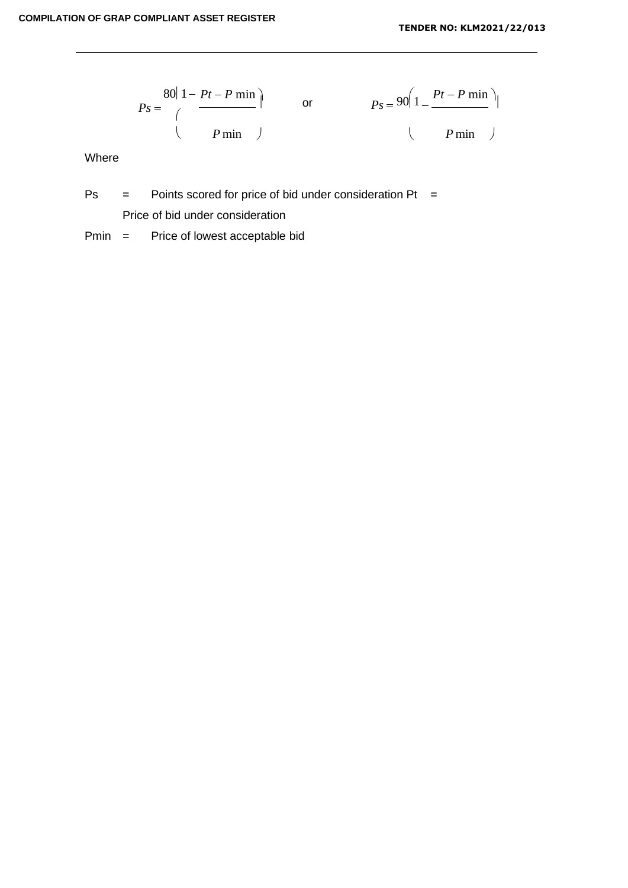$$Ps = 80\left(1 - \frac{Pt - P\min}{P\min}\right) \quad \text{or} \quad Ps = 90\left(1 - \frac{Pt - P\min}{P\min}\right)$$

Where

Ps = Points scored for price of bid under consideration Pt = Price of bid under consideration

Pmin = Price of lowest acceptable bid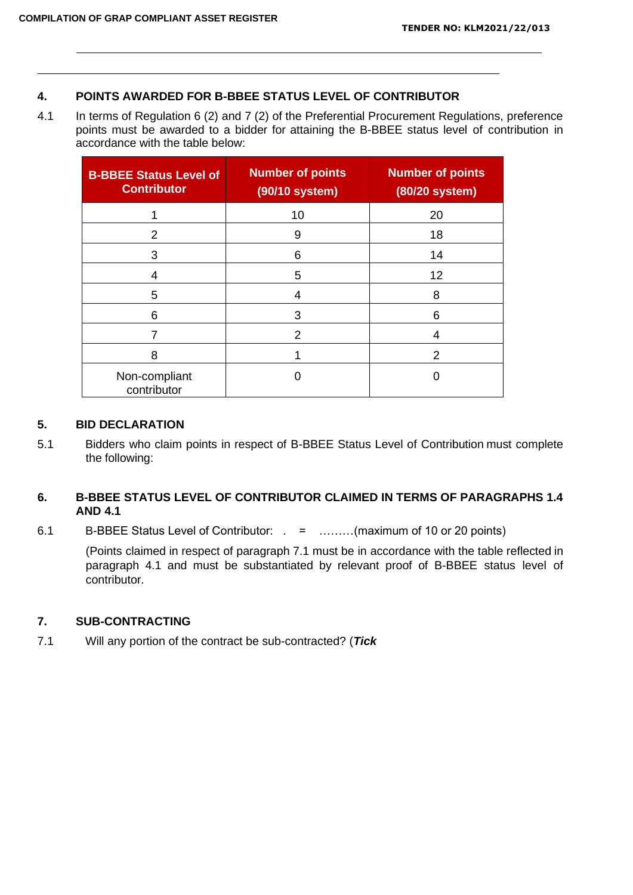## 4. POINTS AWARDED FOR B-BBEE STATUS LEVEL OF CONTRIBUTOR

4.1 In terms of Regulation 6 (2) and 7 (2) of the Preferential Procurement Regulations, preference points must be awarded to a bidder for attaining the B-BBEE status level of contribution in accordance with the table below:

| B-BBEE Status Level of Contributor | Number of points (90/10 system) | Number of points (80/20 system) |
|---|---|---|
| 1 | 10 | 20 |
| 2 | 9 | 18 |
| 3 | 6 | 14 |
| 4 | 5 | 12 |
| 5 | 4 | 8 |
| 6 | 3 | 6 |
| 7 | 2 | 4 |
| 8 | 1 | 2 |
| Non-compliant contributor | 0 | 0 |

## 5. BID DECLARATION

5.1 Bidders who claim points in respect of B-BBEE Status Level of Contribution must complete the following:

## 6. B-BBEE STATUS LEVEL OF CONTRIBUTOR CLAIMED IN TERMS OF PARAGRAPHS 1.4 AND 4.1

6.1 B-BBEE Status Level of Contributor: . = ………(maximum of 10 or 20 points)

(Points claimed in respect of paragraph 7.1 must be in accordance with the table reflected in paragraph 4.1 and must be substantiated by relevant proof of B-BBEE status level of contributor.

## 7. SUB-CONTRACTING

7.1 Will any portion of the contract be sub-contracted? (***Tick***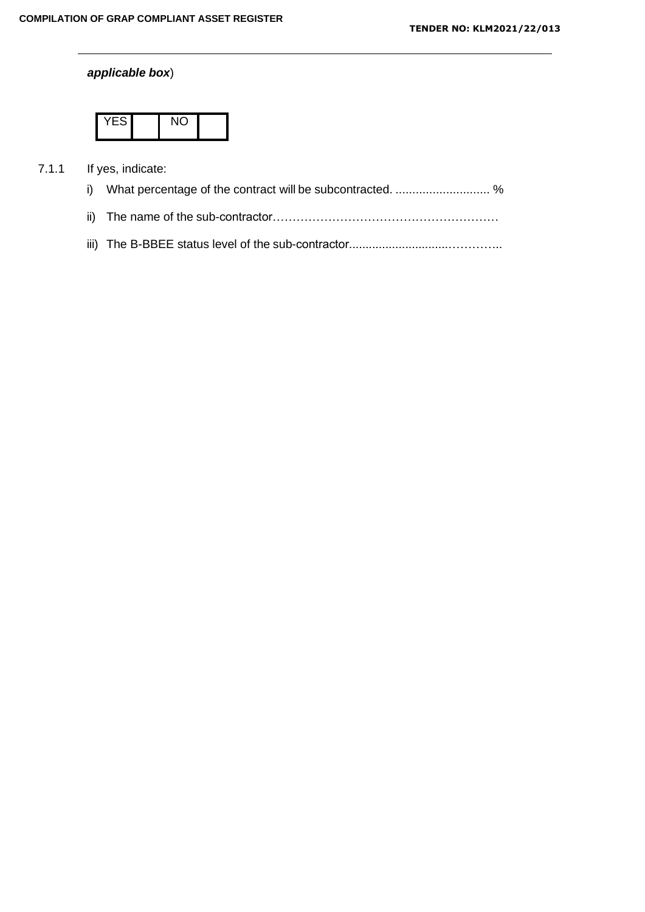***applicable box***)

| YES | | NO | |
|---|---|---|---|

7.1.1 If yes, indicate:

i) What percentage of the contract will be subcontracted. ............................ %

ii) The name of the sub-contractor…………………………………………………

iii) The B-BBEE status level of the sub-contractor.............................…………..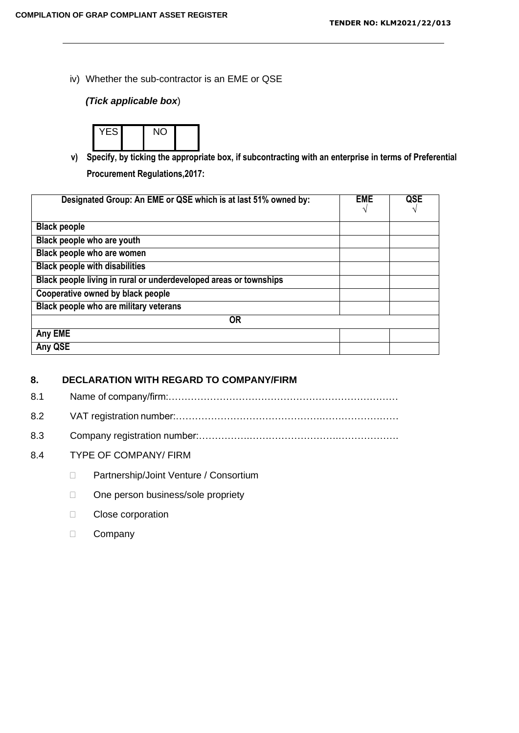iv) Whether the sub-contractor is an EME or QSE

*(Tick applicable box*)

| YES | | NO | |
|---|---|---|---|

**v) Specify, by ticking the appropriate box, if subcontracting with an enterprise in terms of Preferential Procurement Regulations,2017:**

| Designated Group: An EME or QSE which is at last 51% owned by: | EME √ | QSE √ |
|---|---|---|
| **Black people** | | |
| **Black people who are youth** | | |
| **Black people who are women** | | |
| **Black people with disabilities** | | |
| **Black people living in rural or underdeveloped areas or townships** | | |
| **Cooperative owned by black people** | | |
| **Black people who are military veterans** | | |
| **OR** | | |
| **Any EME** | | |
| **Any QSE** | | |

## 8. DECLARATION WITH REGARD TO COMPANY/FIRM

8.1 Name of company/firm:………………………………………………………………

8.2 VAT registration number:……………………………………….…………………

8.3 Company registration number:…………….……………………….……………….

8.4 TYPE OF COMPANY/ FIRM

- Partnership/Joint Venture / Consortium
- One person business/sole propriety
- Close corporation
- Company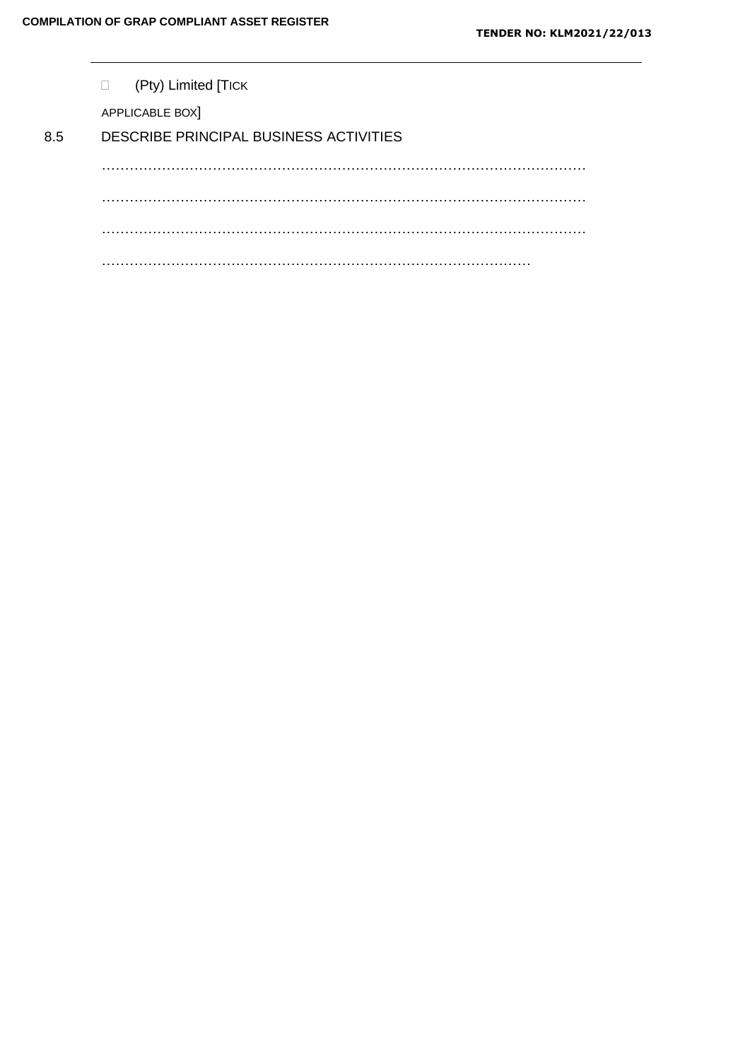□ (Pty) Limited [TICK APPLICABLE BOX]

8.5 DESCRIBE PRINCIPAL BUSINESS ACTIVITIES

…………………………………………………………………………………………

…………………………………………………………………………………………

…………………………………………………………………………………………

…………………………………………………………………………………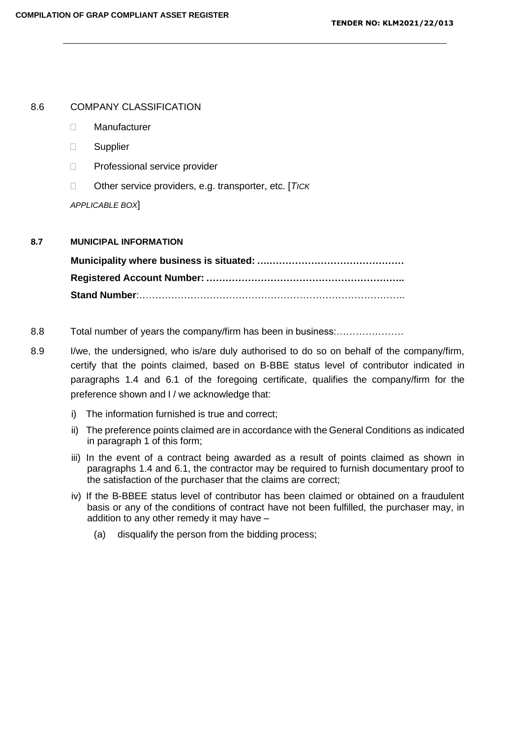8.6 COMPANY CLASSIFICATION

- Manufacturer
- Supplier
- Professional service provider
- Other service providers, e.g. transporter, etc. [*TICK APPLICABLE BOX*]

**8.7 MUNICIPAL INFORMATION**

**Municipality where business is situated: ….……………………………………**

**Registered Account Number: …………………………………………………..**

**Stand Number**:………………………………………………………………………..

8.8 Total number of years the company/firm has been in business:…………………

8.9 I/we, the undersigned, who is/are duly authorised to do so on behalf of the company/firm, certify that the points claimed, based on B-BBE status level of contributor indicated in paragraphs 1.4 and 6.1 of the foregoing certificate, qualifies the company/firm for the preference shown and I / we acknowledge that:

i) The information furnished is true and correct;

ii) The preference points claimed are in accordance with the General Conditions as indicated in paragraph 1 of this form;

iii) In the event of a contract being awarded as a result of points claimed as shown in paragraphs 1.4 and 6.1, the contractor may be required to furnish documentary proof to the satisfaction of the purchaser that the claims are correct;

iv) If the B-BBEE status level of contributor has been claimed or obtained on a fraudulent basis or any of the conditions of contract have not been fulfilled, the purchaser may, in addition to any other remedy it may have –

(a) disqualify the person from the bidding process;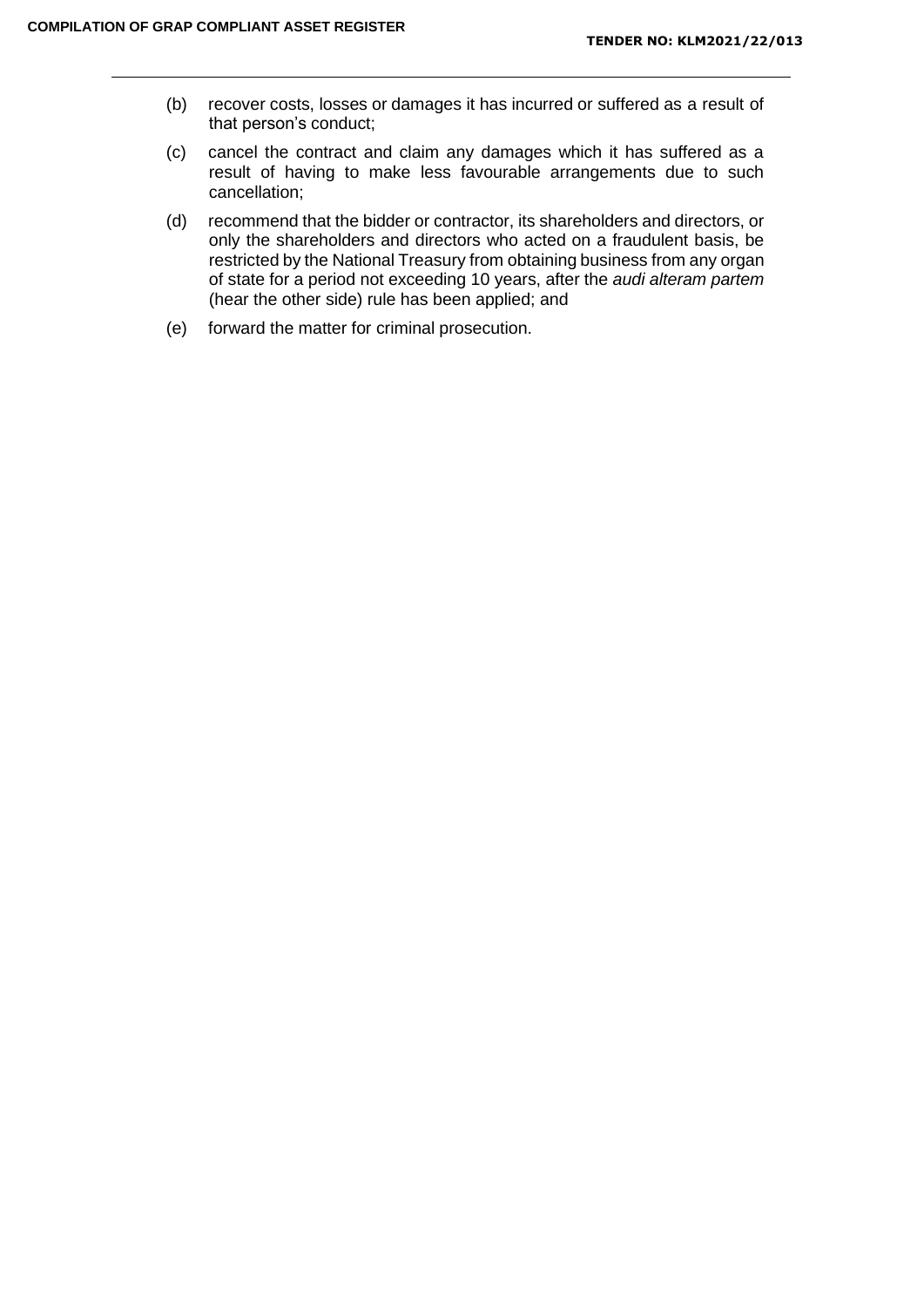(b) recover costs, losses or damages it has incurred or suffered as a result of that person's conduct;

(c) cancel the contract and claim any damages which it has suffered as a result of having to make less favourable arrangements due to such cancellation;

(d) recommend that the bidder or contractor, its shareholders and directors, or only the shareholders and directors who acted on a fraudulent basis, be restricted by the National Treasury from obtaining business from any organ of state for a period not exceeding 10 years, after the *audi alteram partem* (hear the other side) rule has been applied; and

(e) forward the matter for criminal prosecution.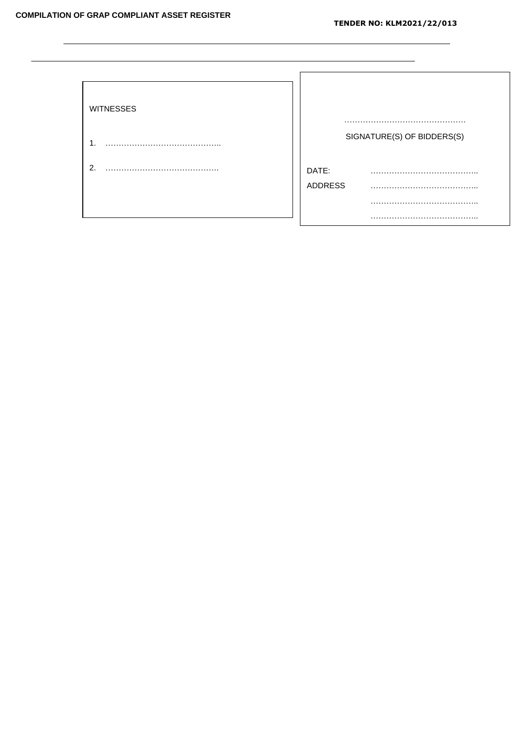WITNESSES

1. ……………………………………..

2. …………………………………….

……………………………………….

SIGNATURE(S) OF BIDDERS(S)

DATE: …………………………………..

ADDRESS …………………………………..

…………………………………..

…………………………………..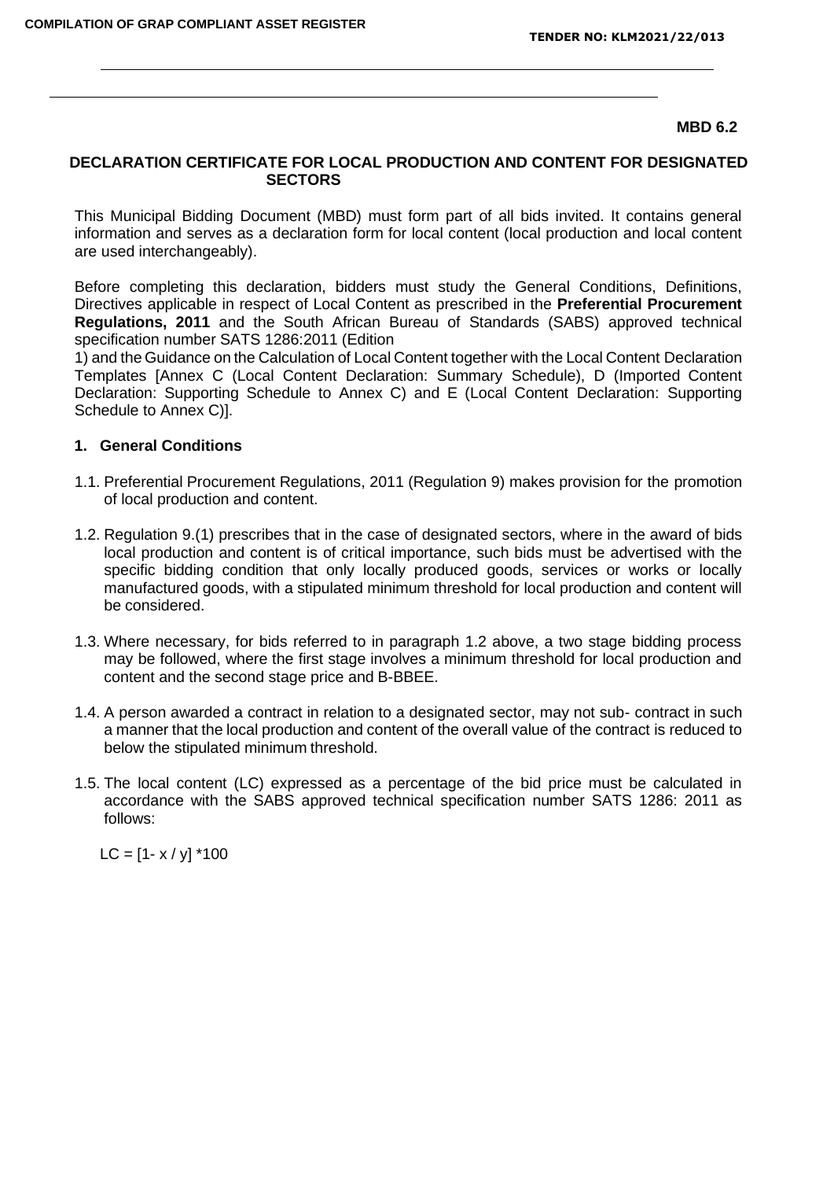**MBD 6.2**

## DECLARATION CERTIFICATE FOR LOCAL PRODUCTION AND CONTENT FOR DESIGNATED SECTORS

This Municipal Bidding Document (MBD) must form part of all bids invited. It contains general information and serves as a declaration form for local content (local production and local content are used interchangeably).

Before completing this declaration, bidders must study the General Conditions, Definitions, Directives applicable in respect of Local Content as prescribed in the **Preferential Procurement Regulations, 2011** and the South African Bureau of Standards (SABS) approved technical specification number SATS 1286:2011 (Edition 1) and the Guidance on the Calculation of Local Content together with the Local Content Declaration Templates [Annex C (Local Content Declaration: Summary Schedule), D (Imported Content Declaration: Supporting Schedule to Annex C) and E (Local Content Declaration: Supporting Schedule to Annex C)].

### 1. General Conditions

1.1. Preferential Procurement Regulations, 2011 (Regulation 9) makes provision for the promotion of local production and content.

1.2. Regulation 9.(1) prescribes that in the case of designated sectors, where in the award of bids local production and content is of critical importance, such bids must be advertised with the specific bidding condition that only locally produced goods, services or works or locally manufactured goods, with a stipulated minimum threshold for local production and content will be considered.

1.3. Where necessary, for bids referred to in paragraph 1.2 above, a two stage bidding process may be followed, where the first stage involves a minimum threshold for local production and content and the second stage price and B-BBEE.

1.4. A person awarded a contract in relation to a designated sector, may not sub- contract in such a manner that the local production and content of the overall value of the contract is reduced to below the stipulated minimum threshold.

1.5. The local content (LC) expressed as a percentage of the bid price must be calculated in accordance with the SABS approved technical specification number SATS 1286: 2011 as follows:

$$LC = [1 - x / y] * 100$$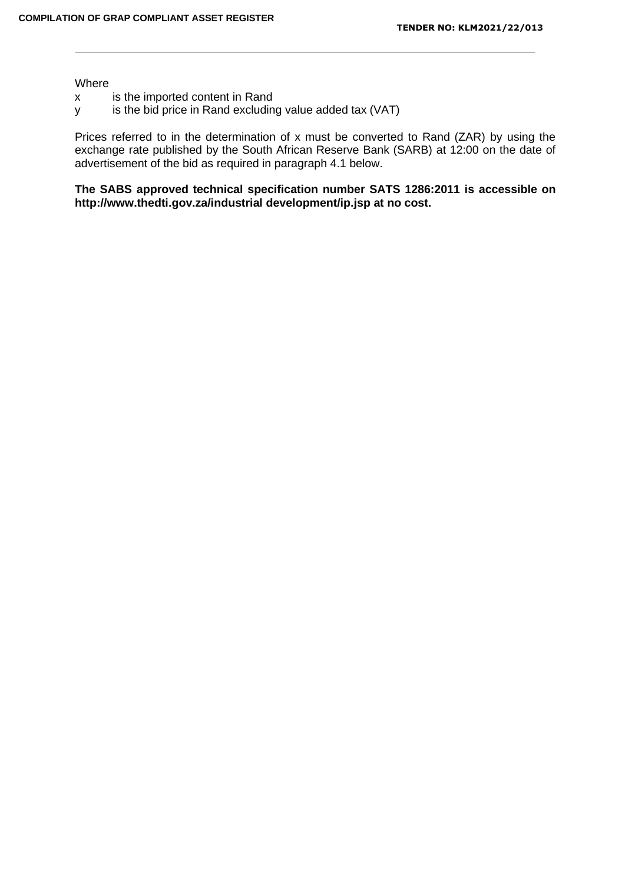Where

$x$ is the imported content in Rand

$y$ is the bid price in Rand excluding value added tax (VAT)

Prices referred to in the determination of $x$ must be converted to Rand (ZAR) by using the exchange rate published by the South African Reserve Bank (SARB) at 12:00 on the date of advertisement of the bid as required in paragraph 4.1 below.

**The SABS approved technical specification number SATS 1286:2011 is accessible on http://www.thedti.gov.za/industrial development/ip.jsp at no cost.**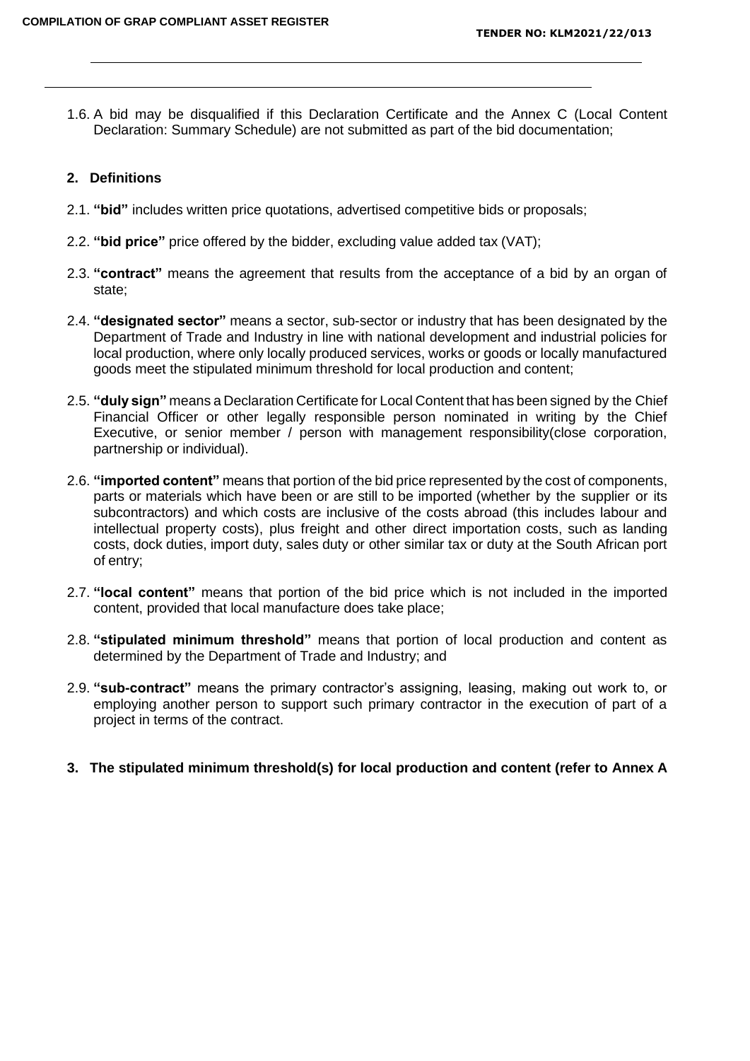1.6. A bid may be disqualified if this Declaration Certificate and the Annex C (Local Content Declaration: Summary Schedule) are not submitted as part of the bid documentation;

## 2. Definitions

2.1. **"bid"** includes written price quotations, advertised competitive bids or proposals;

2.2. **"bid price"** price offered by the bidder, excluding value added tax (VAT);

2.3. **"contract"** means the agreement that results from the acceptance of a bid by an organ of state;

2.4. **"designated sector"** means a sector, sub-sector or industry that has been designated by the Department of Trade and Industry in line with national development and industrial policies for local production, where only locally produced services, works or goods or locally manufactured goods meet the stipulated minimum threshold for local production and content;

2.5. **"duly sign"** means a Declaration Certificate for Local Content that has been signed by the Chief Financial Officer or other legally responsible person nominated in writing by the Chief Executive, or senior member / person with management responsibility(close corporation, partnership or individual).

2.6. **"imported content"** means that portion of the bid price represented by the cost of components, parts or materials which have been or are still to be imported (whether by the supplier or its subcontractors) and which costs are inclusive of the costs abroad (this includes labour and intellectual property costs), plus freight and other direct importation costs, such as landing costs, dock duties, import duty, sales duty or other similar tax or duty at the South African port of entry;

2.7. **"local content"** means that portion of the bid price which is not included in the imported content, provided that local manufacture does take place;

2.8. **"stipulated minimum threshold"** means that portion of local production and content as determined by the Department of Trade and Industry; and

2.9. **"sub-contract"** means the primary contractor's assigning, leasing, making out work to, or employing another person to support such primary contractor in the execution of part of a project in terms of the contract.

## 3. The stipulated minimum threshold(s) for local production and content (refer to Annex A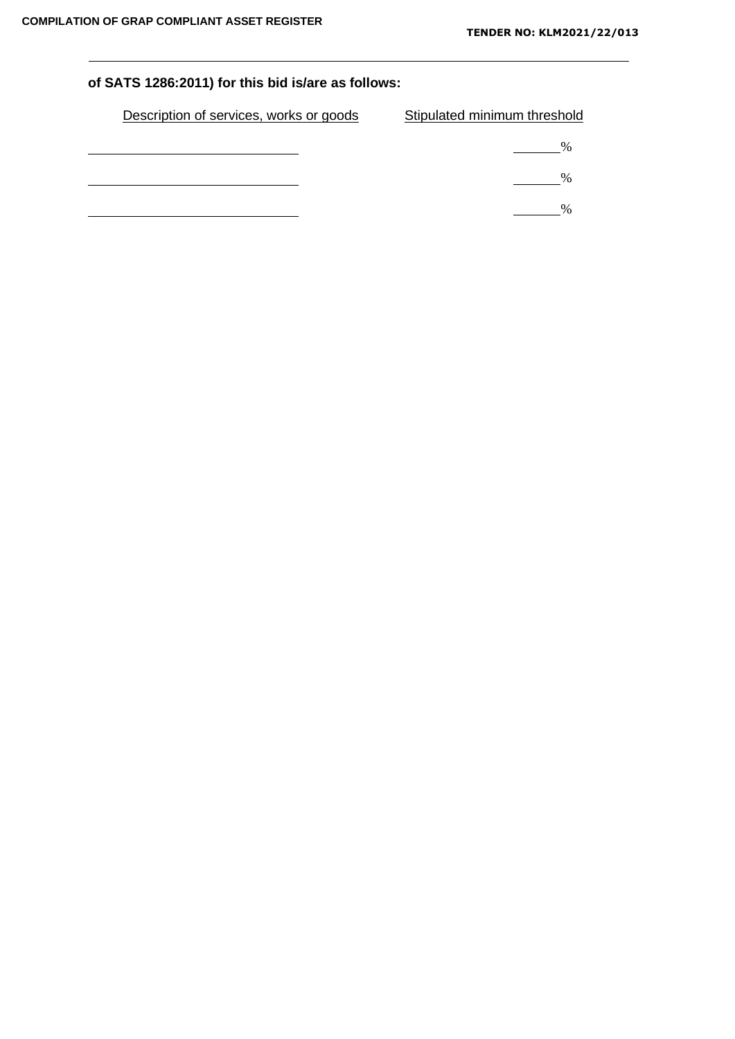**of SATS 1286:2011) for this bid is/are as follows:**

| Description of services, works or goods | Stipulated minimum threshold |
|---|---|
| ______________________________ | _______% |
| ______________________________ | _______% |
| ______________________________ | _______% |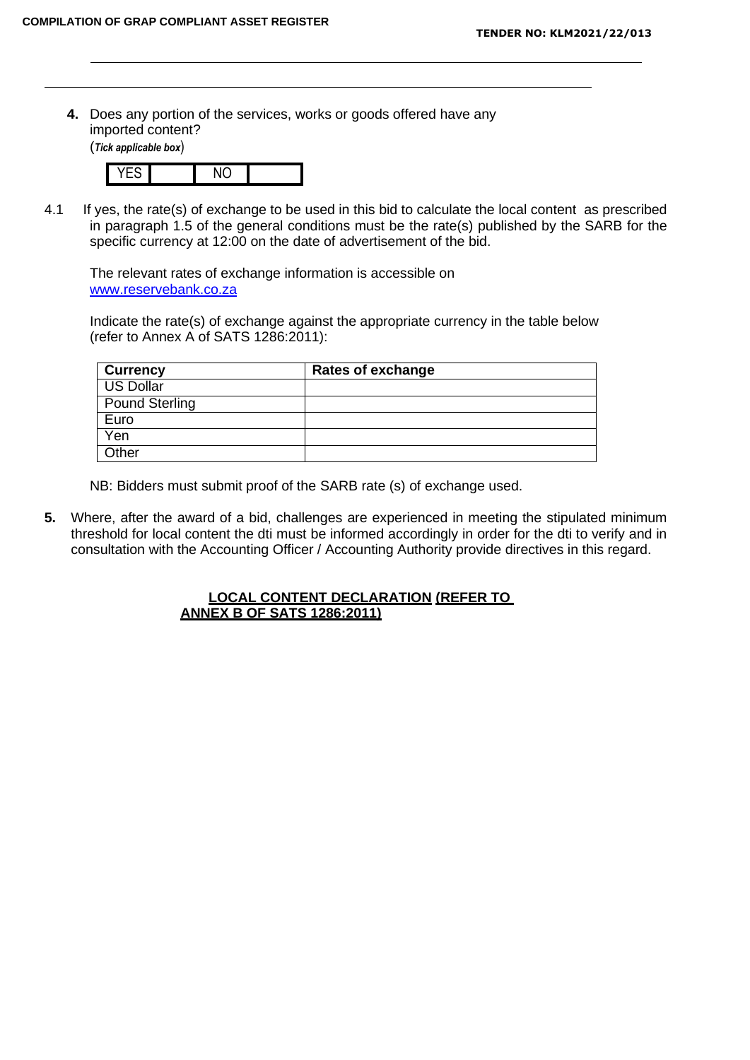**4.** Does any portion of the services, works or goods offered have any imported content?
(*Tick applicable box*)

| YES | | NO | |
|---|---|---|---|

4.1 If yes, the rate(s) of exchange to be used in this bid to calculate the local content as prescribed in paragraph 1.5 of the general conditions must be the rate(s) published by the SARB for the specific currency at 12:00 on the date of advertisement of the bid.

The relevant rates of exchange information is accessible on [www.reservebank.co.za](www.reservebank.co.za)

Indicate the rate(s) of exchange against the appropriate currency in the table below (refer to Annex A of SATS 1286:2011):

| Currency | Rates of exchange |
|---|---|
| US Dollar | |
| Pound Sterling | |
| Euro | |
| Yen | |
| Other | |

NB: Bidders must submit proof of the SARB rate (s) of exchange used.

**5.** Where, after the award of a bid, challenges are experienced in meeting the stipulated minimum threshold for local content the dti must be informed accordingly in order for the dti to verify and in consultation with the Accounting Officer / Accounting Authority provide directives in this regard.

**LOCAL CONTENT DECLARATION (REFER TO ANNEX B OF SATS 1286:2011)**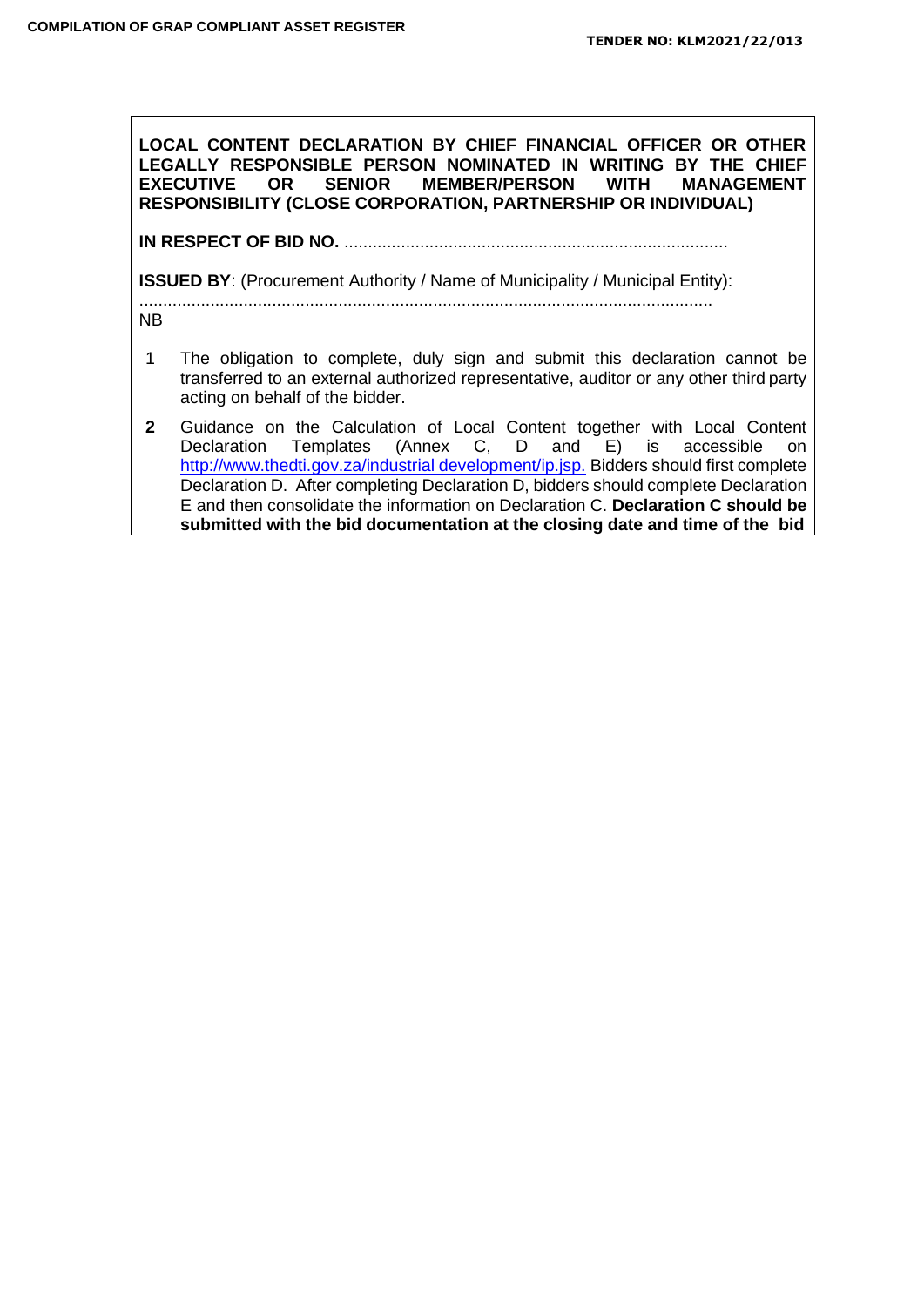**LOCAL CONTENT DECLARATION BY CHIEF FINANCIAL OFFICER OR OTHER LEGALLY RESPONSIBLE PERSON NOMINATED IN WRITING BY THE CHIEF EXECUTIVE OR SENIOR MEMBER/PERSON WITH MANAGEMENT RESPONSIBILITY (CLOSE CORPORATION, PARTNERSHIP OR INDIVIDUAL)**

**IN RESPECT OF BID NO.** .................................................................................

**ISSUED BY**: (Procurement Authority / Name of Municipality / Municipal Entity):

.........................................................................................................................

NB

1. The obligation to complete, duly sign and submit this declaration cannot be transferred to an external authorized representative, auditor or any other third party acting on behalf of the bidder.
2. Guidance on the Calculation of Local Content together with Local Content Declaration Templates (Annex C, D and E) is accessible on http://www.thedti.gov.za/industrial development/ip.jsp. Bidders should first complete Declaration D. After completing Declaration D, bidders should complete Declaration E and then consolidate the information on Declaration C. **Declaration C should be submitted with the bid documentation at the closing date and time of the bid**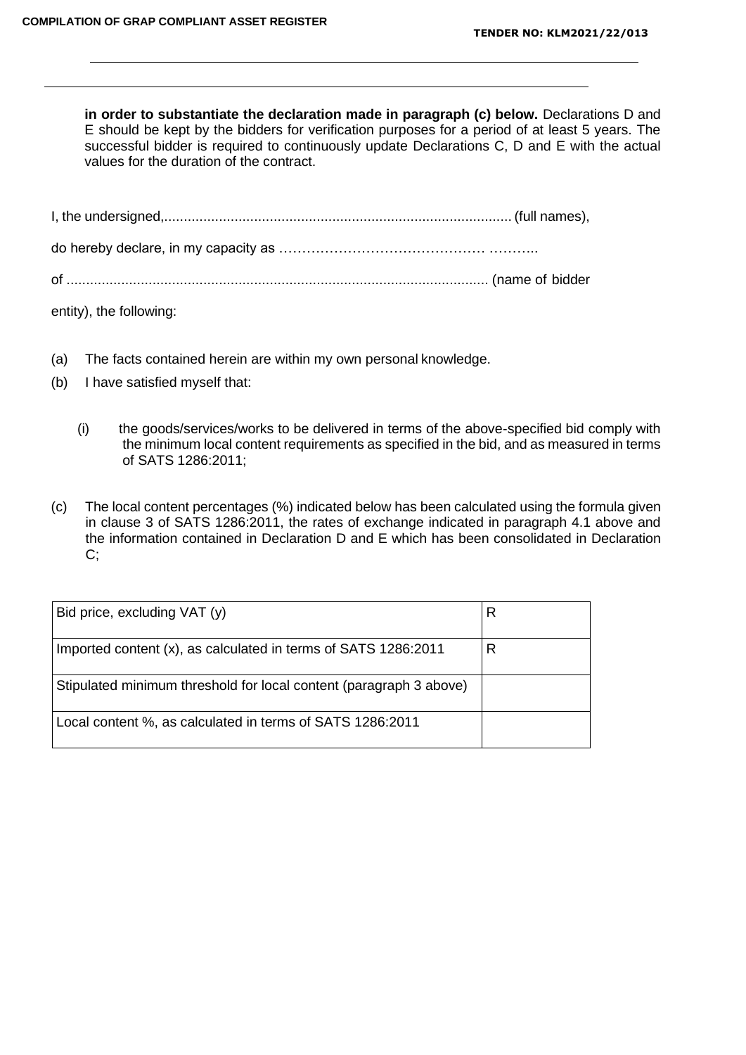**in order to substantiate the declaration made in paragraph (c) below.** Declarations D and E should be kept by the bidders for verification purposes for a period of at least 5 years. The successful bidder is required to continuously update Declarations C, D and E with the actual values for the duration of the contract.

I, the undersigned,......................................................................................... (full names),

do hereby declare, in my capacity as …………………………………… ………..

of ........................................................................................................... (name of bidder entity), the following:

(a) The facts contained herein are within my own personal knowledge.

(b) I have satisfied myself that:

   (i) the goods/services/works to be delivered in terms of the above-specified bid comply with the minimum local content requirements as specified in the bid, and as measured in terms of SATS 1286:2011;

(c) The local content percentages (%) indicated below has been calculated using the formula given in clause 3 of SATS 1286:2011, the rates of exchange indicated in paragraph 4.1 above and the information contained in Declaration D and E which has been consolidated in Declaration C;

| | |
|---|---|
| Bid price, excluding VAT (y) | R |
| Imported content (x), as calculated in terms of SATS 1286:2011 | R |
| Stipulated minimum threshold for local content (paragraph 3 above) | |
| Local content %, as calculated in terms of SATS 1286:2011 | |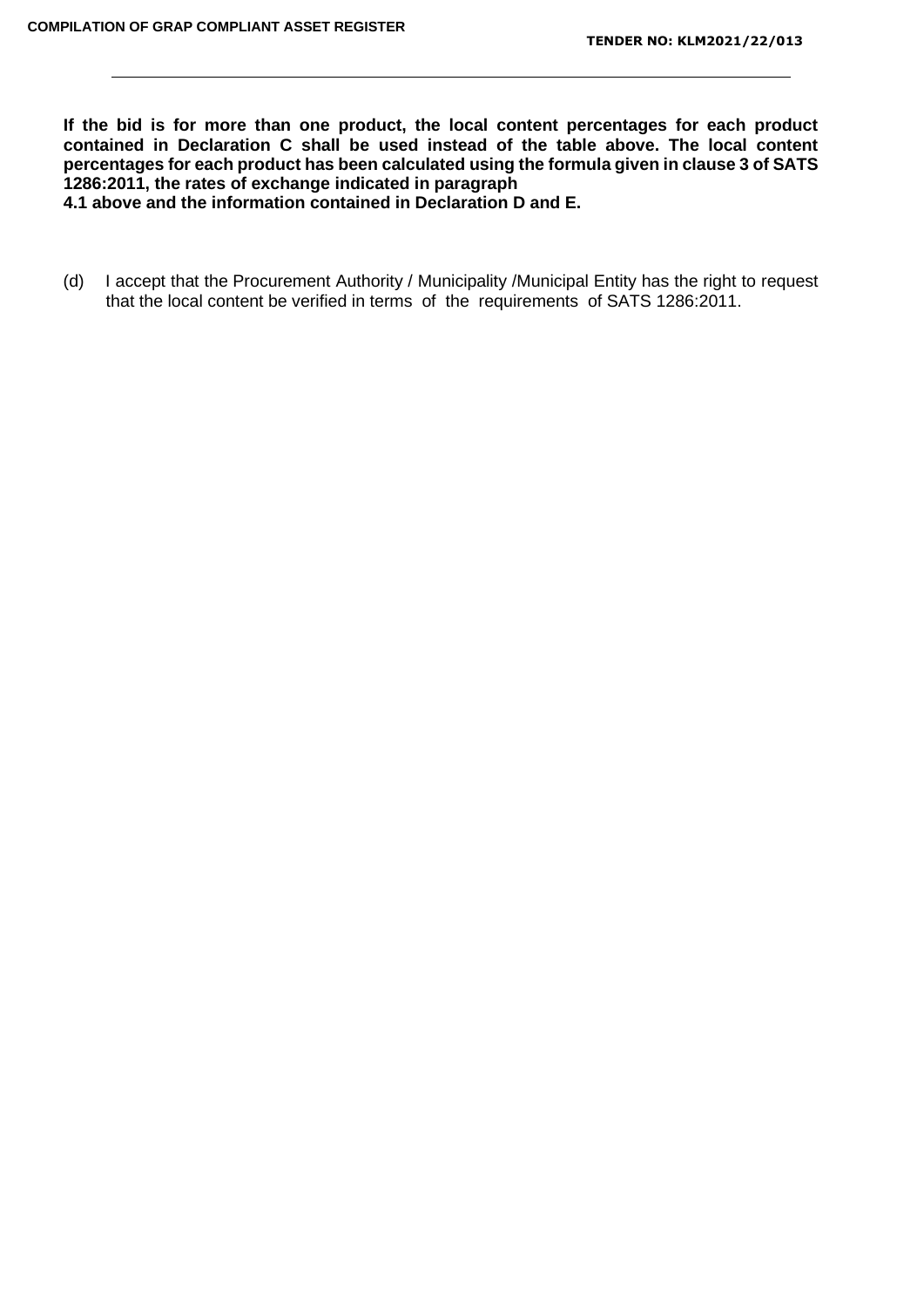**If the bid is for more than one product, the local content percentages for each product contained in Declaration C shall be used instead of the table above. The local content percentages for each product has been calculated using the formula given in clause 3 of SATS 1286:2011, the rates of exchange indicated in paragraph 4.1 above and the information contained in Declaration D and E.**

(d) I accept that the Procurement Authority / Municipality /Municipal Entity has the right to request that the local content be verified in terms of the requirements of SATS 1286:2011.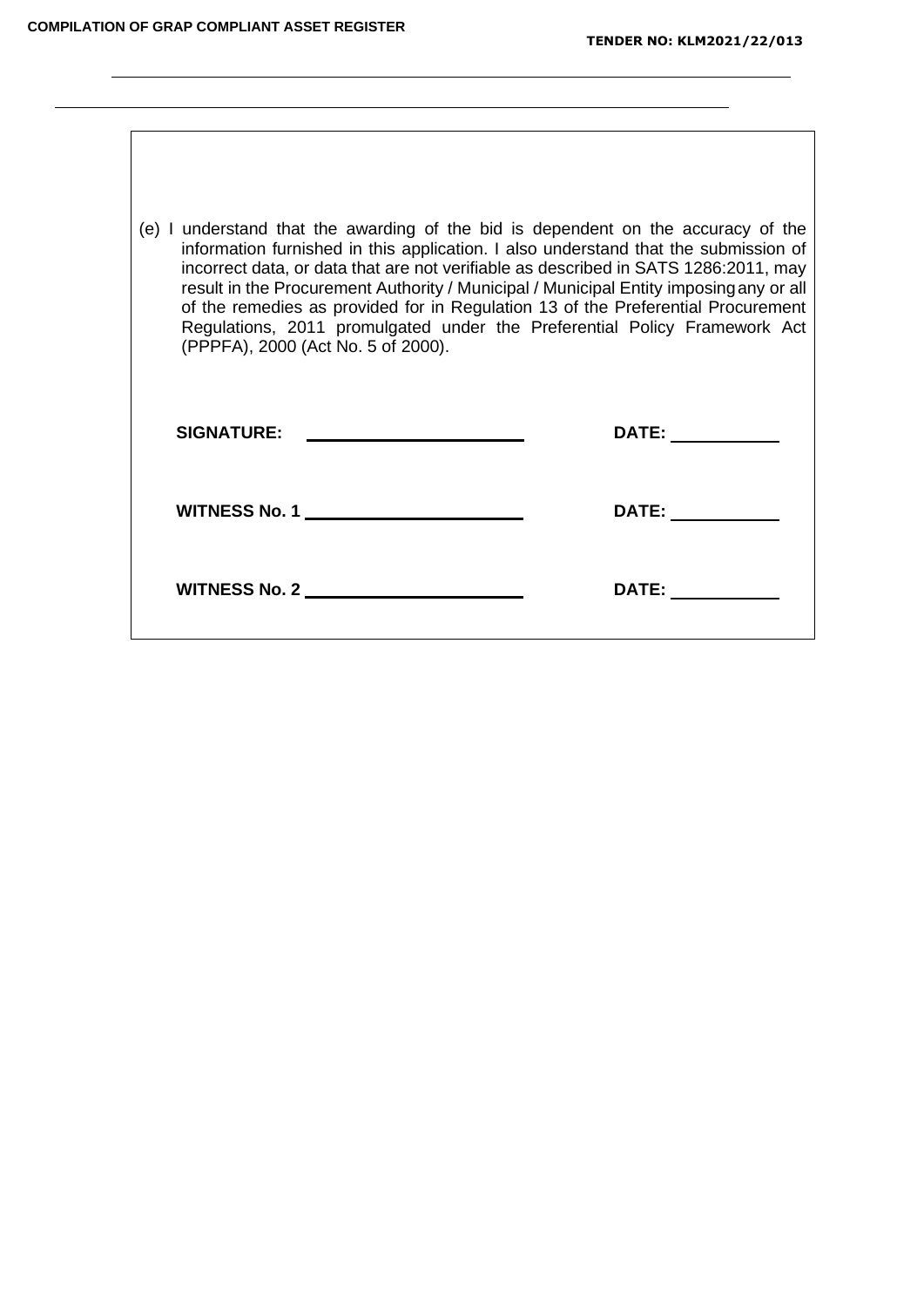(e) I understand that the awarding of the bid is dependent on the accuracy of the information furnished in this application. I also understand that the submission of incorrect data, or data that are not verifiable as described in SATS 1286:2011, may result in the Procurement Authority / Municipal / Municipal Entity imposing any or all of the remedies as provided for in Regulation 13 of the Preferential Procurement Regulations, 2011 promulgated under the Preferential Policy Framework Act (PPPFA), 2000 (Act No. 5 of 2000).

**SIGNATURE:** ______________________ **DATE:** ___________

**WITNESS No. 1** ______________________ **DATE:** ___________

**WITNESS No. 2** ______________________ **DATE:** ___________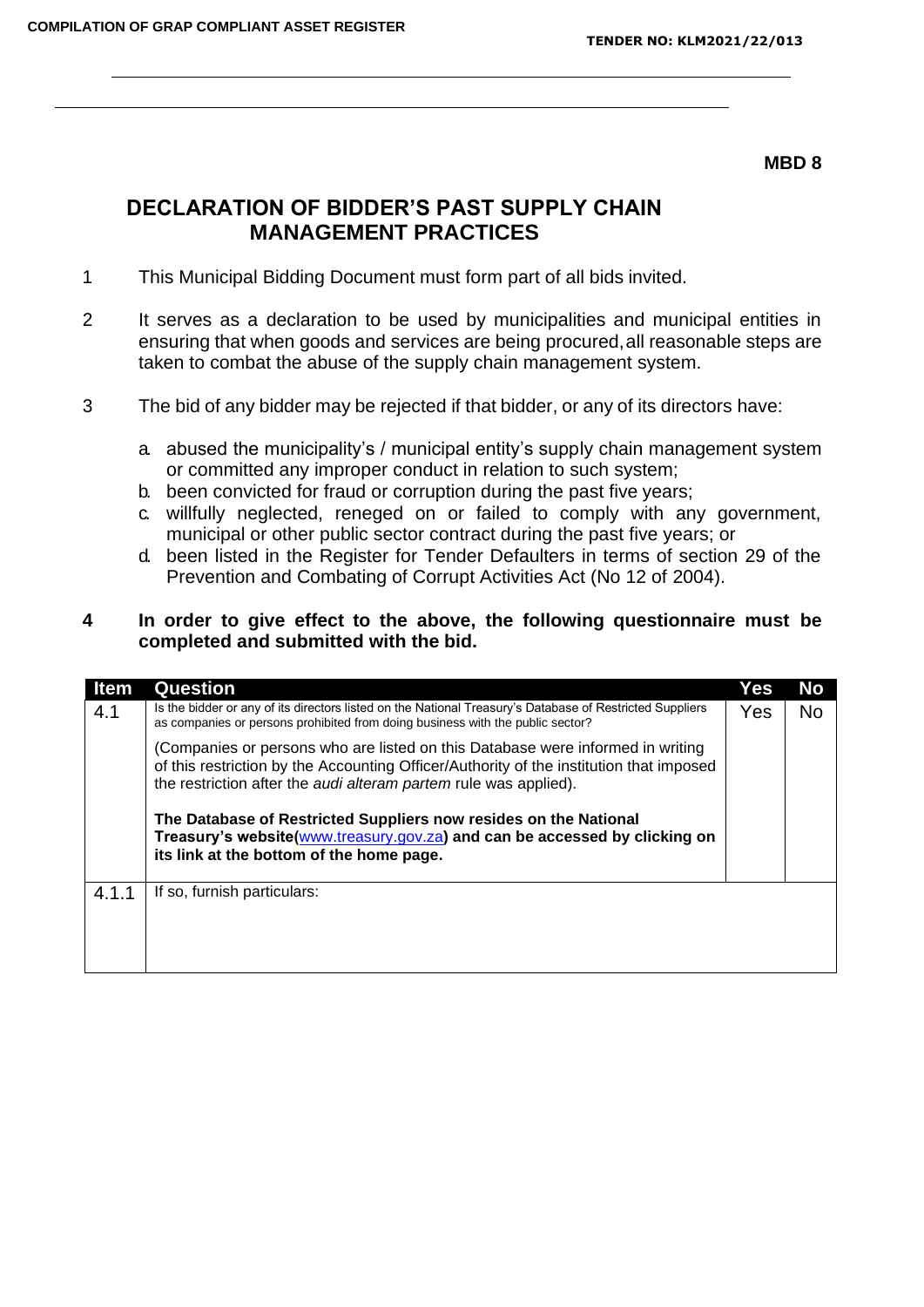**MBD 8**

# DECLARATION OF BIDDER'S PAST SUPPLY CHAIN MANAGEMENT PRACTICES

1. This Municipal Bidding Document must form part of all bids invited.

2. It serves as a declaration to be used by municipalities and municipal entities in ensuring that when goods and services are being procured, all reasonable steps are taken to combat the abuse of the supply chain management system.

3. The bid of any bidder may be rejected if that bidder, or any of its directors have:

   a. abused the municipality's / municipal entity's supply chain management system or committed any improper conduct in relation to such system;
   b. been convicted for fraud or corruption during the past five years;
   c. willfully neglected, reneged on or failed to comply with any government, municipal or other public sector contract during the past five years; or
   d. been listed in the Register for Tender Defaulters in terms of section 29 of the Prevention and Combating of Corrupt Activities Act (No 12 of 2004).

4. **In order to give effect to the above, the following questionnaire must be completed and submitted with the bid.**

| Item | Question | Yes | No |
|---|---|---|---|
| 4.1 | Is the bidder or any of its directors listed on the National Treasury's Database of Restricted Suppliers as companies or persons prohibited from doing business with the public sector?<br><br>(Companies or persons who are listed on this Database were informed in writing of this restriction by the Accounting Officer/Authority of the institution that imposed the restriction after the *audi alteram partem* rule was applied).<br><br>**The Database of Restricted Suppliers now resides on the National Treasury's website(www.treasury.gov.za) and can be accessed by clicking on its link at the bottom of the home page.** | Yes | No |
| 4.1.1 | If so, furnish particulars: | | |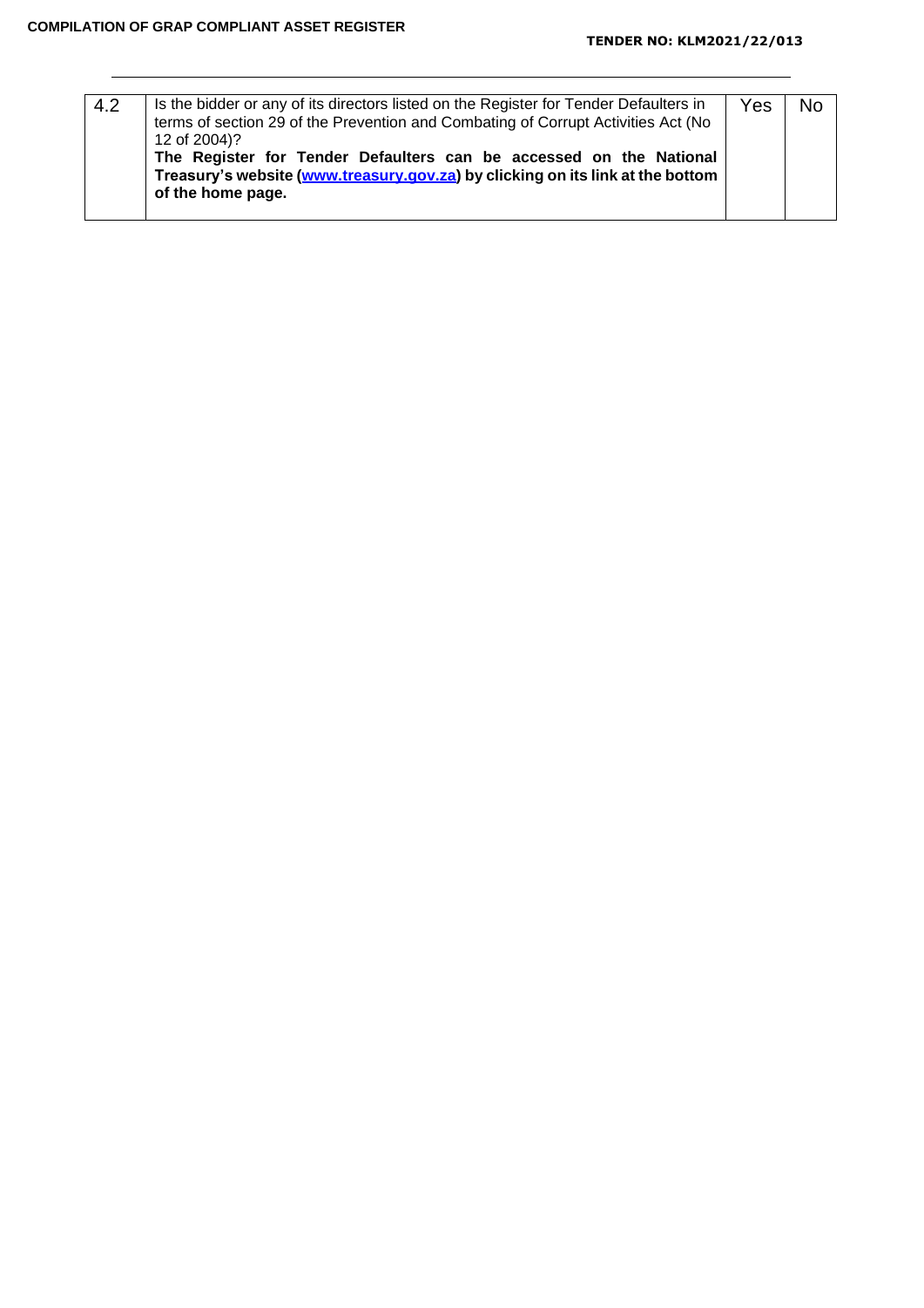| 4.2 | Is the bidder or any of its directors listed on the Register for Tender Defaulters in terms of section 29 of the Prevention and Combating of Corrupt Activities Act (No 12 of 2004)?<br>**The Register for Tender Defaulters can be accessed on the National Treasury's website ([www.treasury.gov.za](http://www.treasury.gov.za)) by clicking on its link at the bottom of the home page.** | Yes | No |
|---|---|---|---|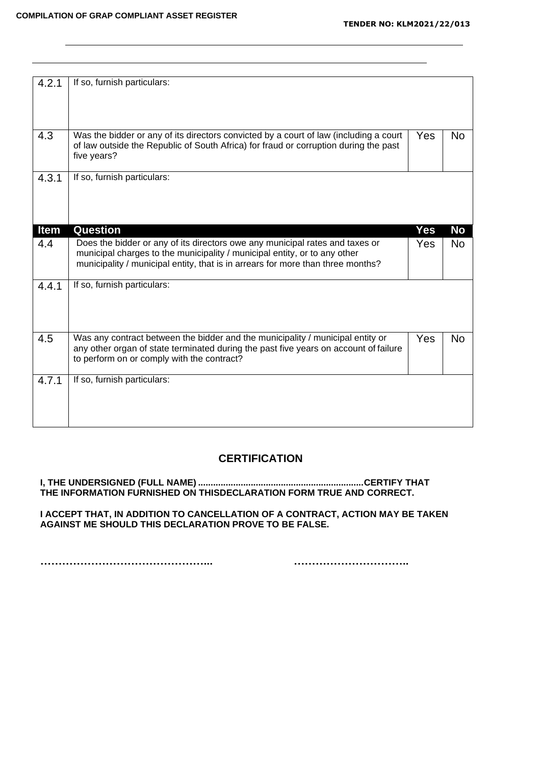| | | | |
|---|---|---|---|
| 4.2.1 | If so, furnish particulars: | | |
| 4.3 | Was the bidder or any of its directors convicted by a court of law (including a court of law outside the Republic of South Africa) for fraud or corruption during the past five years? | Yes | No |
| 4.3.1 | If so, furnish particulars: | | |
| **Item** | **Question** | **Yes** | **No** |
| 4.4 | Does the bidder or any of its directors owe any municipal rates and taxes or municipal charges to the municipality / municipal entity, or to any other municipality / municipal entity, that is in arrears for more than three months? | Yes | No |
| 4.4.1 | If so, furnish particulars: | | |
| 4.5 | Was any contract between the bidder and the municipality / municipal entity or any other organ of state terminated during the past five years on account of failure to perform on or comply with the contract? | Yes | No |
| 4.7.1 | If so, furnish particulars: | | |

## CERTIFICATION

**I, THE UNDERSIGNED (FULL NAME) .................................................................CERTIFY THAT THE INFORMATION FURNISHED ON THISDECLARATION FORM TRUE AND CORRECT.**

**I ACCEPT THAT, IN ADDITION TO CANCELLATION OF A CONTRACT, ACTION MAY BE TAKEN AGAINST ME SHOULD THIS DECLARATION PROVE TO BE FALSE.**

**…………………………………………...** **…………………………..**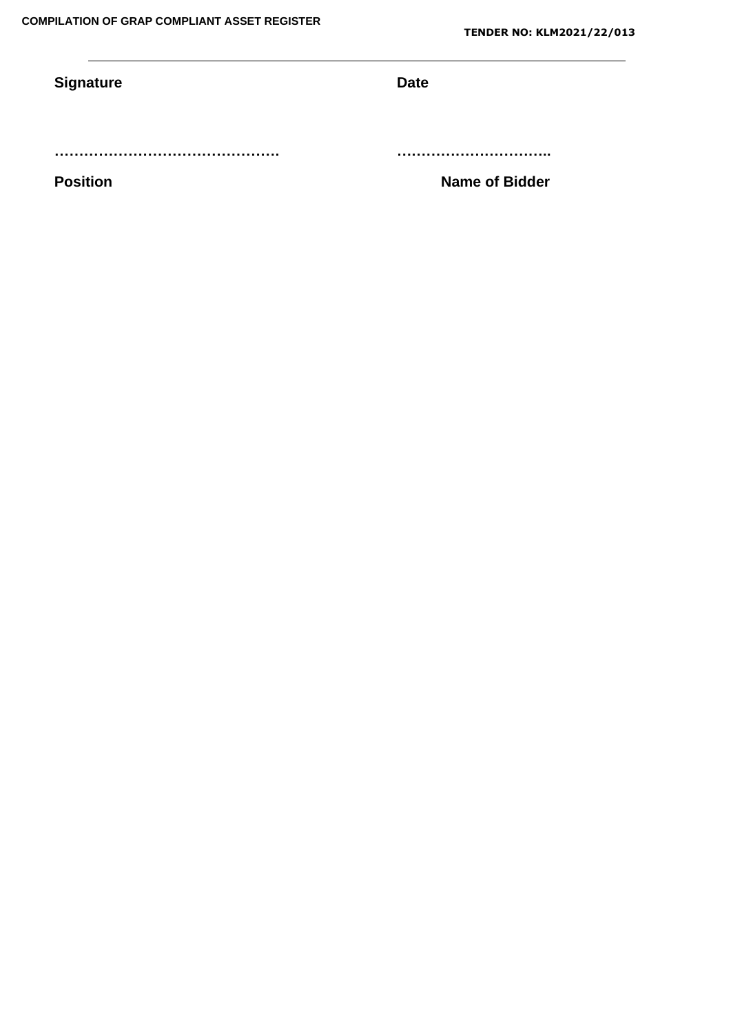---

**Signature** **Date**

………………………………………. …………………………..

**Position** **Name of Bidder**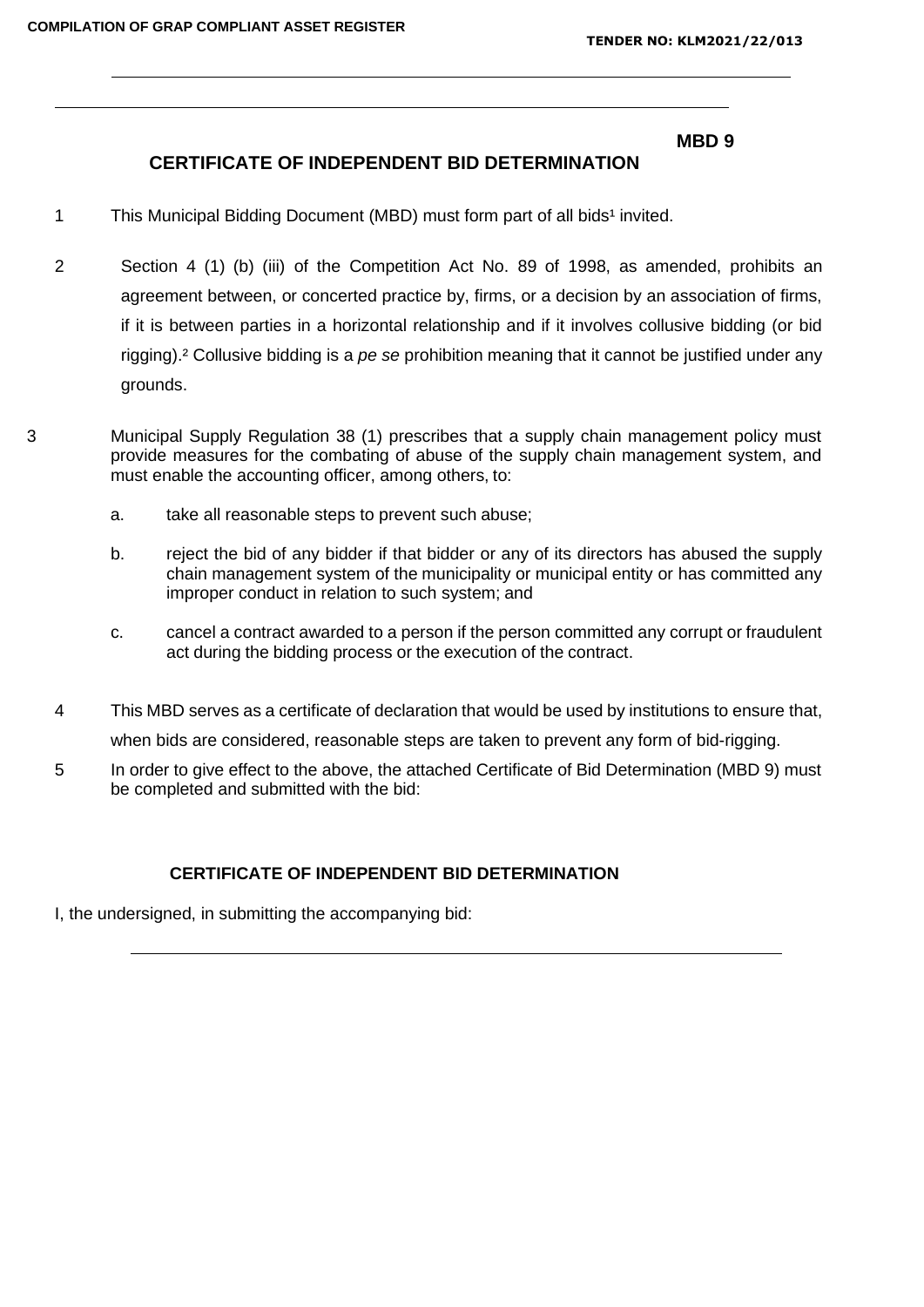**MBD 9**

## CERTIFICATE OF INDEPENDENT BID DETERMINATION

1. This Municipal Bidding Document (MBD) must form part of all bids[1] invited.

2. Section 4 (1) (b) (iii) of the Competition Act No. 89 of 1998, as amended, prohibits an agreement between, or concerted practice by, firms, or a decision by an association of firms, if it is between parties in a horizontal relationship and if it involves collusive bidding (or bid rigging).[2] Collusive bidding is a *pe se* prohibition meaning that it cannot be justified under any grounds.

3. Municipal Supply Regulation 38 (1) prescribes that a supply chain management policy must provide measures for the combating of abuse of the supply chain management system, and must enable the accounting officer, among others, to:

   a. take all reasonable steps to prevent such abuse;

   b. reject the bid of any bidder if that bidder or any of its directors has abused the supply chain management system of the municipality or municipal entity or has committed any improper conduct in relation to such system; and

   c. cancel a contract awarded to a person if the person committed any corrupt or fraudulent act during the bidding process or the execution of the contract.

4. This MBD serves as a certificate of declaration that would be used by institutions to ensure that, when bids are considered, reasonable steps are taken to prevent any form of bid-rigging.

5. In order to give effect to the above, the attached Certificate of Bid Determination (MBD 9) must be completed and submitted with the bid:

### CERTIFICATE OF INDEPENDENT BID DETERMINATION

I, the undersigned, in submitting the accompanying bid:

\_\_\_\_\_\_\_\_\_\_\_\_\_\_\_\_\_\_\_\_\_\_\_\_\_\_\_\_\_\_\_\_\_\_\_\_\_\_\_\_\_\_\_\_\_\_\_\_\_\_\_\_\_\_\_\_\_\_\_\_\_\_\_\_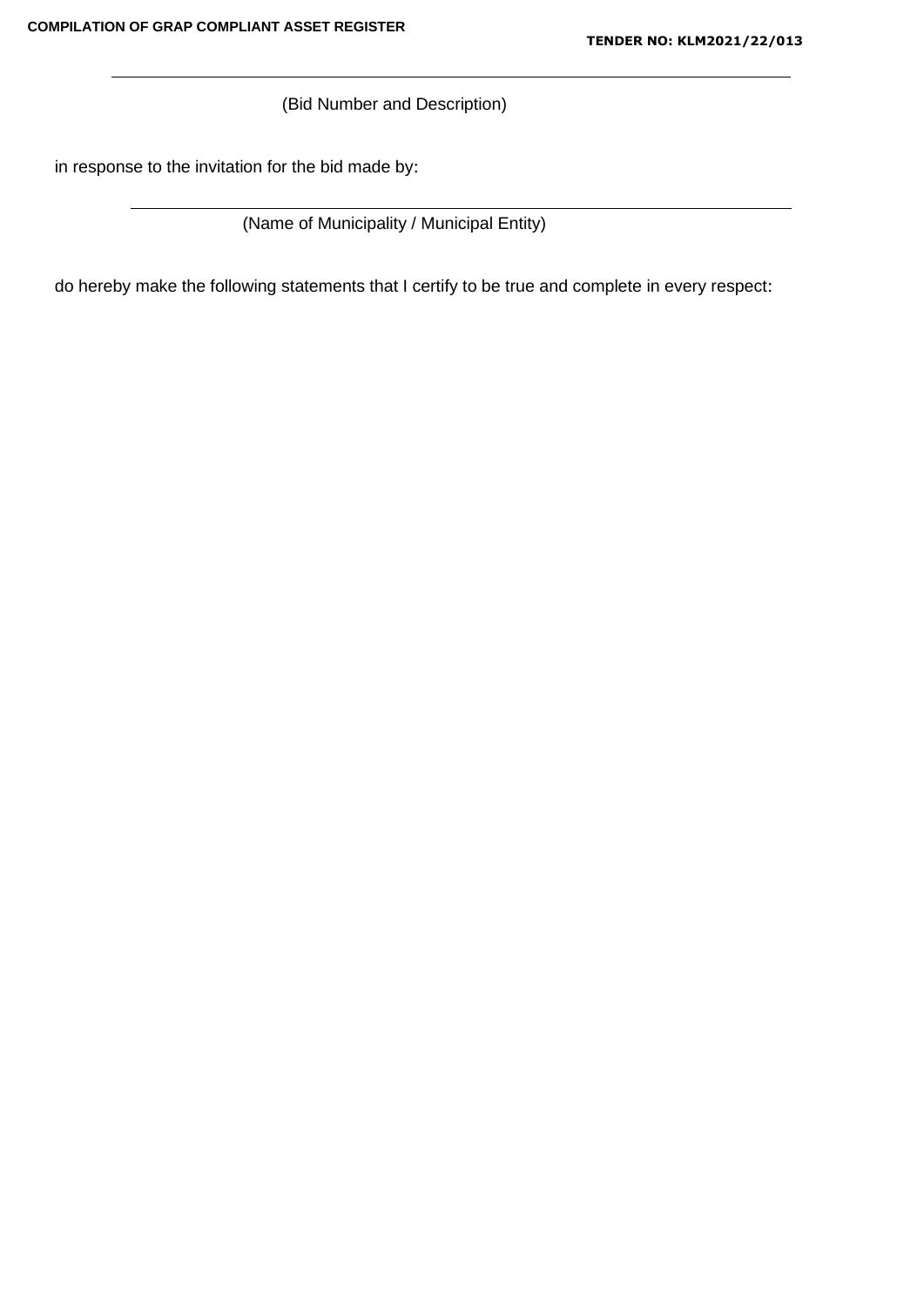______________________________________________________________

(Bid Number and Description)

in response to the invitation for the bid made by:

______________________________________________________________

(Name of Municipality / Municipal Entity)

do hereby make the following statements that I certify to be true and complete in every respect: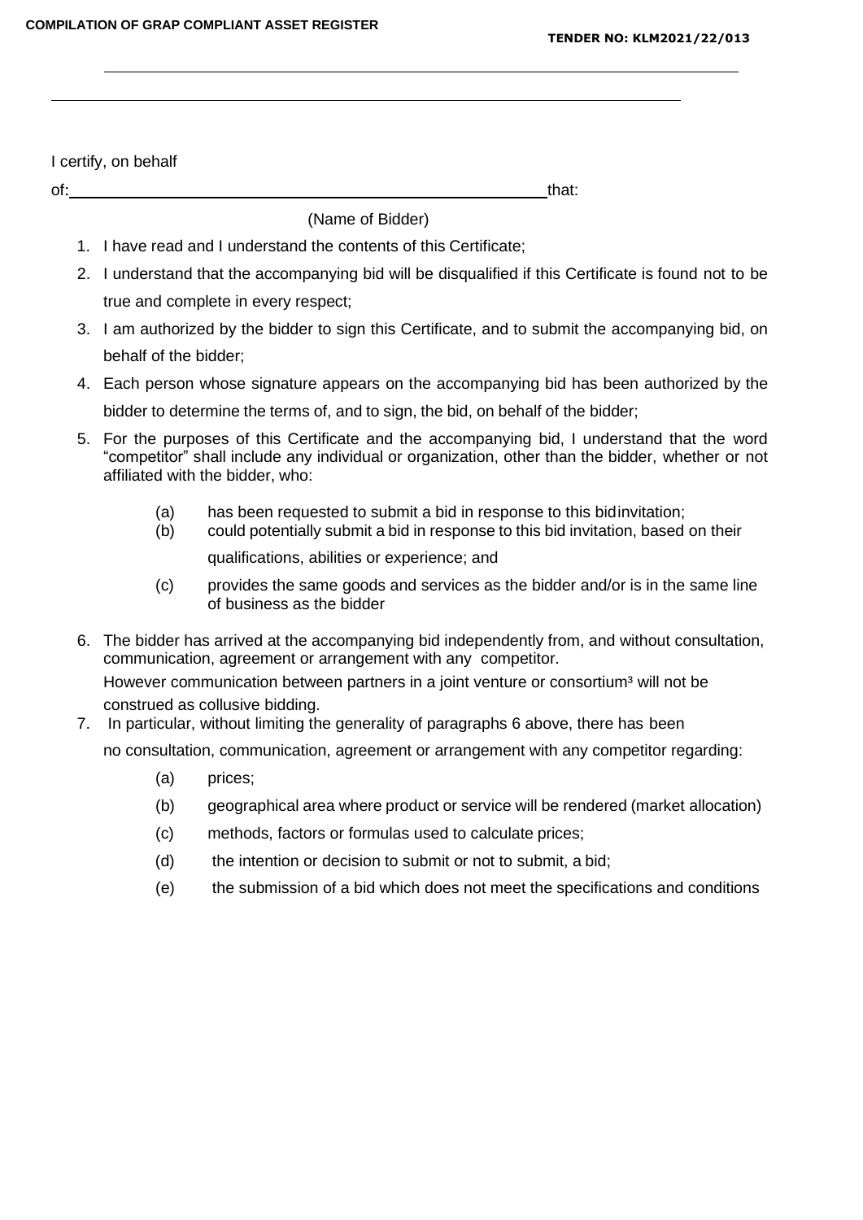I certify, on behalf

of:\_\_\_\_\_\_\_\_\_\_\_\_\_\_\_\_\_\_\_\_\_\_\_\_\_\_\_\_\_\_\_\_\_\_\_\_\_\_\_\_\_\_\_\_\_\_\_\_\_\_\_\_\_\_\_\_that:

(Name of Bidder)

1. I have read and I understand the contents of this Certificate;
2. I understand that the accompanying bid will be disqualified if this Certificate is found not to be true and complete in every respect;
3. I am authorized by the bidder to sign this Certificate, and to submit the accompanying bid, on behalf of the bidder;
4. Each person whose signature appears on the accompanying bid has been authorized by the bidder to determine the terms of, and to sign, the bid, on behalf of the bidder;
5. For the purposes of this Certificate and the accompanying bid, I understand that the word "competitor" shall include any individual or organization, other than the bidder, whether or not affiliated with the bidder, who:
   - (a) has been requested to submit a bid in response to this bidinvitation;
   - (b) could potentially submit a bid in response to this bid invitation, based on their qualifications, abilities or experience; and
   - (c) provides the same goods and services as the bidder and/or is in the same line of business as the bidder
6. The bidder has arrived at the accompanying bid independently from, and without consultation, communication, agreement or arrangement with any competitor. However communication between partners in a joint venture or consortium[3] will not be construed as collusive bidding.
7. In particular, without limiting the generality of paragraphs 6 above, there has been no consultation, communication, agreement or arrangement with any competitor regarding:
   - (a) prices;
   - (b) geographical area where product or service will be rendered (market allocation)
   - (c) methods, factors or formulas used to calculate prices;
   - (d) the intention or decision to submit or not to submit, a bid;
   - (e) the submission of a bid which does not meet the specifications and conditions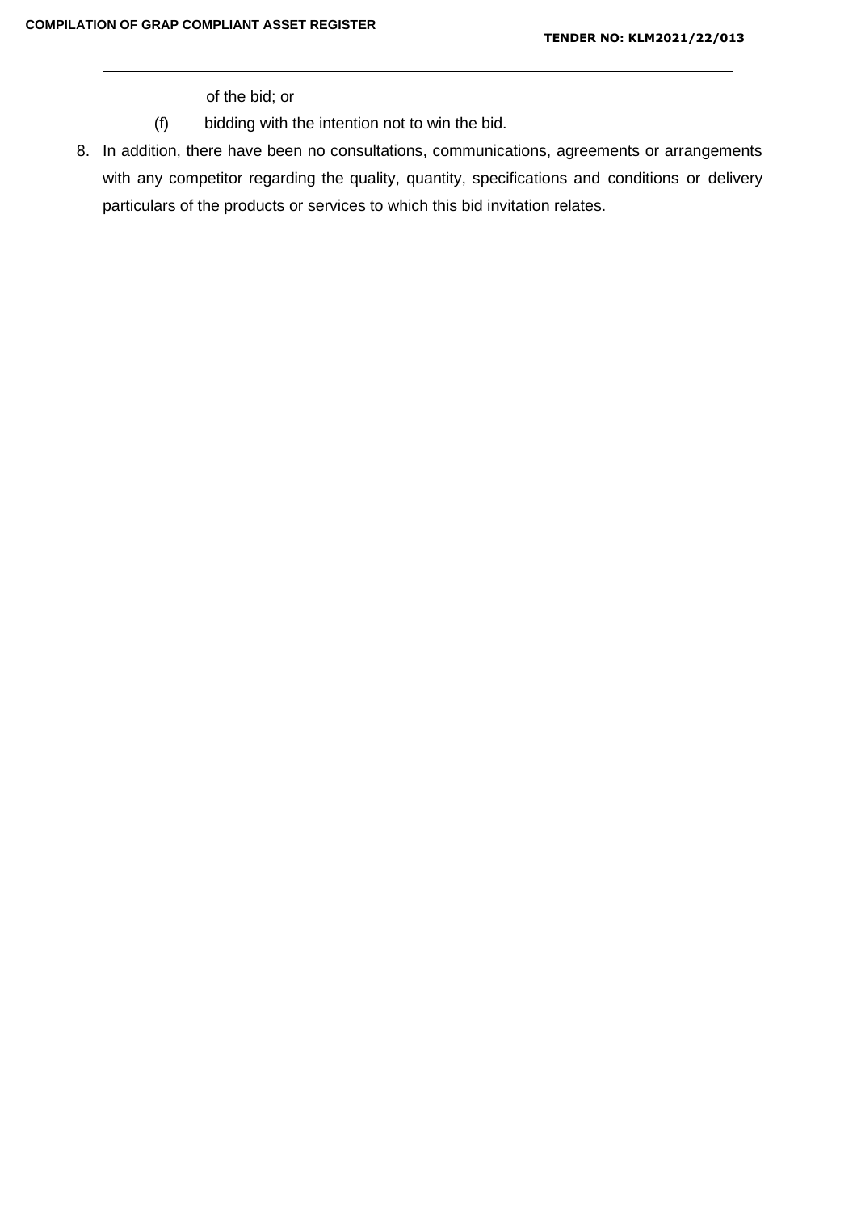of the bid; or

(f) bidding with the intention not to win the bid.

8. In addition, there have been no consultations, communications, agreements or arrangements with any competitor regarding the quality, quantity, specifications and conditions or delivery particulars of the products or services to which this bid invitation relates.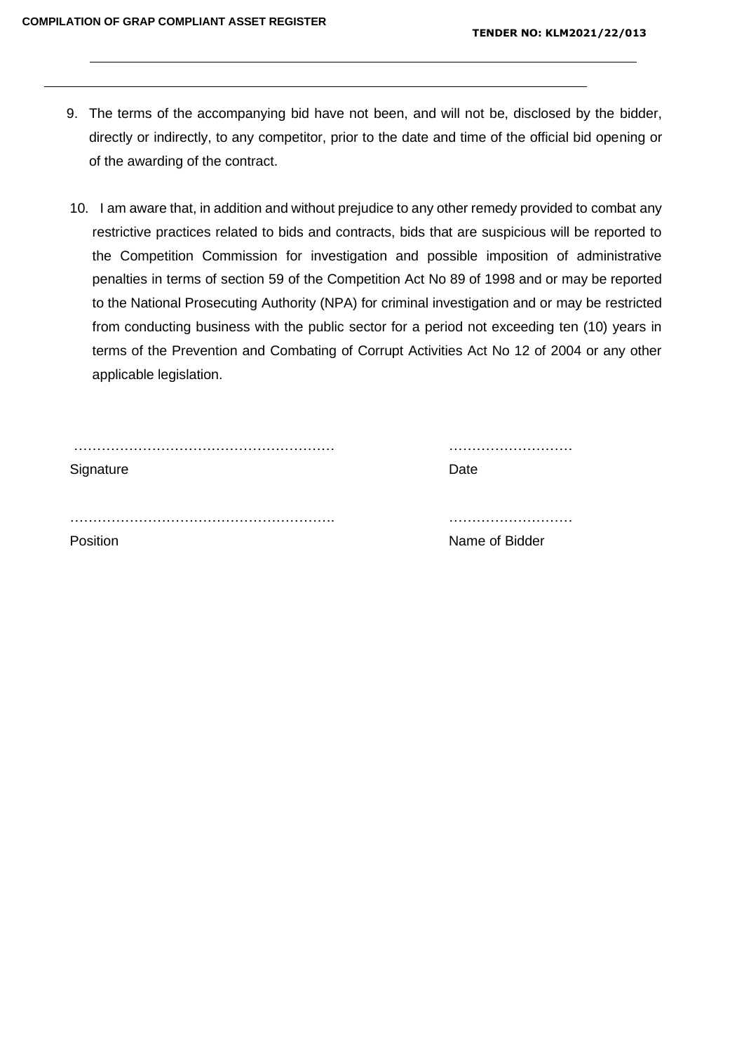9. The terms of the accompanying bid have not been, and will not be, disclosed by the bidder, directly or indirectly, to any competitor, prior to the date and time of the official bid opening or of the awarding of the contract.

10. I am aware that, in addition and without prejudice to any other remedy provided to combat any restrictive practices related to bids and contracts, bids that are suspicious will be reported to the Competition Commission for investigation and possible imposition of administrative penalties in terms of section 59 of the Competition Act No 89 of 1998 and or may be reported to the National Prosecuting Authority (NPA) for criminal investigation and or may be restricted from conducting business with the public sector for a period not exceeding ten (10) years in terms of the Prevention and Combating of Corrupt Activities Act No 12 of 2004 or any other applicable legislation.

………………………………………………… ………………………
Signature Date

…………………………………………………. ………………………
Position Name of Bidder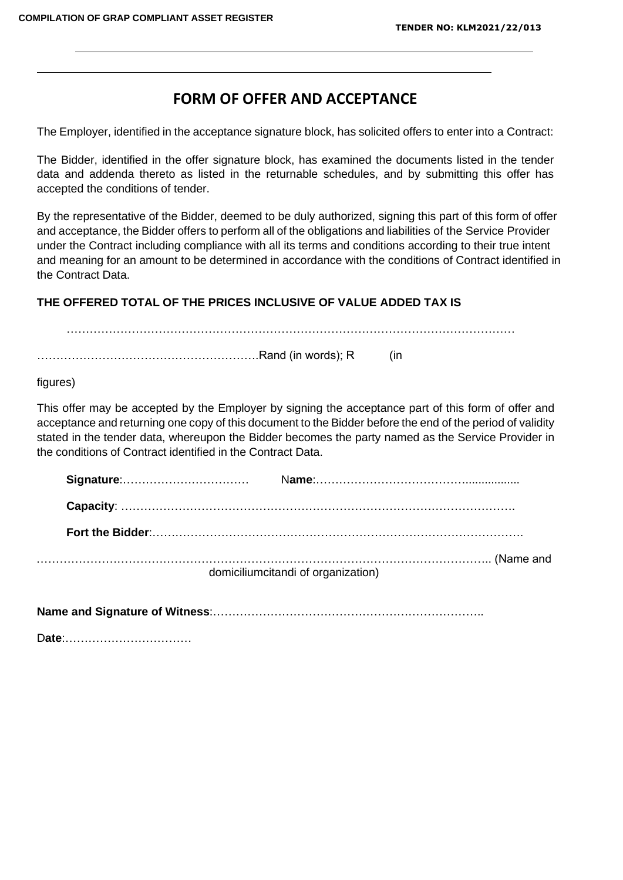# FORM OF OFFER AND ACCEPTANCE

The Employer, identified in the acceptance signature block, has solicited offers to enter into a Contract:

The Bidder, identified in the offer signature block, has examined the documents listed in the tender data and addenda thereto as listed in the returnable schedules, and by submitting this offer has accepted the conditions of tender.

By the representative of the Bidder, deemed to be duly authorized, signing this part of this form of offer and acceptance, the Bidder offers to perform all of the obligations and liabilities of the Service Provider under the Contract including compliance with all its terms and conditions according to their true intent and meaning for an amount to be determined in accordance with the conditions of Contract identified in the Contract Data.

**THE OFFERED TOTAL OF THE PRICES INCLUSIVE OF VALUE ADDED TAX IS**

…………………………………………………………………………………………………………

……………………………………………………Rand (in words); R (in figures)

This offer may be accepted by the Employer by signing the acceptance part of this form of offer and acceptance and returning one copy of this document to the Bidder before the end of the period of validity stated in the tender data, whereupon the Bidder becomes the party named as the Service Provider in the conditions of Contract identified in the Contract Data.

**Signature**:…………………………… N**ame**:………………………………….................

**Capacity**: ……………………………………………………………………………………….

**Fort the Bidder**:………………………………………………………………………………….

……………………………………………………………………………………………….. (Name and domiciliumcitandi of organization)

**Name and Signature of Witness**:………………………………………………………………..

D**ate**:……………………………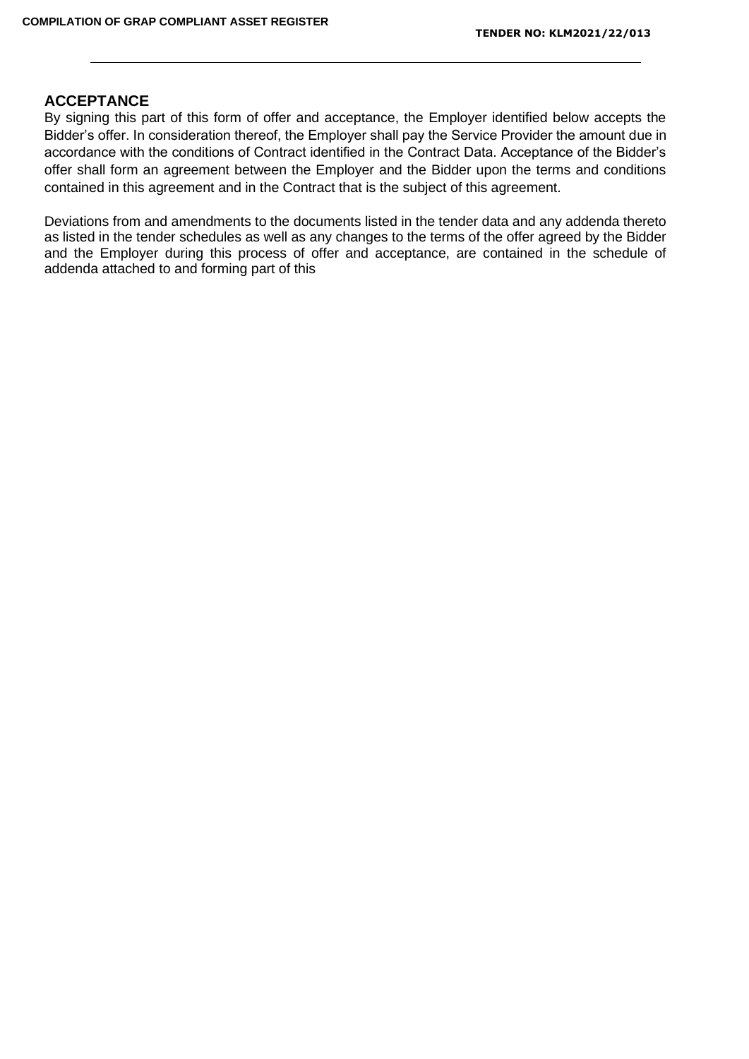## ACCEPTANCE

By signing this part of this form of offer and acceptance, the Employer identified below accepts the Bidder's offer. In consideration thereof, the Employer shall pay the Service Provider the amount due in accordance with the conditions of Contract identified in the Contract Data. Acceptance of the Bidder's offer shall form an agreement between the Employer and the Bidder upon the terms and conditions contained in this agreement and in the Contract that is the subject of this agreement.

Deviations from and amendments to the documents listed in the tender data and any addenda thereto as listed in the tender schedules as well as any changes to the terms of the offer agreed by the Bidder and the Employer during this process of offer and acceptance, are contained in the schedule of addenda attached to and forming part of this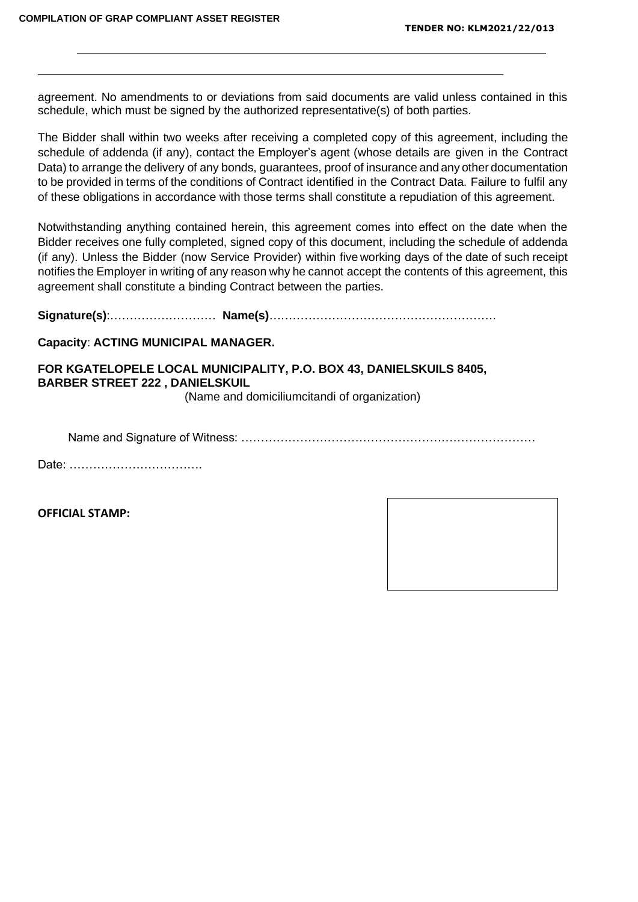agreement. No amendments to or deviations from said documents are valid unless contained in this schedule, which must be signed by the authorized representative(s) of both parties.

The Bidder shall within two weeks after receiving a completed copy of this agreement, including the schedule of addenda (if any), contact the Employer's agent (whose details are given in the Contract Data) to arrange the delivery of any bonds, guarantees, proof of insurance and any other documentation to be provided in terms of the conditions of Contract identified in the Contract Data. Failure to fulfil any of these obligations in accordance with those terms shall constitute a repudiation of this agreement.

Notwithstanding anything contained herein, this agreement comes into effect on the date when the Bidder receives one fully completed, signed copy of this document, including the schedule of addenda (if any). Unless the Bidder (now Service Provider) within five working days of the date of such receipt notifies the Employer in writing of any reason why he cannot accept the contents of this agreement, this agreement shall constitute a binding Contract between the parties.

**Signature(s)**:……………………… **Name(s)**…………………………………………………

**Capacity**: **ACTING MUNICIPAL MANAGER.**

**FOR KGATELOPELE LOCAL MUNICIPALITY, P.O. BOX 43, DANIELSKUILS 8405, BARBER STREET 222 , DANIELSKUIL**

(Name and domiciliumcitandi of organization)

Name and Signature of Witness: ……………………………………………………………….

Date: …………………………….

**OFFICIAL STAMP:**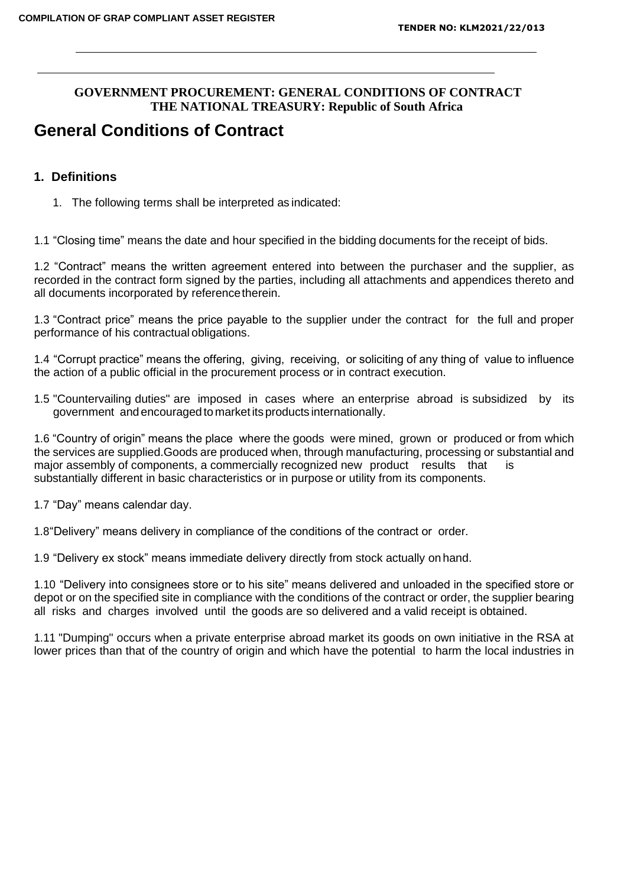**GOVERNMENT PROCUREMENT: GENERAL CONDITIONS OF CONTRACT**
**THE NATIONAL TREASURY: Republic of South Africa**

# General Conditions of Contract

## 1. Definitions

1. The following terms shall be interpreted as indicated:

1.1 "Closing time" means the date and hour specified in the bidding documents for the receipt of bids.

1.2 "Contract" means the written agreement entered into between the purchaser and the supplier, as recorded in the contract form signed by the parties, including all attachments and appendices thereto and all documents incorporated by reference therein.

1.3 "Contract price" means the price payable to the supplier under the contract for the full and proper performance of his contractual obligations.

1.4 "Corrupt practice" means the offering, giving, receiving, or soliciting of any thing of value to influence the action of a public official in the procurement process or in contract execution.

1.5 "Countervailing duties" are imposed in cases where an enterprise abroad is subsidized by its government and encouraged to market its products internationally.

1.6 "Country of origin" means the place where the goods were mined, grown or produced or from which the services are supplied.Goods are produced when, through manufacturing, processing or substantial and major assembly of components, a commercially recognized new product results that is substantially different in basic characteristics or in purpose or utility from its components.

1.7 "Day" means calendar day.

1.8"Delivery" means delivery in compliance of the conditions of the contract or order.

1.9 "Delivery ex stock" means immediate delivery directly from stock actually on hand.

1.10 "Delivery into consignees store or to his site" means delivered and unloaded in the specified store or depot or on the specified site in compliance with the conditions of the contract or order, the supplier bearing all risks and charges involved until the goods are so delivered and a valid receipt is obtained.

1.11 "Dumping" occurs when a private enterprise abroad market its goods on own initiative in the RSA at lower prices than that of the country of origin and which have the potential to harm the local industries in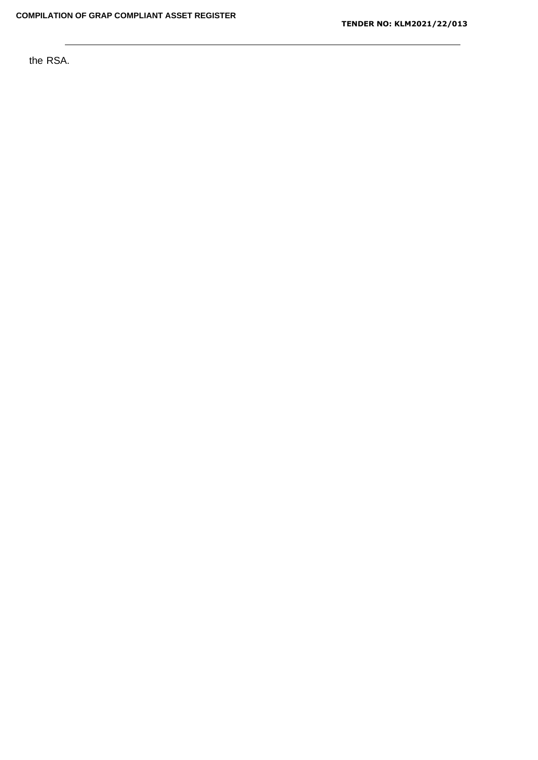the RSA.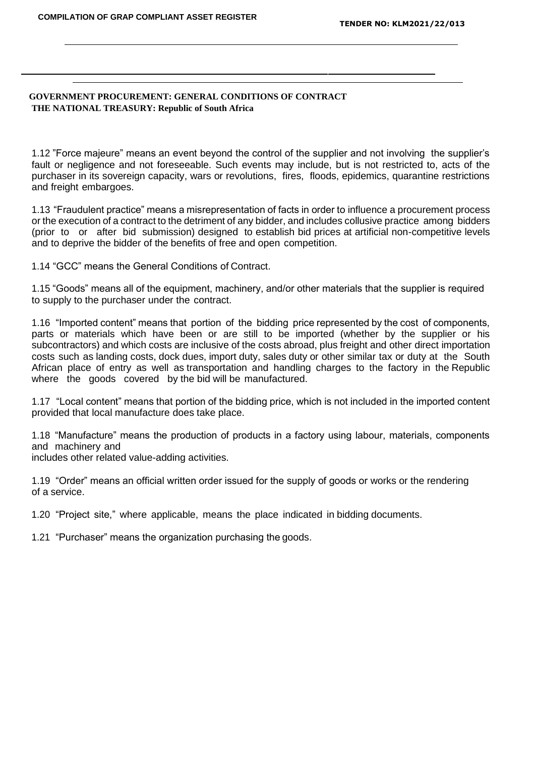**GOVERNMENT PROCUREMENT: GENERAL CONDITIONS OF CONTRACT**
**THE NATIONAL TREASURY: Republic of South Africa**

1.12 "Force majeure" means an event beyond the control of the supplier and not involving the supplier's fault or negligence and not foreseeable. Such events may include, but is not restricted to, acts of the purchaser in its sovereign capacity, wars or revolutions, fires, floods, epidemics, quarantine restrictions and freight embargoes.

1.13 "Fraudulent practice" means a misrepresentation of facts in order to influence a procurement process or the execution of a contract to the detriment of any bidder, and includes collusive practice among bidders (prior to or after bid submission) designed to establish bid prices at artificial non-competitive levels and to deprive the bidder of the benefits of free and open competition.

1.14 "GCC" means the General Conditions of Contract.

1.15 "Goods" means all of the equipment, machinery, and/or other materials that the supplier is required to supply to the purchaser under the contract.

1.16 "Imported content" means that portion of the bidding price represented by the cost of components, parts or materials which have been or are still to be imported (whether by the supplier or his subcontractors) and which costs are inclusive of the costs abroad, plus freight and other direct importation costs such as landing costs, dock dues, import duty, sales duty or other similar tax or duty at the South African place of entry as well as transportation and handling charges to the factory in the Republic where the goods covered by the bid will be manufactured.

1.17 "Local content" means that portion of the bidding price, which is not included in the imported content provided that local manufacture does take place.

1.18 "Manufacture" means the production of products in a factory using labour, materials, components and machinery and
includes other related value-adding activities.

1.19 "Order" means an official written order issued for the supply of goods or works or the rendering of a service.

1.20 "Project site," where applicable, means the place indicated in bidding documents.

1.21 "Purchaser" means the organization purchasing the goods.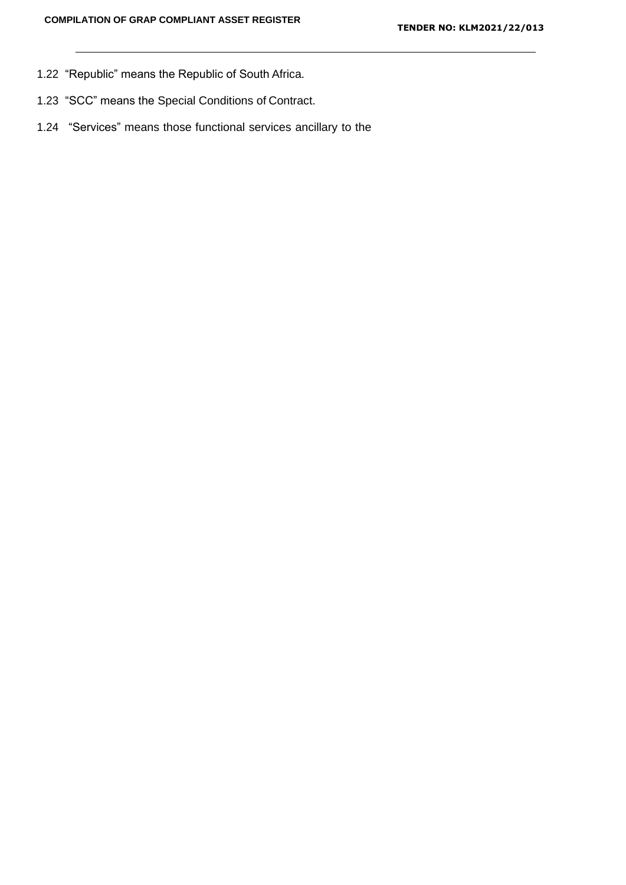1.22 “Republic” means the Republic of South Africa.

1.23 “SCC” means the Special Conditions of Contract.

1.24 “Services” means those functional services ancillary to the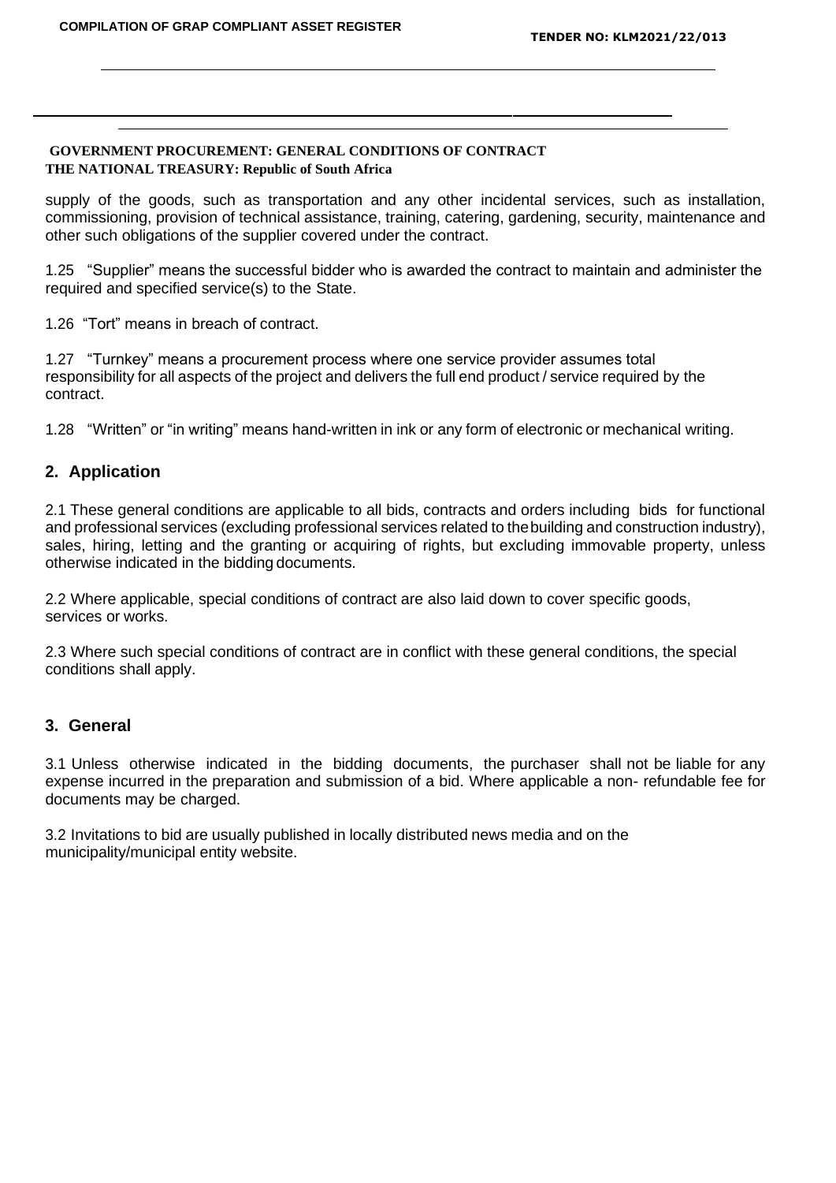**GOVERNMENT PROCUREMENT: GENERAL CONDITIONS OF CONTRACT**
**THE NATIONAL TREASURY: Republic of South Africa**

supply of the goods, such as transportation and any other incidental services, such as installation, commissioning, provision of technical assistance, training, catering, gardening, security, maintenance and other such obligations of the supplier covered under the contract.

1.25 "Supplier" means the successful bidder who is awarded the contract to maintain and administer the required and specified service(s) to the State.

1.26 "Tort" means in breach of contract.

1.27 "Turnkey" means a procurement process where one service provider assumes total responsibility for all aspects of the project and delivers the full end product / service required by the contract.

1.28 "Written" or "in writing" means hand-written in ink or any form of electronic or mechanical writing.

## 2. Application

2.1 These general conditions are applicable to all bids, contracts and orders including bids for functional and professional services (excluding professional services related to the building and construction industry), sales, hiring, letting and the granting or acquiring of rights, but excluding immovable property, unless otherwise indicated in the bidding documents.

2.2 Where applicable, special conditions of contract are also laid down to cover specific goods, services or works.

2.3 Where such special conditions of contract are in conflict with these general conditions, the special conditions shall apply.

## 3. General

3.1 Unless otherwise indicated in the bidding documents, the purchaser shall not be liable for any expense incurred in the preparation and submission of a bid. Where applicable a non- refundable fee for documents may be charged.

3.2 Invitations to bid are usually published in locally distributed news media and on the municipality/municipal entity website.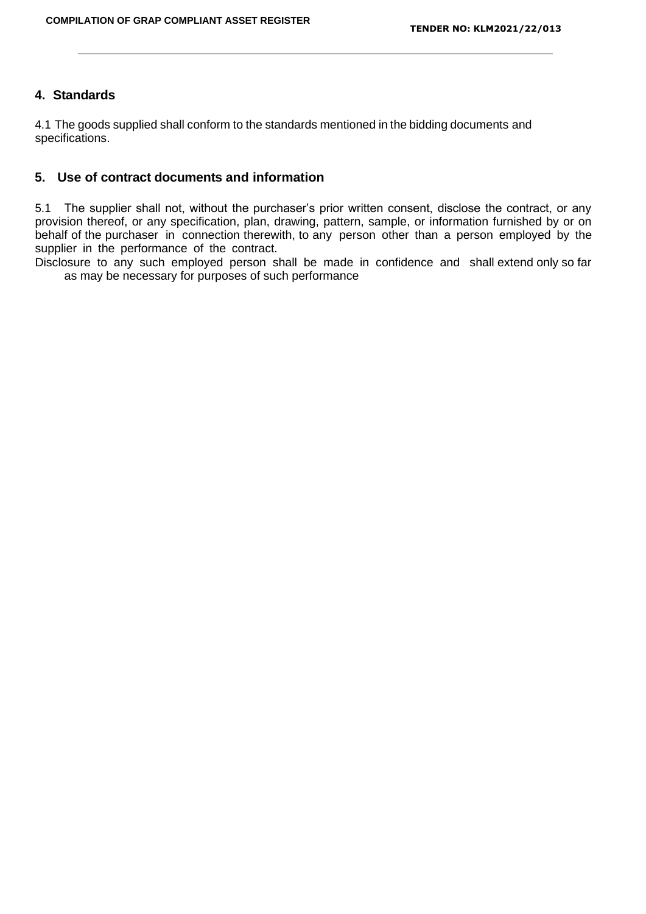## 4. Standards

4.1 The goods supplied shall conform to the standards mentioned in the bidding documents and specifications.

## 5. Use of contract documents and information

5.1 The supplier shall not, without the purchaser's prior written consent, disclose the contract, or any provision thereof, or any specification, plan, drawing, pattern, sample, or information furnished by or on behalf of the purchaser in connection therewith, to any person other than a person employed by the supplier in the performance of the contract.
Disclosure to any such employed person shall be made in confidence and shall extend only so far as may be necessary for purposes of such performance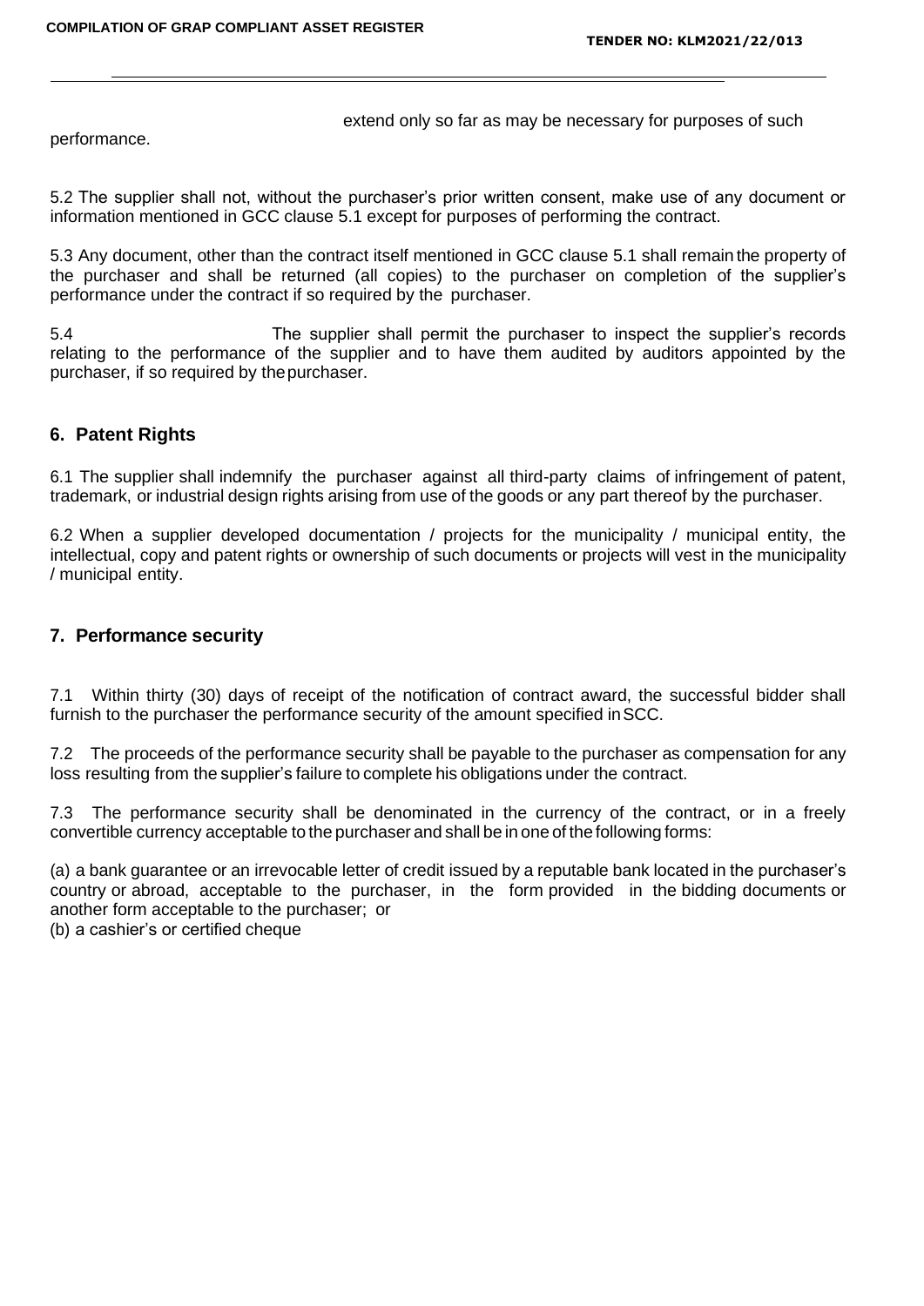extend only so far as may be necessary for purposes of such performance.

5.2 The supplier shall not, without the purchaser's prior written consent, make use of any document or information mentioned in GCC clause 5.1 except for purposes of performing the contract.

5.3 Any document, other than the contract itself mentioned in GCC clause 5.1 shall remain the property of the purchaser and shall be returned (all copies) to the purchaser on completion of the supplier's performance under the contract if so required by the purchaser.

5.4 The supplier shall permit the purchaser to inspect the supplier's records relating to the performance of the supplier and to have them audited by auditors appointed by the purchaser, if so required by the purchaser.

## 6. Patent Rights

6.1 The supplier shall indemnify the purchaser against all third-party claims of infringement of patent, trademark, or industrial design rights arising from use of the goods or any part thereof by the purchaser.

6.2 When a supplier developed documentation / projects for the municipality / municipal entity, the intellectual, copy and patent rights or ownership of such documents or projects will vest in the municipality / municipal entity.

## 7. Performance security

7.1 Within thirty (30) days of receipt of the notification of contract award, the successful bidder shall furnish to the purchaser the performance security of the amount specified in SCC.

7.2 The proceeds of the performance security shall be payable to the purchaser as compensation for any loss resulting from the supplier's failure to complete his obligations under the contract.

7.3 The performance security shall be denominated in the currency of the contract, or in a freely convertible currency acceptable to the purchaser and shall be in one of the following forms:

(a) a bank guarantee or an irrevocable letter of credit issued by a reputable bank located in the purchaser's country or abroad, acceptable to the purchaser, in the form provided in the bidding documents or another form acceptable to the purchaser; or
(b) a cashier's or certified cheque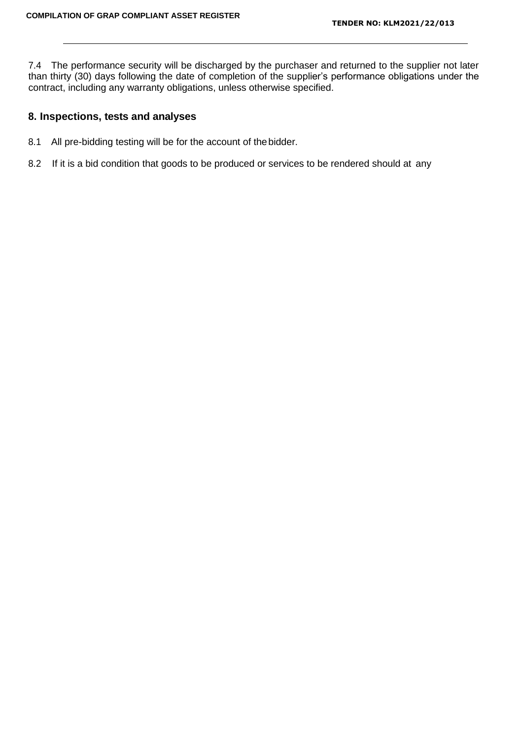7.4 The performance security will be discharged by the purchaser and returned to the supplier not later than thirty (30) days following the date of completion of the supplier's performance obligations under the contract, including any warranty obligations, unless otherwise specified.

## 8. Inspections, tests and analyses

8.1 All pre-bidding testing will be for the account of the bidder.

8.2 If it is a bid condition that goods to be produced or services to be rendered should at any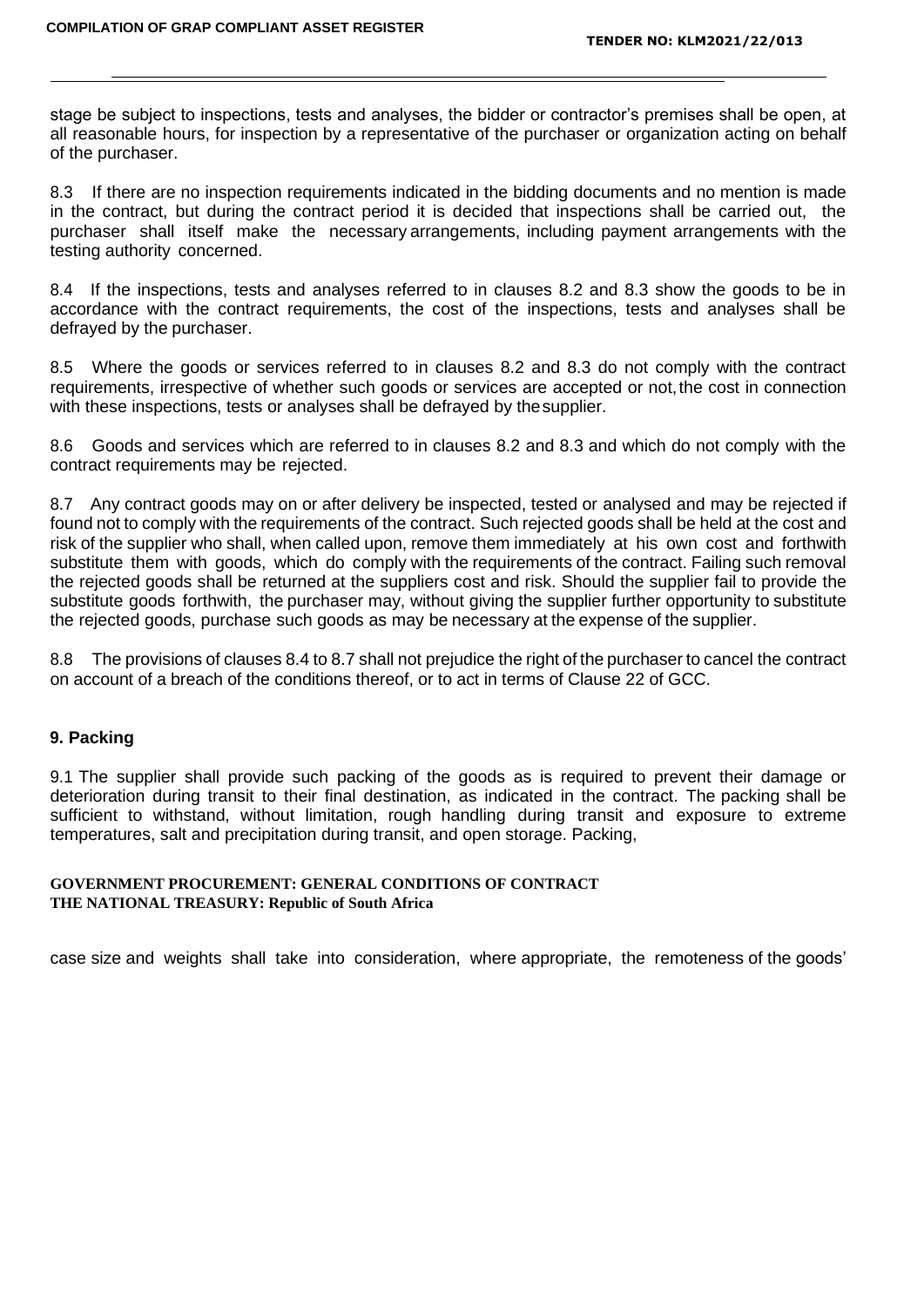stage be subject to inspections, tests and analyses, the bidder or contractor's premises shall be open, at all reasonable hours, for inspection by a representative of the purchaser or organization acting on behalf of the purchaser.

8.3 If there are no inspection requirements indicated in the bidding documents and no mention is made in the contract, but during the contract period it is decided that inspections shall be carried out, the purchaser shall itself make the necessary arrangements, including payment arrangements with the testing authority concerned.

8.4 If the inspections, tests and analyses referred to in clauses 8.2 and 8.3 show the goods to be in accordance with the contract requirements, the cost of the inspections, tests and analyses shall be defrayed by the purchaser.

8.5 Where the goods or services referred to in clauses 8.2 and 8.3 do not comply with the contract requirements, irrespective of whether such goods or services are accepted or not, the cost in connection with these inspections, tests or analyses shall be defrayed by the supplier.

8.6 Goods and services which are referred to in clauses 8.2 and 8.3 and which do not comply with the contract requirements may be rejected.

8.7 Any contract goods may on or after delivery be inspected, tested or analysed and may be rejected if found not to comply with the requirements of the contract. Such rejected goods shall be held at the cost and risk of the supplier who shall, when called upon, remove them immediately at his own cost and forthwith substitute them with goods, which do comply with the requirements of the contract. Failing such removal the rejected goods shall be returned at the suppliers cost and risk. Should the supplier fail to provide the substitute goods forthwith, the purchaser may, without giving the supplier further opportunity to substitute the rejected goods, purchase such goods as may be necessary at the expense of the supplier.

8.8 The provisions of clauses 8.4 to 8.7 shall not prejudice the right of the purchaser to cancel the contract on account of a breach of the conditions thereof, or to act in terms of Clause 22 of GCC.

### 9. Packing

9.1 The supplier shall provide such packing of the goods as is required to prevent their damage or deterioration during transit to their final destination, as indicated in the contract. The packing shall be sufficient to withstand, without limitation, rough handling during transit and exposure to extreme temperatures, salt and precipitation during transit, and open storage. Packing,

case size and weights shall take into consideration, where appropriate, the remoteness of the goods'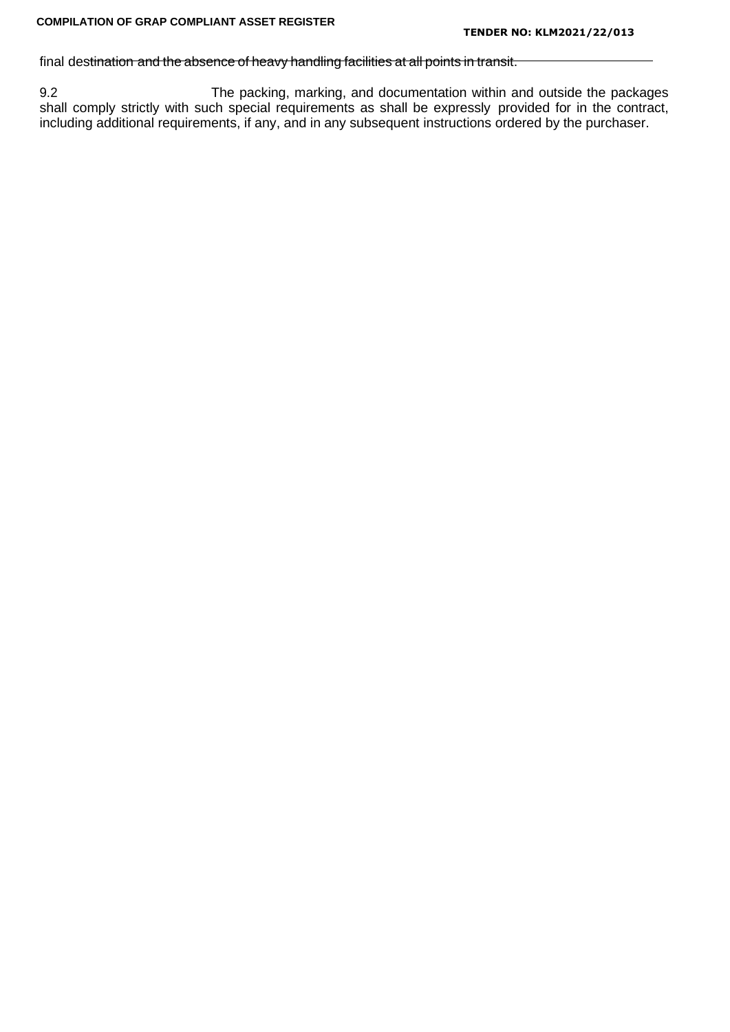final destination and the absence of heavy handling facilities at all points in transit.

9.2 The packing, marking, and documentation within and outside the packages shall comply strictly with such special requirements as shall be expressly provided for in the contract, including additional requirements, if any, and in any subsequent instructions ordered by the purchaser.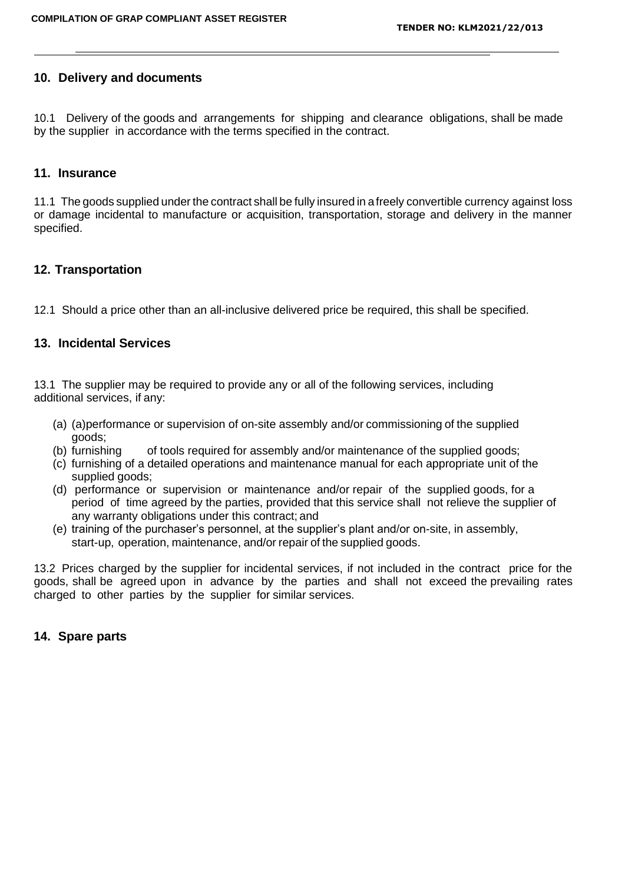## 10. Delivery and documents

10.1 Delivery of the goods and arrangements for shipping and clearance obligations, shall be made by the supplier in accordance with the terms specified in the contract.

## 11. Insurance

11.1 The goods supplied under the contract shall be fully insured in a freely convertible currency against loss or damage incidental to manufacture or acquisition, transportation, storage and delivery in the manner specified.

## 12. Transportation

12.1 Should a price other than an all-inclusive delivered price be required, this shall be specified.

## 13. Incidental Services

13.1 The supplier may be required to provide any or all of the following services, including additional services, if any:

(a) (a)performance or supervision of on-site assembly and/or commissioning of the supplied goods;
(b) furnishing of tools required for assembly and/or maintenance of the supplied goods;
(c) furnishing of a detailed operations and maintenance manual for each appropriate unit of the supplied goods;
(d) performance or supervision or maintenance and/or repair of the supplied goods, for a period of time agreed by the parties, provided that this service shall not relieve the supplier of any warranty obligations under this contract; and
(e) training of the purchaser's personnel, at the supplier's plant and/or on-site, in assembly, start-up, operation, maintenance, and/or repair of the supplied goods.

13.2 Prices charged by the supplier for incidental services, if not included in the contract price for the goods, shall be agreed upon in advance by the parties and shall not exceed the prevailing rates charged to other parties by the supplier for similar services.

## 14. Spare parts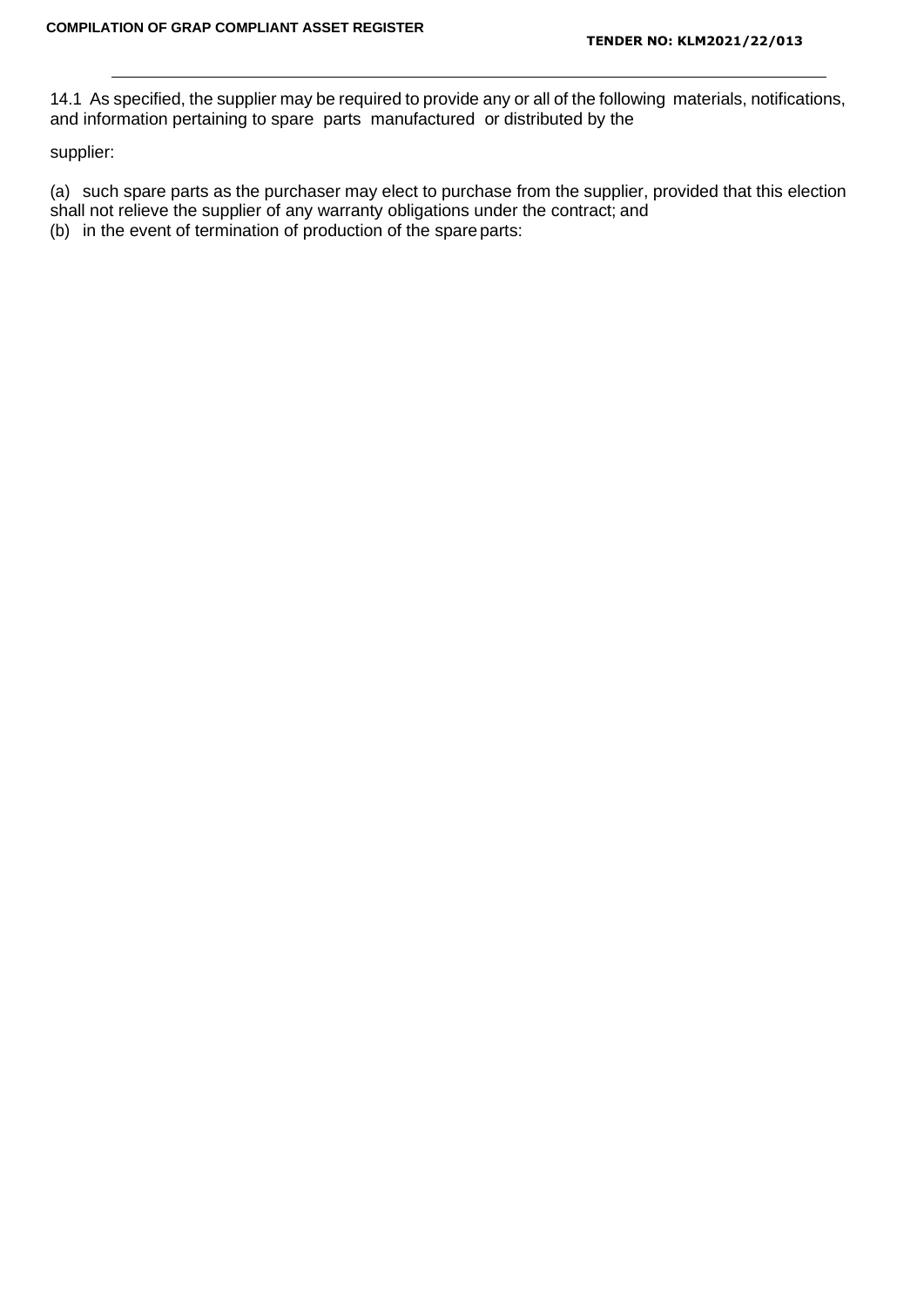14.1 As specified, the supplier may be required to provide any or all of the following materials, notifications, and information pertaining to spare parts manufactured or distributed by the supplier:

(a) such spare parts as the purchaser may elect to purchase from the supplier, provided that this election shall not relieve the supplier of any warranty obligations under the contract; and

(b) in the event of termination of production of the spare parts: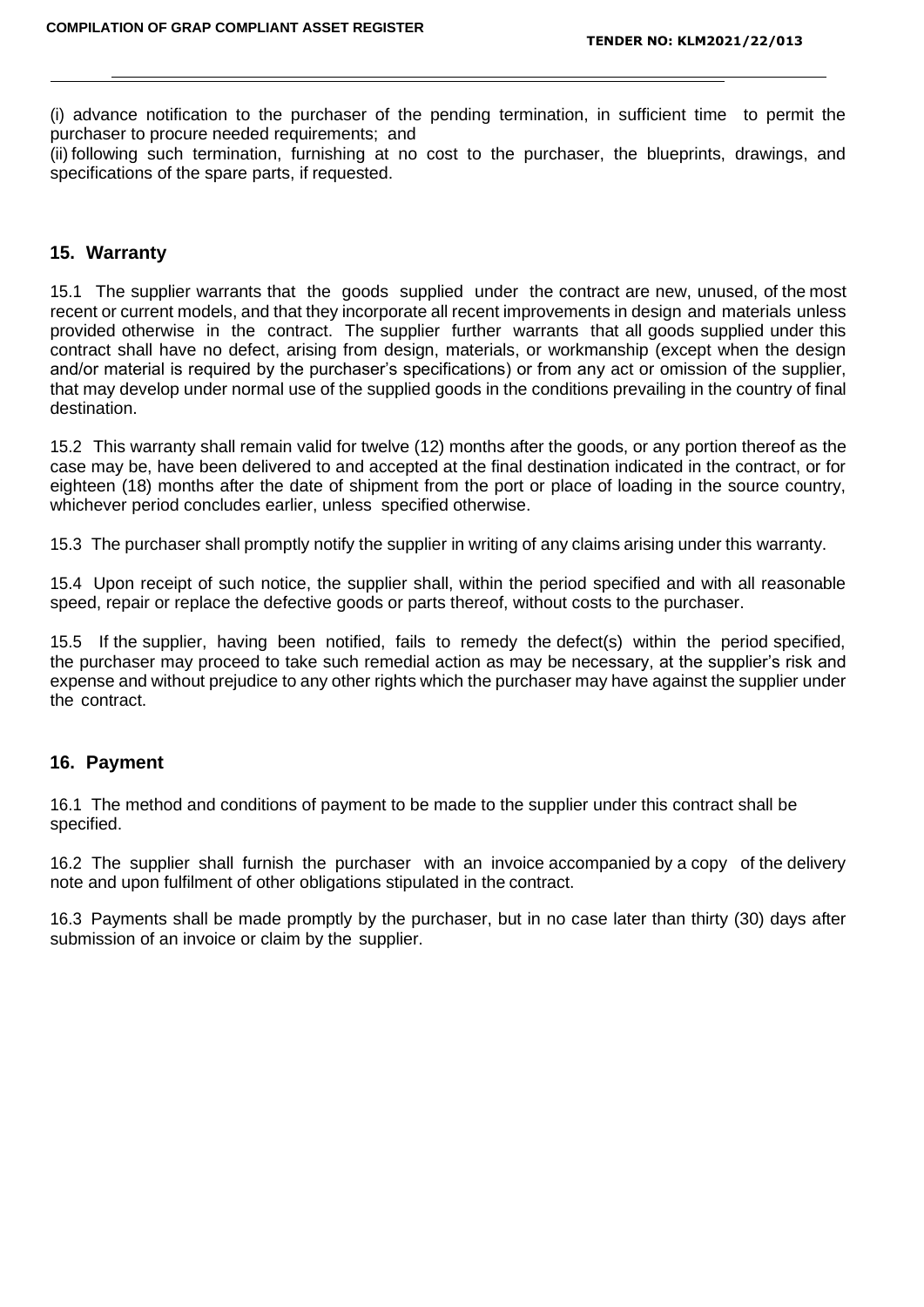(i) advance notification to the purchaser of the pending termination, in sufficient time to permit the purchaser to procure needed requirements; and

(ii) following such termination, furnishing at no cost to the purchaser, the blueprints, drawings, and specifications of the spare parts, if requested.

## 15. Warranty

15.1 The supplier warrants that the goods supplied under the contract are new, unused, of the most recent or current models, and that they incorporate all recent improvements in design and materials unless provided otherwise in the contract. The supplier further warrants that all goods supplied under this contract shall have no defect, arising from design, materials, or workmanship (except when the design and/or material is required by the purchaser's specifications) or from any act or omission of the supplier, that may develop under normal use of the supplied goods in the conditions prevailing in the country of final destination.

15.2 This warranty shall remain valid for twelve (12) months after the goods, or any portion thereof as the case may be, have been delivered to and accepted at the final destination indicated in the contract, or for eighteen (18) months after the date of shipment from the port or place of loading in the source country, whichever period concludes earlier, unless specified otherwise.

15.3 The purchaser shall promptly notify the supplier in writing of any claims arising under this warranty.

15.4 Upon receipt of such notice, the supplier shall, within the period specified and with all reasonable speed, repair or replace the defective goods or parts thereof, without costs to the purchaser.

15.5 If the supplier, having been notified, fails to remedy the defect(s) within the period specified, the purchaser may proceed to take such remedial action as may be necessary, at the supplier's risk and expense and without prejudice to any other rights which the purchaser may have against the supplier under the contract.

## 16. Payment

16.1 The method and conditions of payment to be made to the supplier under this contract shall be specified.

16.2 The supplier shall furnish the purchaser with an invoice accompanied by a copy of the delivery note and upon fulfilment of other obligations stipulated in the contract.

16.3 Payments shall be made promptly by the purchaser, but in no case later than thirty (30) days after submission of an invoice or claim by the supplier.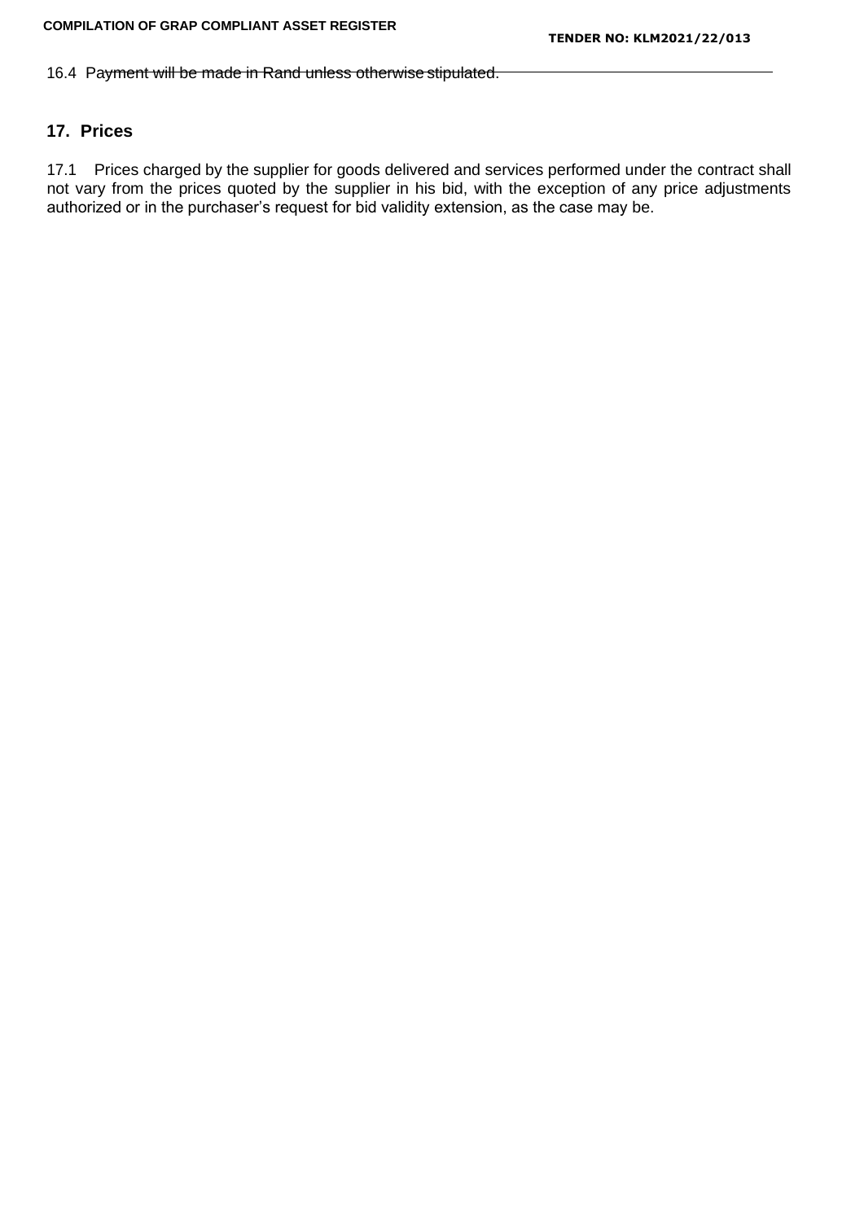16.4 Payment will be made in Rand unless otherwise stipulated.

## 17. Prices

17.1 Prices charged by the supplier for goods delivered and services performed under the contract shall not vary from the prices quoted by the supplier in his bid, with the exception of any price adjustments authorized or in the purchaser's request for bid validity extension, as the case may be.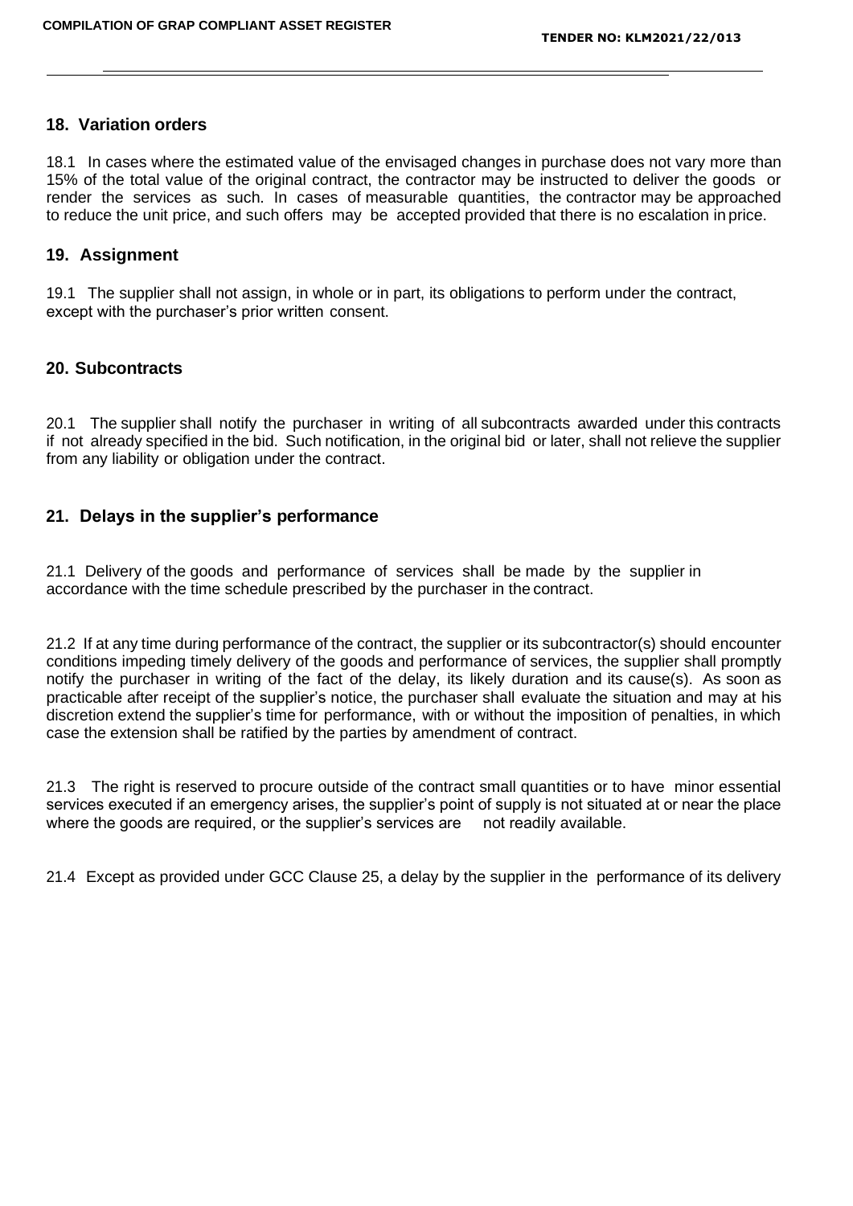## 18. Variation orders

18.1 In cases where the estimated value of the envisaged changes in purchase does not vary more than 15% of the total value of the original contract, the contractor may be instructed to deliver the goods or render the services as such. In cases of measurable quantities, the contractor may be approached to reduce the unit price, and such offers may be accepted provided that there is no escalation in price.

## 19. Assignment

19.1 The supplier shall not assign, in whole or in part, its obligations to perform under the contract, except with the purchaser's prior written consent.

## 20. Subcontracts

20.1 The supplier shall notify the purchaser in writing of all subcontracts awarded under this contracts if not already specified in the bid. Such notification, in the original bid or later, shall not relieve the supplier from any liability or obligation under the contract.

## 21. Delays in the supplier's performance

21.1 Delivery of the goods and performance of services shall be made by the supplier in accordance with the time schedule prescribed by the purchaser in the contract.

21.2 If at any time during performance of the contract, the supplier or its subcontractor(s) should encounter conditions impeding timely delivery of the goods and performance of services, the supplier shall promptly notify the purchaser in writing of the fact of the delay, its likely duration and its cause(s). As soon as practicable after receipt of the supplier's notice, the purchaser shall evaluate the situation and may at his discretion extend the supplier's time for performance, with or without the imposition of penalties, in which case the extension shall be ratified by the parties by amendment of contract.

21.3 The right is reserved to procure outside of the contract small quantities or to have minor essential services executed if an emergency arises, the supplier's point of supply is not situated at or near the place where the goods are required, or the supplier's services are not readily available.

21.4 Except as provided under GCC Clause 25, a delay by the supplier in the performance of its delivery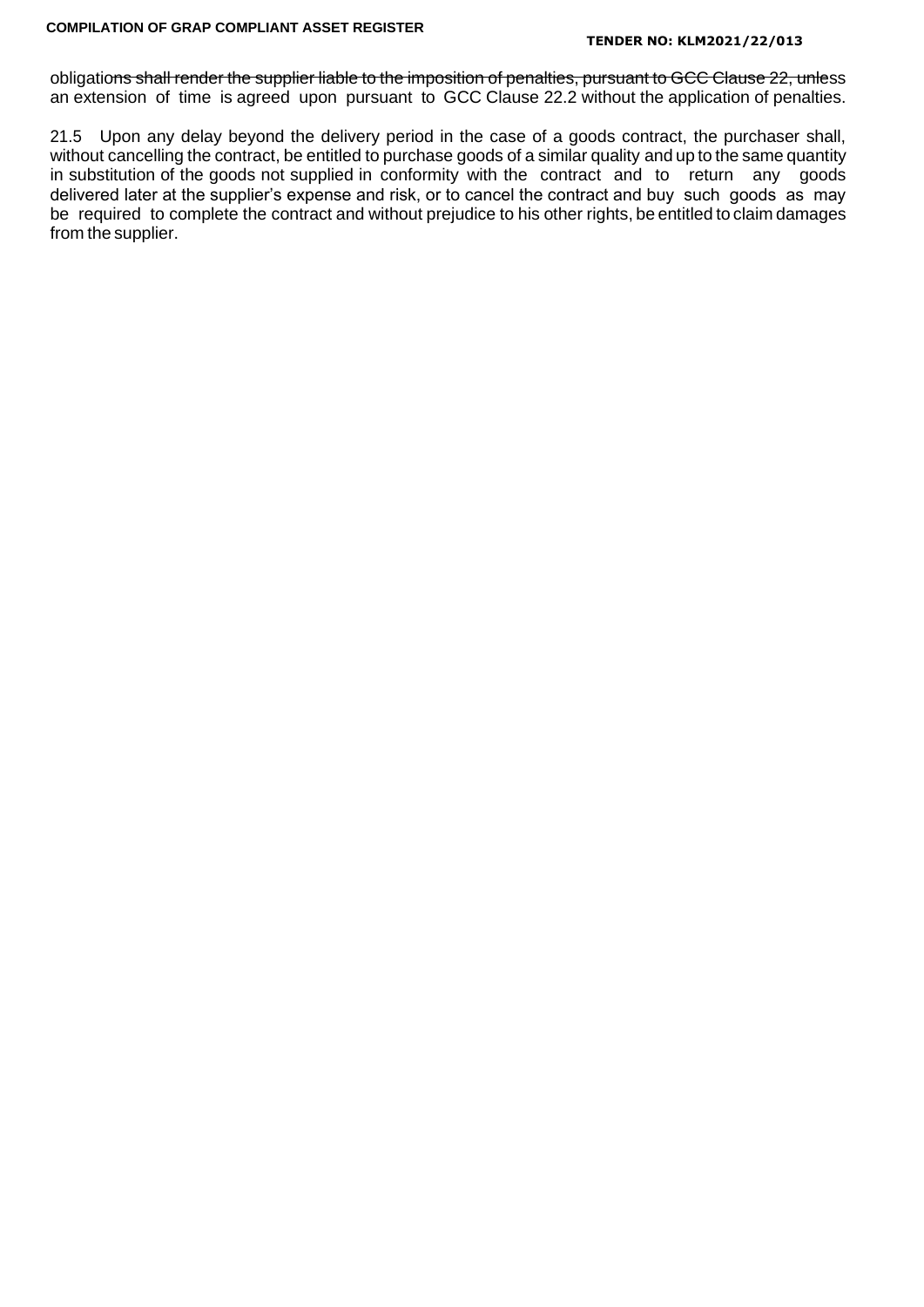obligations shall render the supplier liable to the imposition of penalties, pursuant to GCC Clause 22, unless an extension of time is agreed upon pursuant to GCC Clause 22.2 without the application of penalties.

21.5 Upon any delay beyond the delivery period in the case of a goods contract, the purchaser shall, without cancelling the contract, be entitled to purchase goods of a similar quality and up to the same quantity in substitution of the goods not supplied in conformity with the contract and to return any goods delivered later at the supplier's expense and risk, or to cancel the contract and buy such goods as may be required to complete the contract and without prejudice to his other rights, be entitled to claim damages from the supplier.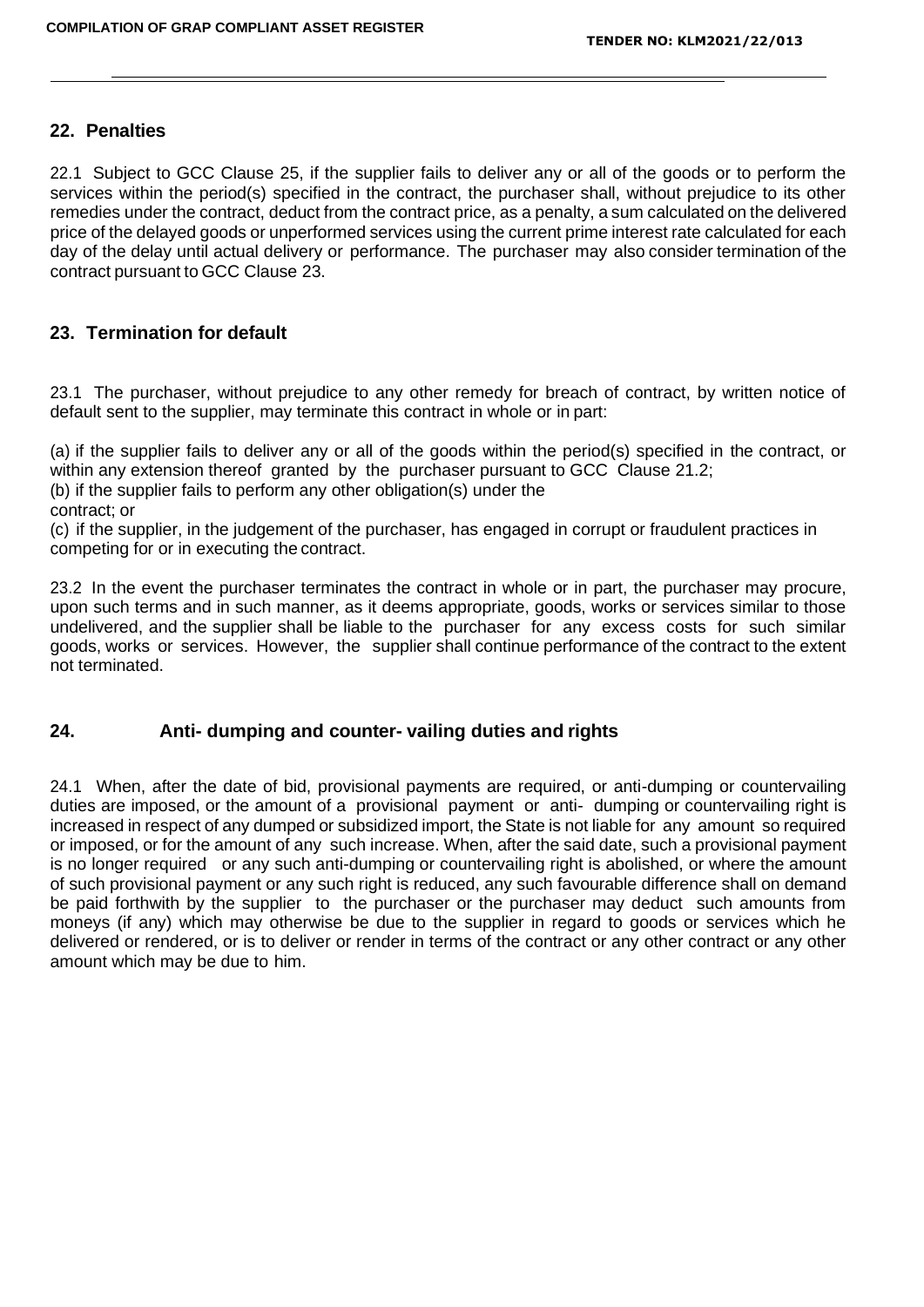## 22. Penalties

22.1 Subject to GCC Clause 25, if the supplier fails to deliver any or all of the goods or to perform the services within the period(s) specified in the contract, the purchaser shall, without prejudice to its other remedies under the contract, deduct from the contract price, as a penalty, a sum calculated on the delivered price of the delayed goods or unperformed services using the current prime interest rate calculated for each day of the delay until actual delivery or performance. The purchaser may also consider termination of the contract pursuant to GCC Clause 23.

## 23. Termination for default

23.1 The purchaser, without prejudice to any other remedy for breach of contract, by written notice of default sent to the supplier, may terminate this contract in whole or in part:

(a) if the supplier fails to deliver any or all of the goods within the period(s) specified in the contract, or within any extension thereof granted by the purchaser pursuant to GCC Clause 21.2;
(b) if the supplier fails to perform any other obligation(s) under the contract; or
(c) if the supplier, in the judgement of the purchaser, has engaged in corrupt or fraudulent practices in competing for or in executing the contract.

23.2 In the event the purchaser terminates the contract in whole or in part, the purchaser may procure, upon such terms and in such manner, as it deems appropriate, goods, works or services similar to those undelivered, and the supplier shall be liable to the purchaser for any excess costs for such similar goods, works or services. However, the supplier shall continue performance of the contract to the extent not terminated.

## 24. Anti- dumping and counter- vailing duties and rights

24.1 When, after the date of bid, provisional payments are required, or anti-dumping or countervailing duties are imposed, or the amount of a provisional payment or anti- dumping or countervailing right is increased in respect of any dumped or subsidized import, the State is not liable for any amount so required or imposed, or for the amount of any such increase. When, after the said date, such a provisional payment is no longer required or any such anti-dumping or countervailing right is abolished, or where the amount of such provisional payment or any such right is reduced, any such favourable difference shall on demand be paid forthwith by the supplier to the purchaser or the purchaser may deduct such amounts from moneys (if any) which may otherwise be due to the supplier in regard to goods or services which he delivered or rendered, or is to deliver or render in terms of the contract or any other contract or any other amount which may be due to him.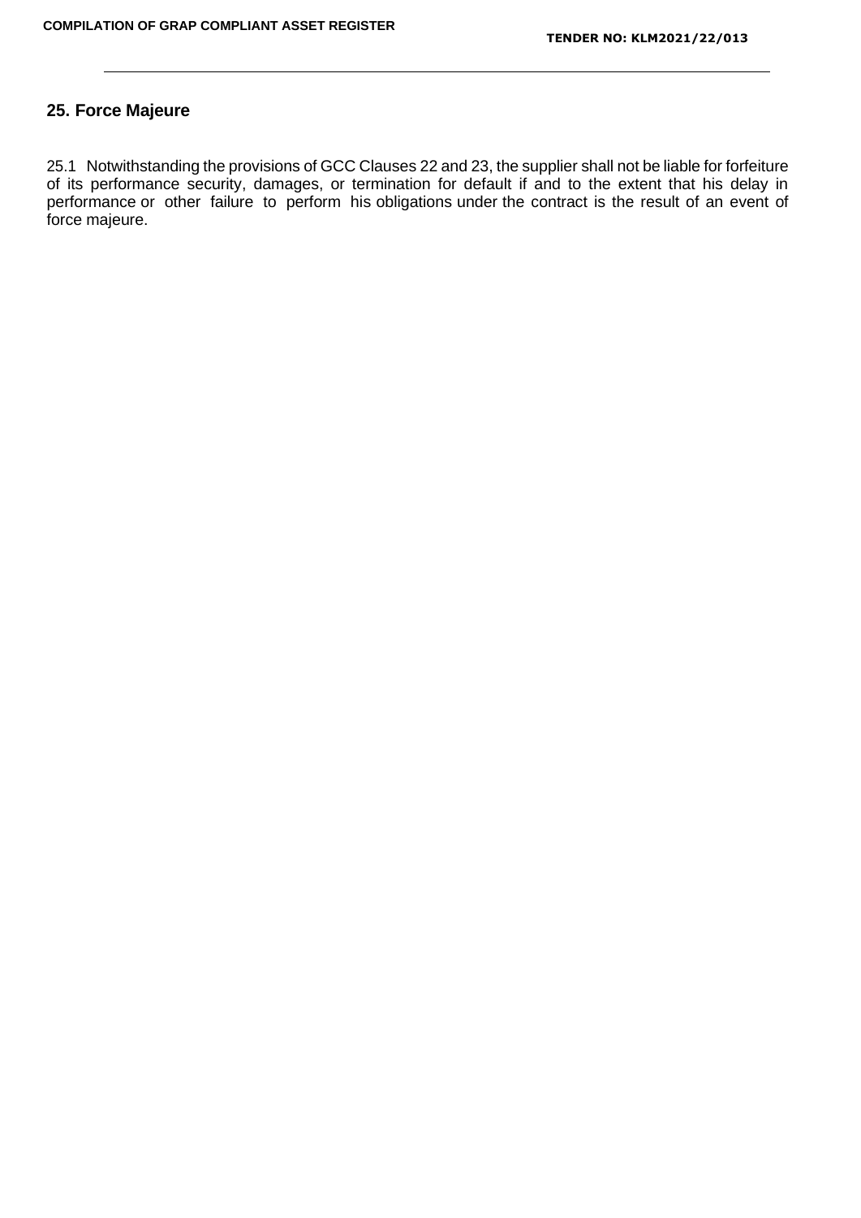## 25. Force Majeure

25.1 Notwithstanding the provisions of GCC Clauses 22 and 23, the supplier shall not be liable for forfeiture of its performance security, damages, or termination for default if and to the extent that his delay in performance or other failure to perform his obligations under the contract is the result of an event of force majeure.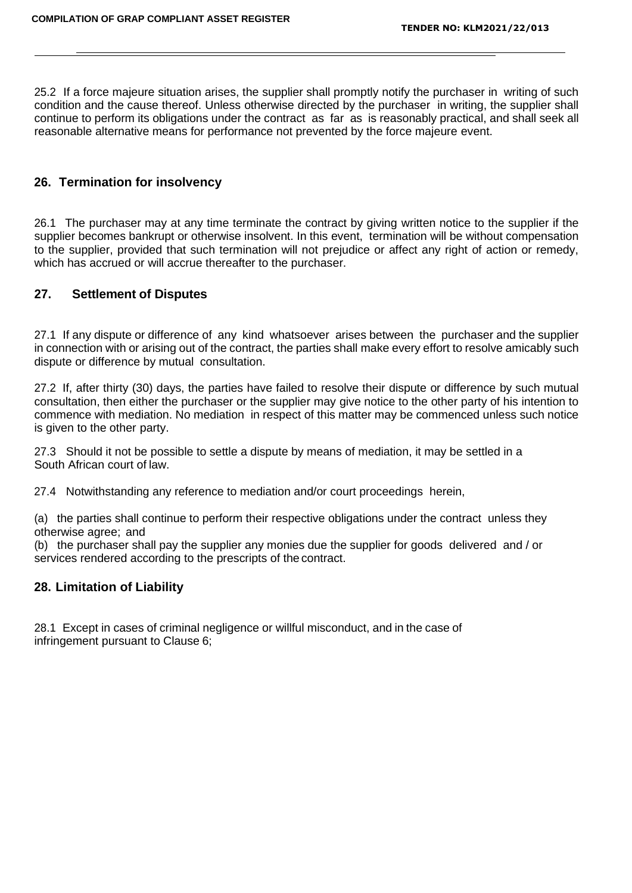25.2 If a force majeure situation arises, the supplier shall promptly notify the purchaser in writing of such condition and the cause thereof. Unless otherwise directed by the purchaser in writing, the supplier shall continue to perform its obligations under the contract as far as is reasonably practical, and shall seek all reasonable alternative means for performance not prevented by the force majeure event.

## 26. Termination for insolvency

26.1 The purchaser may at any time terminate the contract by giving written notice to the supplier if the supplier becomes bankrupt or otherwise insolvent. In this event, termination will be without compensation to the supplier, provided that such termination will not prejudice or affect any right of action or remedy, which has accrued or will accrue thereafter to the purchaser.

## 27. Settlement of Disputes

27.1 If any dispute or difference of any kind whatsoever arises between the purchaser and the supplier in connection with or arising out of the contract, the parties shall make every effort to resolve amicably such dispute or difference by mutual consultation.

27.2 If, after thirty (30) days, the parties have failed to resolve their dispute or difference by such mutual consultation, then either the purchaser or the supplier may give notice to the other party of his intention to commence with mediation. No mediation in respect of this matter may be commenced unless such notice is given to the other party.

27.3 Should it not be possible to settle a dispute by means of mediation, it may be settled in a South African court of law.

27.4 Notwithstanding any reference to mediation and/or court proceedings herein,

(a) the parties shall continue to perform their respective obligations under the contract unless they otherwise agree; and
(b) the purchaser shall pay the supplier any monies due the supplier for goods delivered and / or services rendered according to the prescripts of the contract.

## 28. Limitation of Liability

28.1 Except in cases of criminal negligence or willful misconduct, and in the case of infringement pursuant to Clause 6;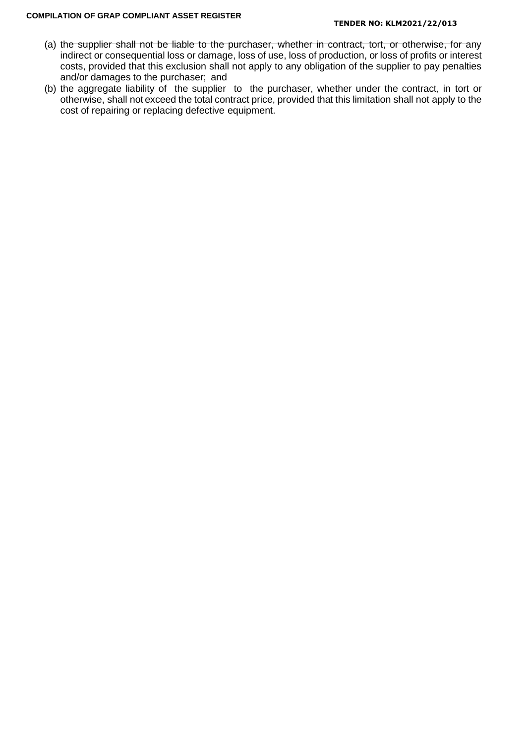(a) t~~he supplier shall not be liable to the purchaser, whether in contract, tort, or otherwise, for a~~ny indirect or consequential loss or damage, loss of use, loss of production, or loss of profits or interest costs, provided that this exclusion shall not apply to any obligation of the supplier to pay penalties and/or damages to the purchaser; and

(b) the aggregate liability of the supplier to the purchaser, whether under the contract, in tort or otherwise, shall not exceed the total contract price, provided that this limitation shall not apply to the cost of repairing or replacing defective equipment.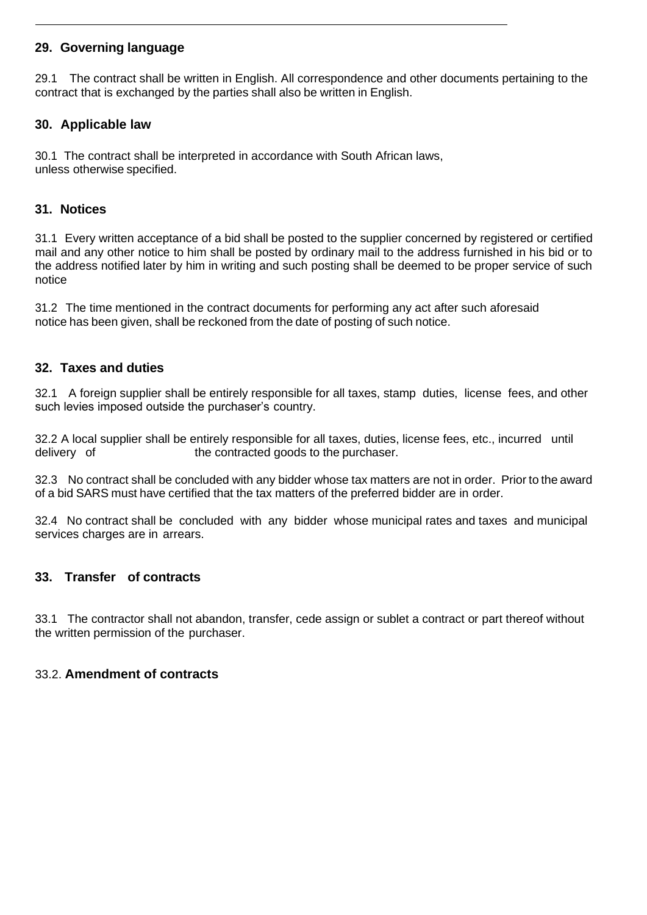## 29. Governing language

29.1 The contract shall be written in English. All correspondence and other documents pertaining to the contract that is exchanged by the parties shall also be written in English.

## 30. Applicable law

30.1 The contract shall be interpreted in accordance with South African laws, unless otherwise specified.

## 31. Notices

31.1 Every written acceptance of a bid shall be posted to the supplier concerned by registered or certified mail and any other notice to him shall be posted by ordinary mail to the address furnished in his bid or to the address notified later by him in writing and such posting shall be deemed to be proper service of such notice

31.2 The time mentioned in the contract documents for performing any act after such aforesaid notice has been given, shall be reckoned from the date of posting of such notice.

## 32. Taxes and duties

32.1 A foreign supplier shall be entirely responsible for all taxes, stamp duties, license fees, and other such levies imposed outside the purchaser's country.

32.2 A local supplier shall be entirely responsible for all taxes, duties, license fees, etc., incurred until delivery of the contracted goods to the purchaser.

32.3 No contract shall be concluded with any bidder whose tax matters are not in order. Prior to the award of a bid SARS must have certified that the tax matters of the preferred bidder are in order.

32.4 No contract shall be concluded with any bidder whose municipal rates and taxes and municipal services charges are in arrears.

## 33. Transfer of contracts

33.1 The contractor shall not abandon, transfer, cede assign or sublet a contract or part thereof without the written permission of the purchaser.

33.2. **Amendment of contracts**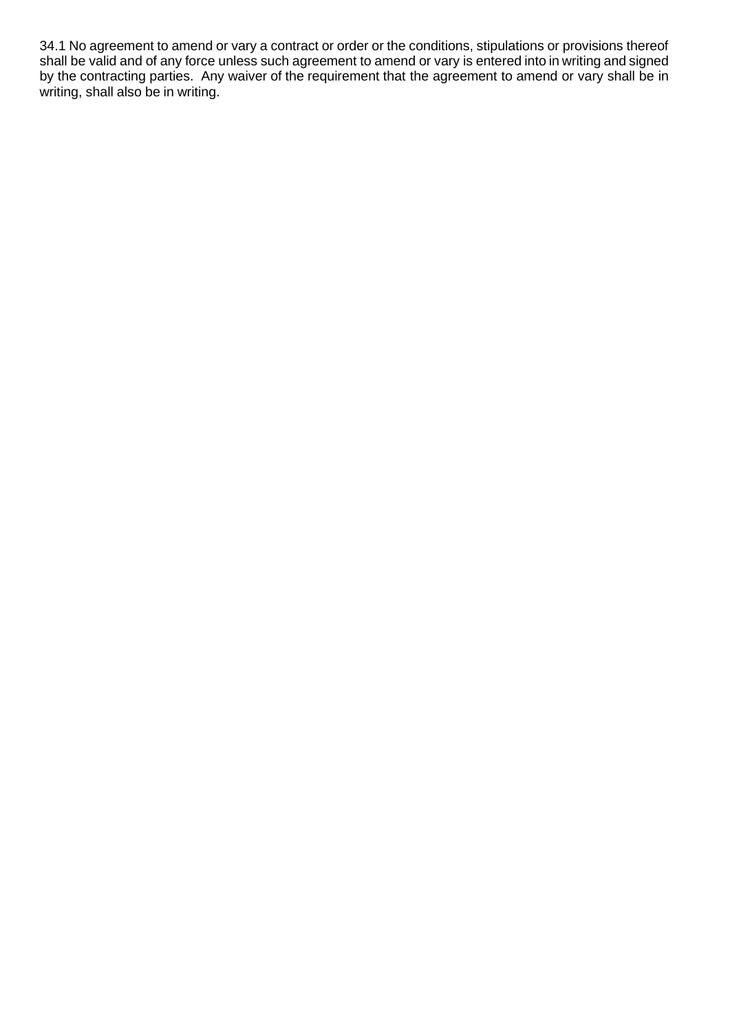34.1 No agreement to amend or vary a contract or order or the conditions, stipulations or provisions thereof shall be valid and of any force unless such agreement to amend or vary is entered into in writing and signed by the contracting parties. Any waiver of the requirement that the agreement to amend or vary shall be in writing, shall also be in writing.